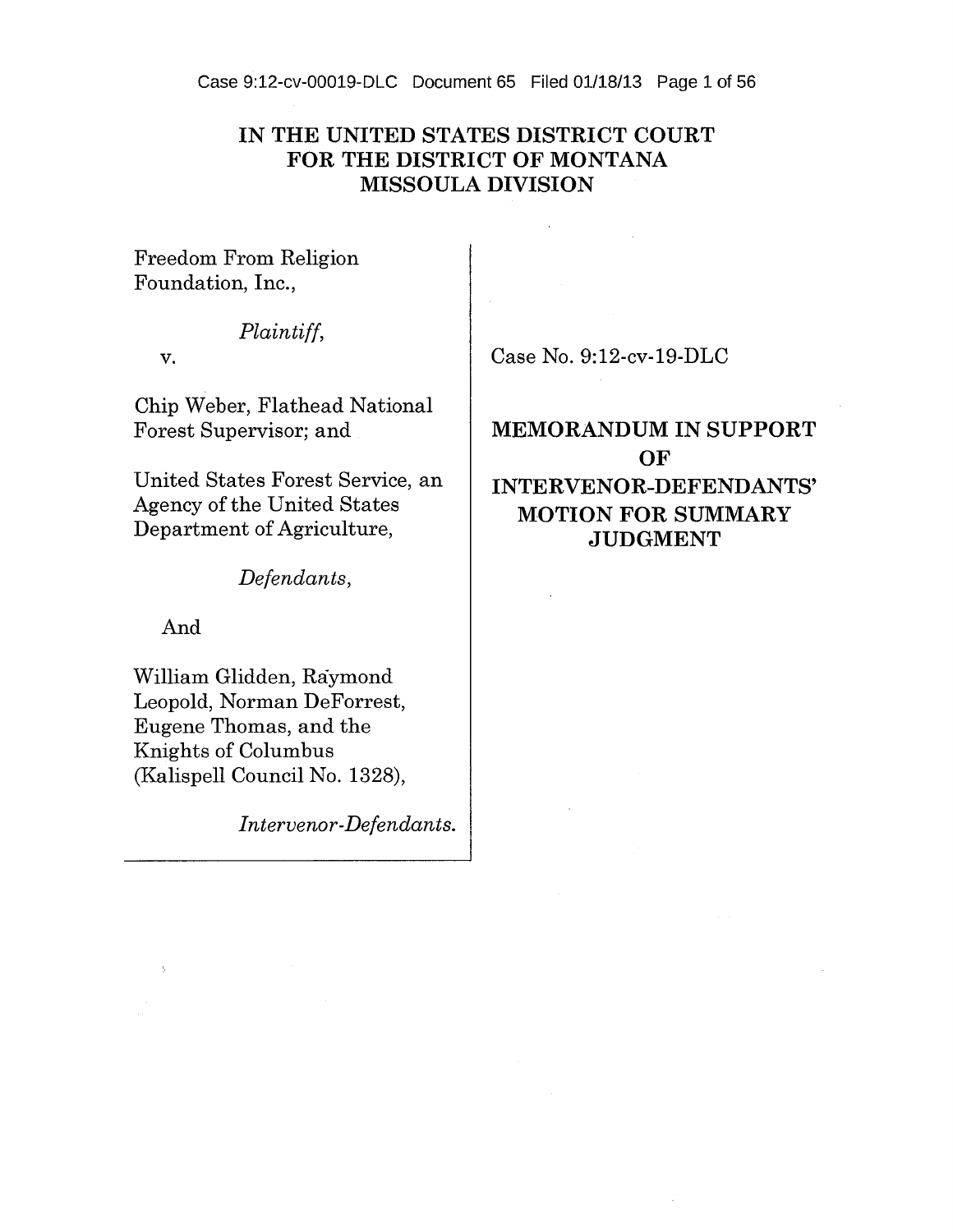# IN THE UNITED STATES DISTRICT COURT FOR THE DISTRICT OF MONTANA MISSOULA DIVISION

Freedom From Religion Foundation, Inc.,

*Plaintiff*,

v.

Chip Weber, Flathead National Forest Supervisor; and

United States Forest Service, an Agency of the United States Department of Agriculture,

*Defendants*,

And

William Glidden, Raymond Leopold, Norman DeForrest, Eugene Thomas, and the Knights of Columbus (Kalispell Council No. 1328),

*Intervenor-Defendants*.

Case No. 9:12-cv-19-DLC

**MEMORANDUM IN SUPPORT OF INTERVENOR-DEFENDANTS' MOTION FOR SUMMARY JUDGMENT**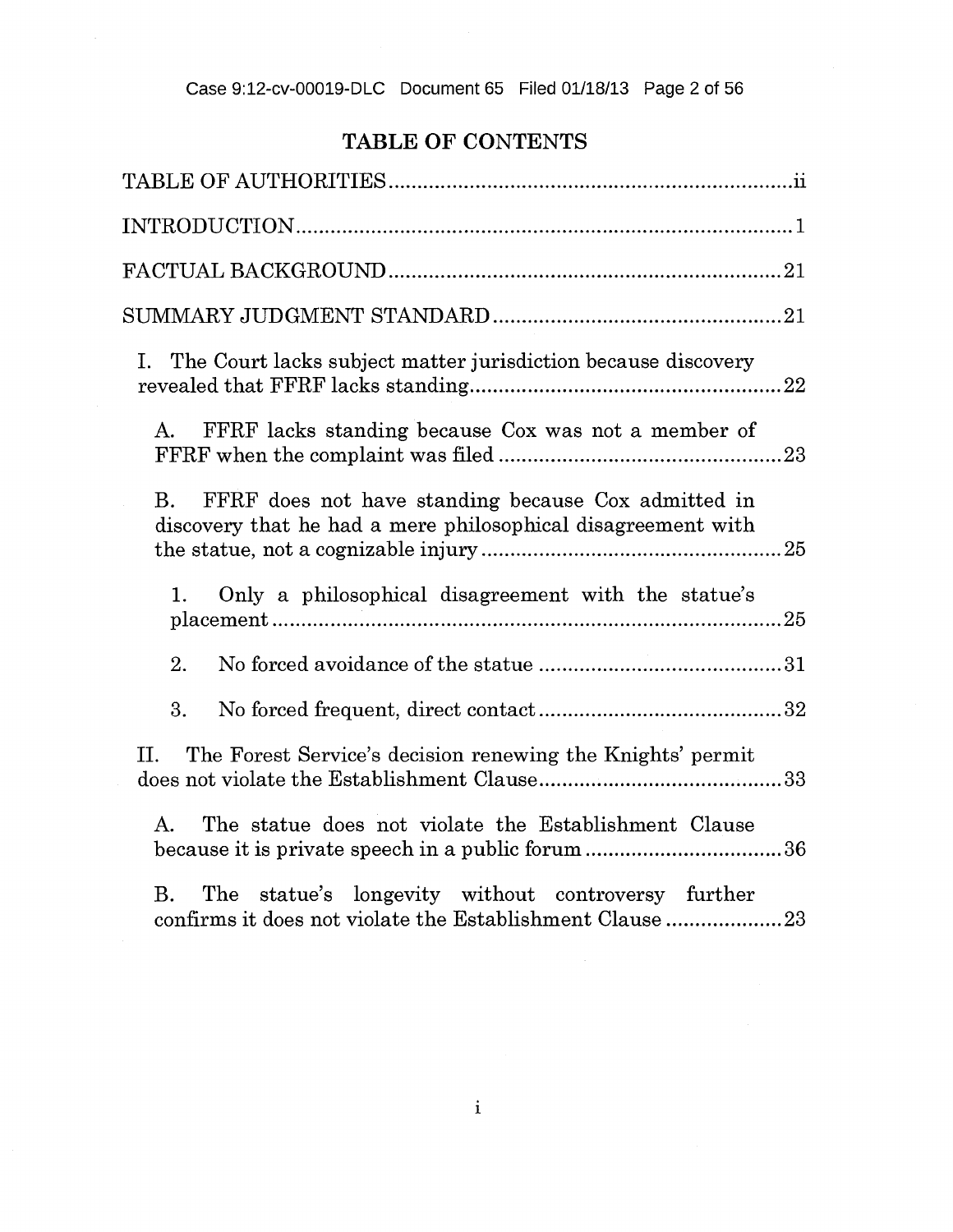## TABLE OF CONTENTS

TABLE OF AUTHORITIES .......... ii

INTRODUCTION .......... 1

FACTUAL BACKGROUND .......... 21

SUMMARY JUDGMENT STANDARD .......... 21

I. The Court lacks subject matter jurisdiction because discovery revealed that FFRF lacks standing .......... 22

- A. FFRF lacks standing because Cox was not a member of FFRF when the complaint was filed .......... 23
- B. FFRF does not have standing because Cox admitted in discovery that he had a mere philosophical disagreement with the statue, not a cognizable injury .......... 25
  1. Only a philosophical disagreement with the statue's placement .......... 25
  2. No forced avoidance of the statue .......... 31
  3. No forced frequent, direct contact .......... 32

II. The Forest Service's decision renewing the Knights' permit does not violate the Establishment Clause .......... 33

- A. The statue does not violate the Establishment Clause because it is private speech in a public forum .......... 36
- B. The statue's longevity without controversy further confirms it does not violate the Establishment Clause .......... 23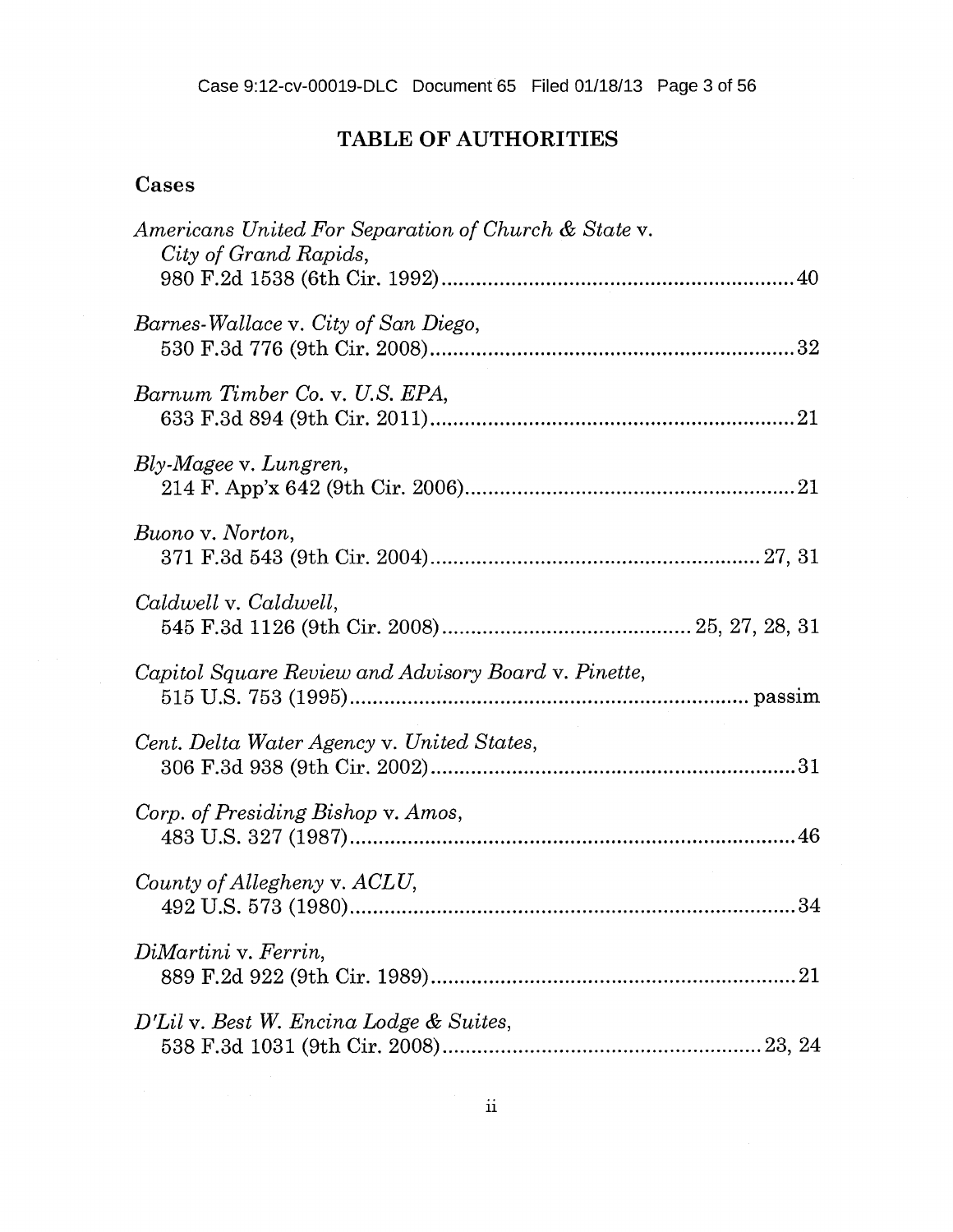# TABLE OF AUTHORITIES

## Cases

*Americans United For Separation of Church & State* v. *City of Grand Rapids*, 980 F.2d 1538 (6th Cir. 1992) ........................................................ 40

*Barnes-Wallace* v. *City of San Diego*, 530 F.3d 776 (9th Cir. 2008) ........................................................ 32

*Barnum Timber Co.* v. *U.S. EPA*, 633 F.3d 894 (9th Cir. 2011) ........................................................ 21

*Bly-Magee* v. *Lungren*, 214 F. App'x 642 (9th Cir. 2006) ........................................................ 21

*Buono* v. *Norton*, 371 F.3d 543 (9th Cir. 2004) ........................................................ 27, 31

*Caldwell* v. *Caldwell*, 545 F.3d 1126 (9th Cir. 2008) ........................................ 25, 27, 28, 31

*Capitol Square Review and Advisory Board* v. *Pinette*, 515 U.S. 753 (1995) ........................................................ passim

*Cent. Delta Water Agency* v. *United States*, 306 F.3d 938 (9th Cir. 2002) ........................................................ 31

*Corp. of Presiding Bishop* v. *Amos*, 483 U.S. 327 (1987) ........................................................ 46

*County of Allegheny* v. *ACLU*, 492 U.S. 573 (1980) ........................................................ 34

*DiMartini* v. *Ferrin*, 889 F.2d 922 (9th Cir. 1989) ........................................................ 21

*D'Lil* v. *Best W. Encina Lodge & Suites*, 538 F.3d 1031 (9th Cir. 2008) ........................................................ 23, 24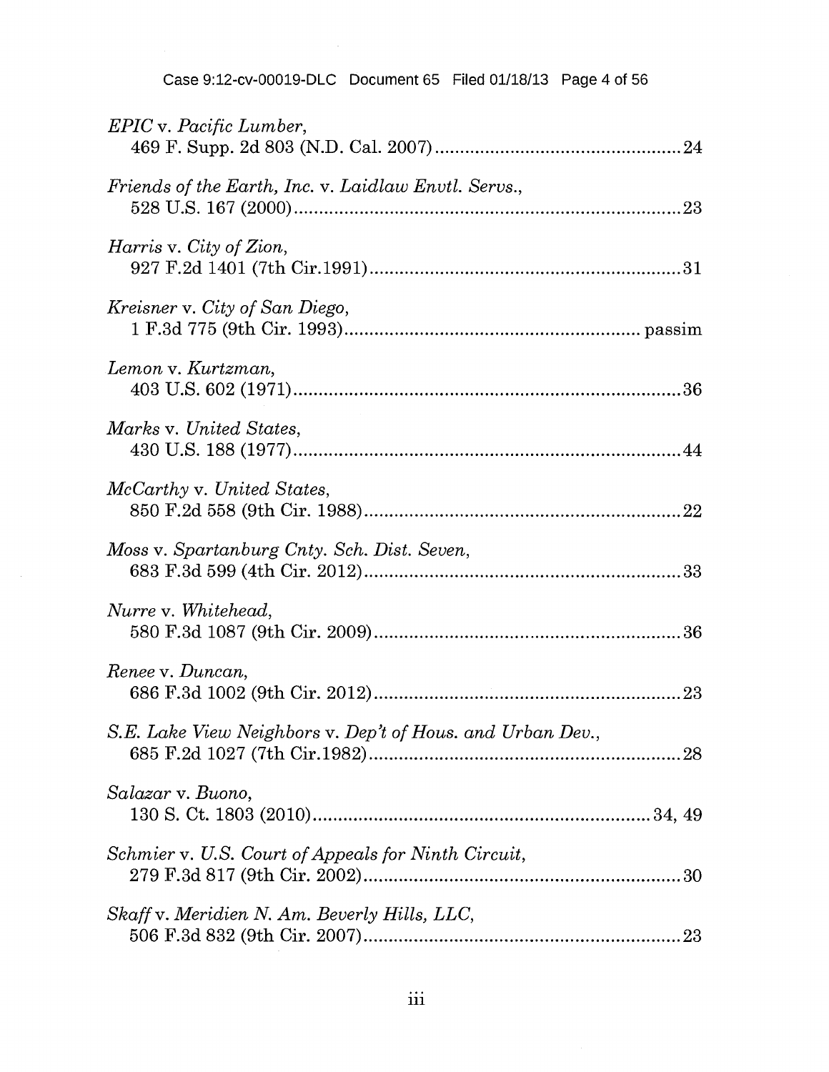*EPIC* v. *Pacific Lumber*,
469 F. Supp. 2d 803 (N.D. Cal. 2007)................................................24

*Friends of the Earth, Inc.* v. *Laidlaw Envtl. Servs.*,
528 U.S. 167 (2000)...........................................................................23

*Harris* v. *City of Zion*,
927 F.2d 1401 (7th Cir.1991)...............................................................31

*Kreisner* v. *City of San Diego*,
1 F.3d 775 (9th Cir. 1993)......................................................... passim

*Lemon* v. *Kurtzman*,
403 U.S. 602 (1971)...........................................................................36

*Marks* v. *United States*,
430 U.S. 188 (1977)...........................................................................44

*McCarthy* v. *United States*,
850 F.2d 558 (9th Cir. 1988)...............................................................22

*Moss* v. *Spartanburg Cnty. Sch. Dist. Seven*,
683 F.3d 599 (4th Cir. 2012)...............................................................33

*Nurre* v. *Whitehead*,
580 F.3d 1087 (9th Cir. 2009).............................................................36

*Renee* v. *Duncan*,
686 F.3d 1002 (9th Cir. 2012).............................................................23

*S.E. Lake View Neighbors* v. *Dep't of Hous. and Urban Dev.*,
685 F.2d 1027 (7th Cir.1982)...............................................................28

*Salazar* v. *Buono*,
130 S. Ct. 1803 (2010).................................................................34, 49

*Schmier* v. *U.S. Court of Appeals for Ninth Circuit*,
279 F.3d 817 (9th Cir. 2002)...............................................................30

*Skaff* v. *Meridien N. Am. Beverly Hills, LLC*,
506 F.3d 832 (9th Cir. 2007)...............................................................23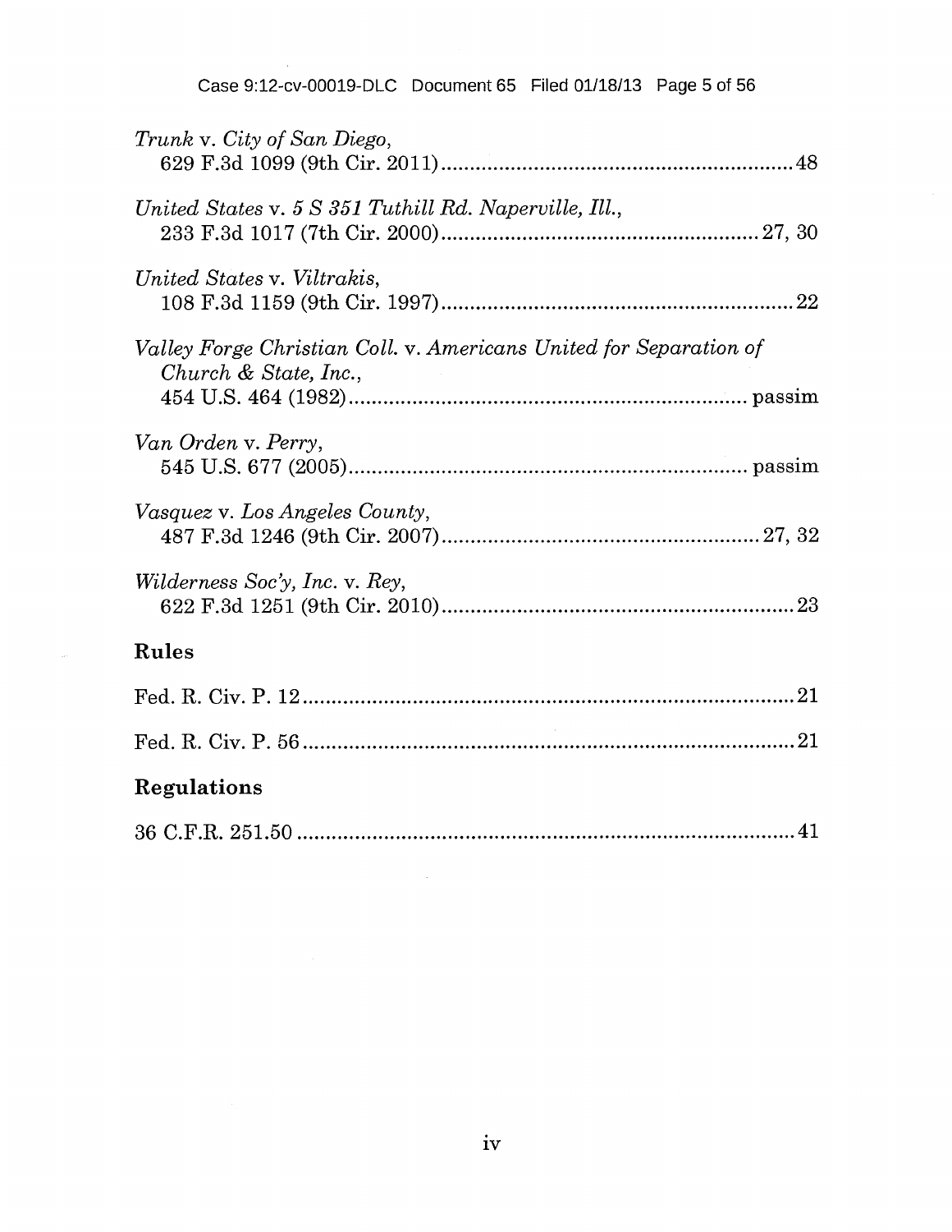*Trunk* v. *City of San Diego*,
629 F.3d 1099 (9th Cir. 2011) .......................................................... 48

*United States* v. *5 S 351 Tuthill Rd. Naperville, Ill.*,
233 F.3d 1017 (7th Cir. 2000) .................................................. 27, 30

*United States* v. *Viltrakis*,
108 F.3d 1159 (9th Cir. 1997) .......................................................... 22

*Valley Forge Christian Coll.* v. *Americans United for Separation of Church & State, Inc.*,
454 U.S. 464 (1982) ...................................................................... passim

*Van Orden* v. *Perry*,
545 U.S. 677 (2005) ...................................................................... passim

*Vasquez* v. *Los Angeles County*,
487 F.3d 1246 (9th Cir. 2007) .................................................. 27, 32

*Wilderness Soc'y, Inc.* v. *Rey*,
622 F.3d 1251 (9th Cir. 2010) .......................................................... 23

## Rules

Fed. R. Civ. P. 12 ............................................................................... 21

Fed. R. Civ. P. 56 ............................................................................... 21

## Regulations

36 C.F.R. 251.50 ................................................................................. 41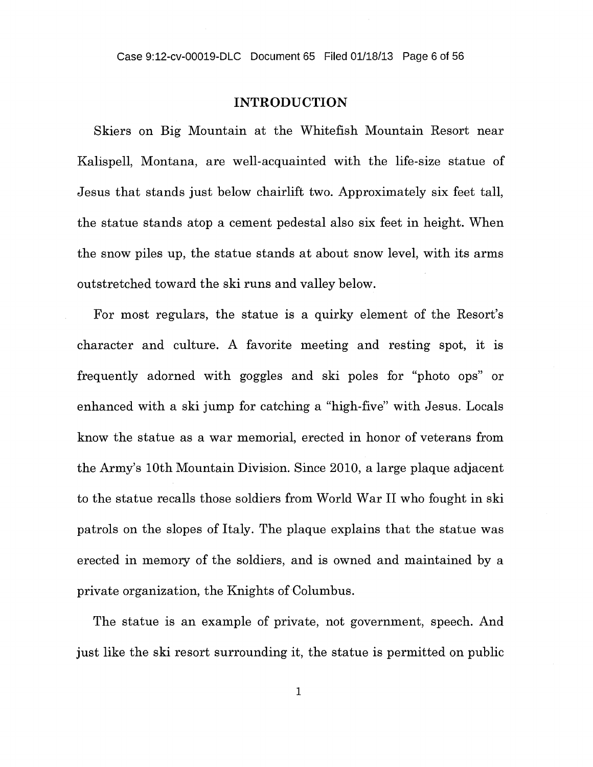# INTRODUCTION

Skiers on Big Mountain at the Whitefish Mountain Resort near Kalispell, Montana, are well-acquainted with the life-size statue of Jesus that stands just below chairlift two. Approximately six feet tall, the statue stands atop a cement pedestal also six feet in height. When the snow piles up, the statue stands at about snow level, with its arms outstretched toward the ski runs and valley below.

For most regulars, the statue is a quirky element of the Resort's character and culture. A favorite meeting and resting spot, it is frequently adorned with goggles and ski poles for "photo ops" or enhanced with a ski jump for catching a "high-five" with Jesus. Locals know the statue as a war memorial, erected in honor of veterans from the Army's 10th Mountain Division. Since 2010, a large plaque adjacent to the statue recalls those soldiers from World War II who fought in ski patrols on the slopes of Italy. The plaque explains that the statue was erected in memory of the soldiers, and is owned and maintained by a private organization, the Knights of Columbus.

The statue is an example of private, not government, speech. And just like the ski resort surrounding it, the statue is permitted on public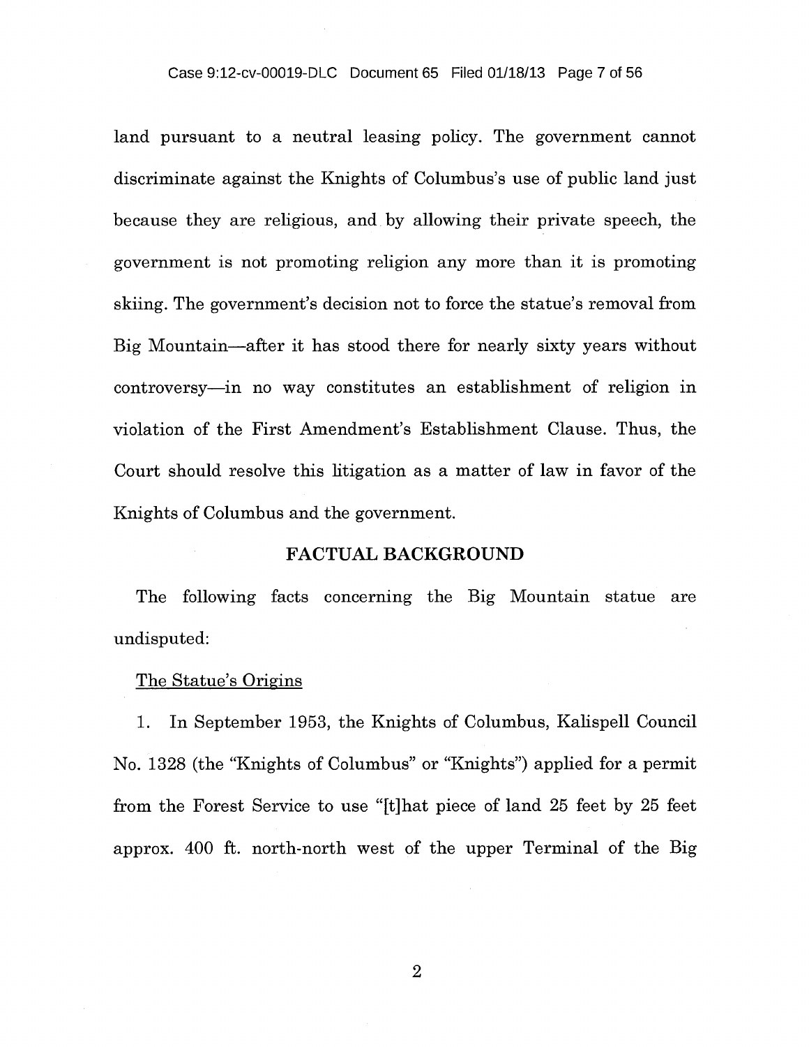land pursuant to a neutral leasing policy. The government cannot discriminate against the Knights of Columbus's use of public land just because they are religious, and by allowing their private speech, the government is not promoting religion any more than it is promoting skiing. The government's decision not to force the statue's removal from Big Mountain—after it has stood there for nearly sixty years without controversy—in no way constitutes an establishment of religion in violation of the First Amendment's Establishment Clause. Thus, the Court should resolve this litigation as a matter of law in favor of the Knights of Columbus and the government.

## FACTUAL BACKGROUND

The following facts concerning the Big Mountain statue are undisputed:

<u>The Statue's Origins</u>

1. In September 1953, the Knights of Columbus, Kalispell Council No. 1328 (the "Knights of Columbus" or "Knights") applied for a permit from the Forest Service to use "[t]hat piece of land 25 feet by 25 feet approx. 400 ft. north-north west of the upper Terminal of the Big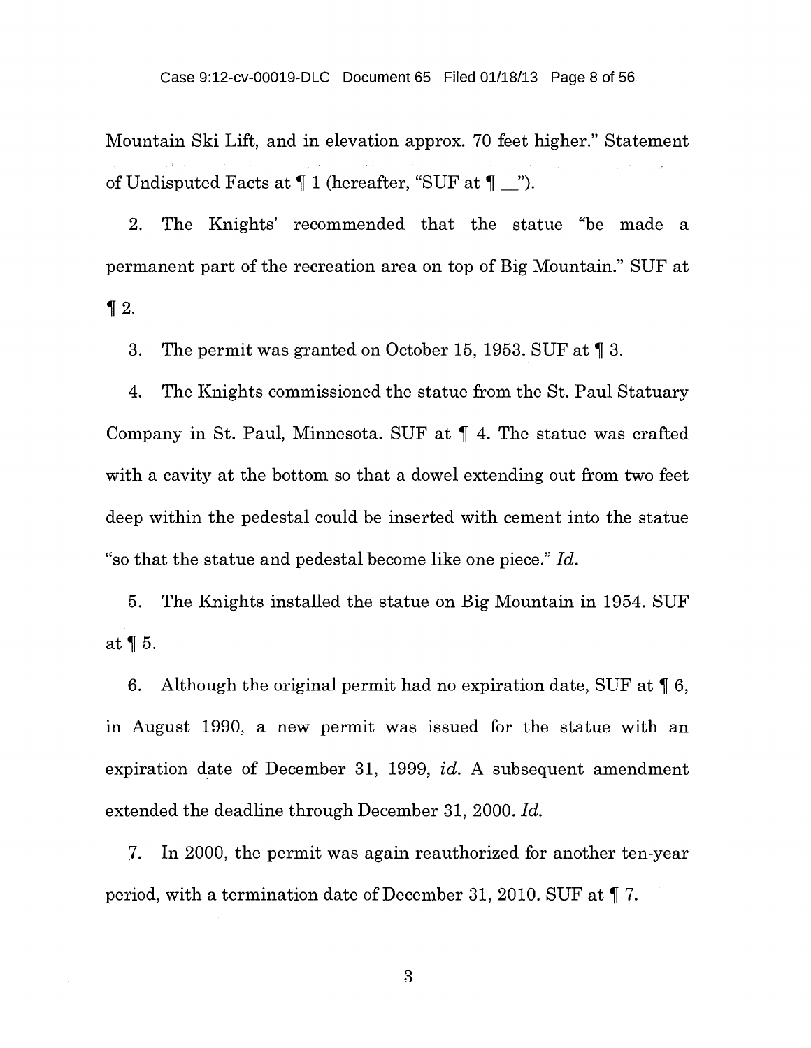Mountain Ski Lift, and in elevation approx. 70 feet higher." Statement of Undisputed Facts at ¶ 1 (hereafter, "SUF at ¶ __").

2. The Knights' recommended that the statue "be made a permanent part of the recreation area on top of Big Mountain." SUF at ¶ 2.

3. The permit was granted on October 15, 1953. SUF at ¶ 3.

4. The Knights commissioned the statue from the St. Paul Statuary Company in St. Paul, Minnesota. SUF at ¶ 4. The statue was crafted with a cavity at the bottom so that a dowel extending out from two feet deep within the pedestal could be inserted with cement into the statue "so that the statue and pedestal become like one piece." *Id.*

5. The Knights installed the statue on Big Mountain in 1954. SUF at ¶ 5.

6. Although the original permit had no expiration date, SUF at ¶ 6, in August 1990, a new permit was issued for the statue with an expiration date of December 31, 1999, *id.* A subsequent amendment extended the deadline through December 31, 2000. *Id.*

7. In 2000, the permit was again reauthorized for another ten-year period, with a termination date of December 31, 2010. SUF at ¶ 7.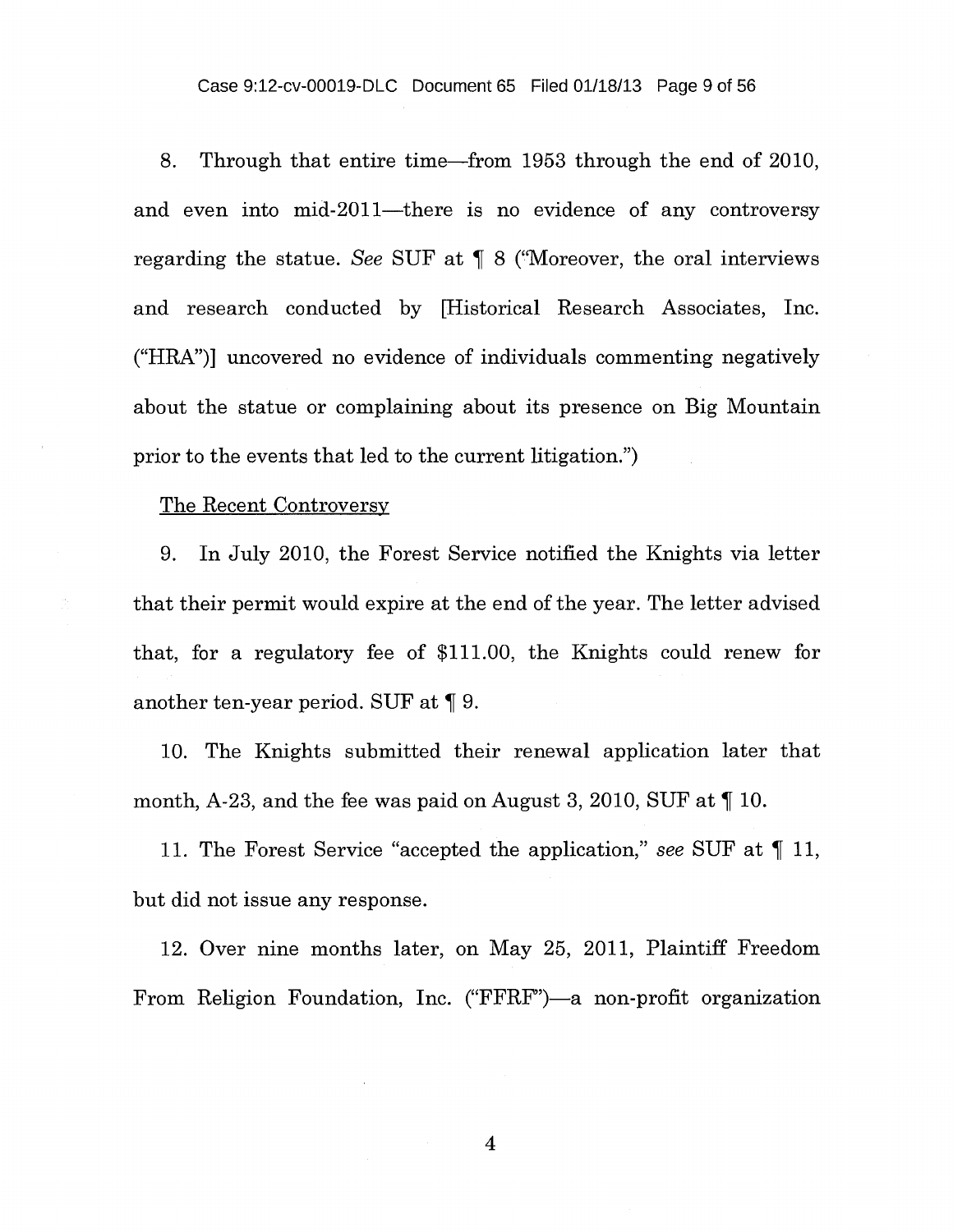8. Through that entire time—from 1953 through the end of 2010, and even into mid-2011—there is no evidence of any controversy regarding the statue. *See* SUF at ¶ 8 ("Moreover, the oral interviews and research conducted by [Historical Research Associates, Inc. ("HRA")] uncovered no evidence of individuals commenting negatively about the statue or complaining about its presence on Big Mountain prior to the events that led to the current litigation.")

<u>The Recent Controversy</u>

9. In July 2010, the Forest Service notified the Knights via letter that their permit would expire at the end of the year. The letter advised that, for a regulatory fee of $111.00, the Knights could renew for another ten-year period. SUF at ¶ 9.

10. The Knights submitted their renewal application later that month, A-23, and the fee was paid on August 3, 2010, SUF at ¶ 10.

11. The Forest Service "accepted the application," *see* SUF at ¶ 11, but did not issue any response.

12. Over nine months later, on May 25, 2011, Plaintiff Freedom From Religion Foundation, Inc. ("FFRF")—a non-profit organization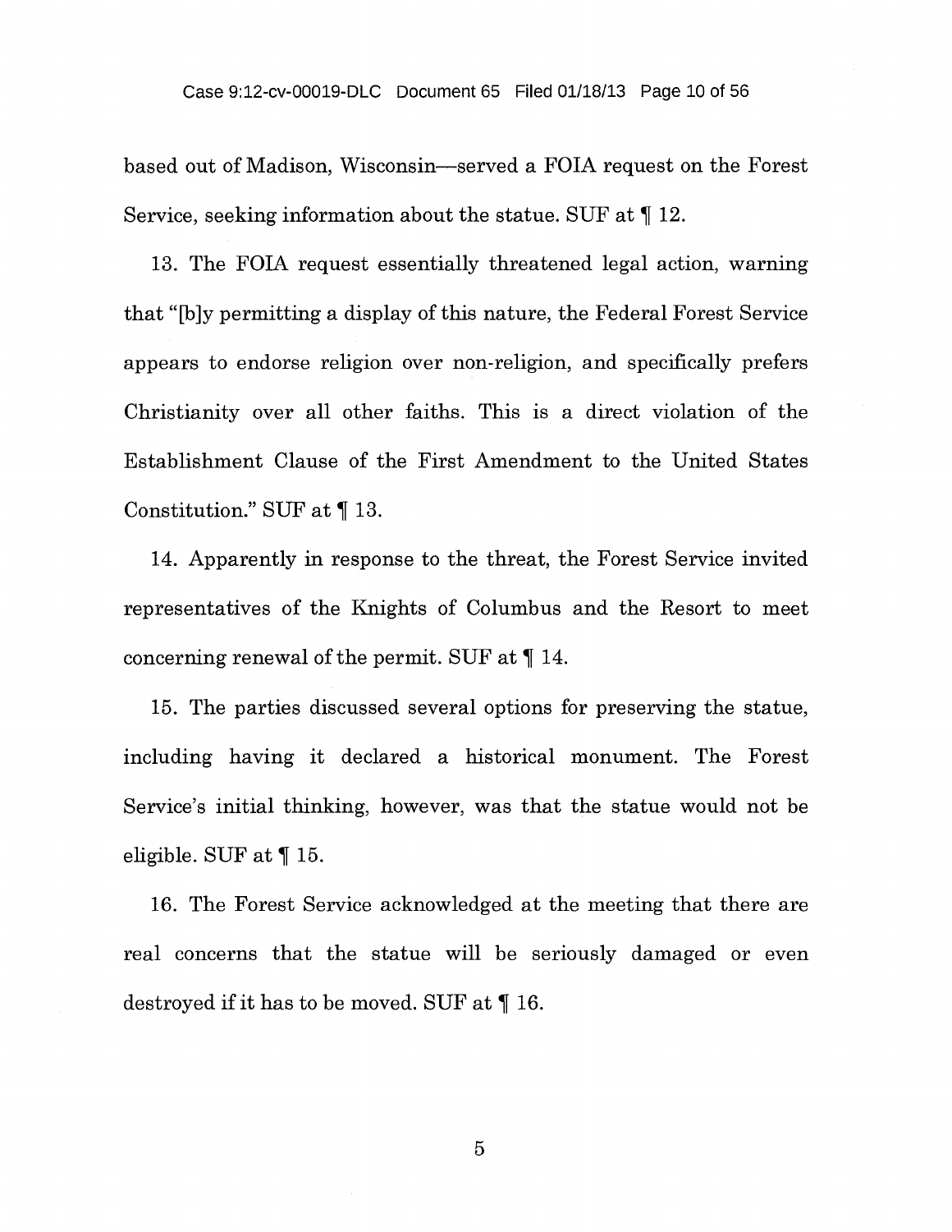based out of Madison, Wisconsin—served a FOIA request on the Forest Service, seeking information about the statue. SUF at ¶ 12.

13. The FOIA request essentially threatened legal action, warning that "[b]y permitting a display of this nature, the Federal Forest Service appears to endorse religion over non-religion, and specifically prefers Christianity over all other faiths. This is a direct violation of the Establishment Clause of the First Amendment to the United States Constitution." SUF at ¶ 13.

14. Apparently in response to the threat, the Forest Service invited representatives of the Knights of Columbus and the Resort to meet concerning renewal of the permit. SUF at ¶ 14.

15. The parties discussed several options for preserving the statue, including having it declared a historical monument. The Forest Service's initial thinking, however, was that the statue would not be eligible. SUF at ¶ 15.

16. The Forest Service acknowledged at the meeting that there are real concerns that the statue will be seriously damaged or even destroyed if it has to be moved. SUF at ¶ 16.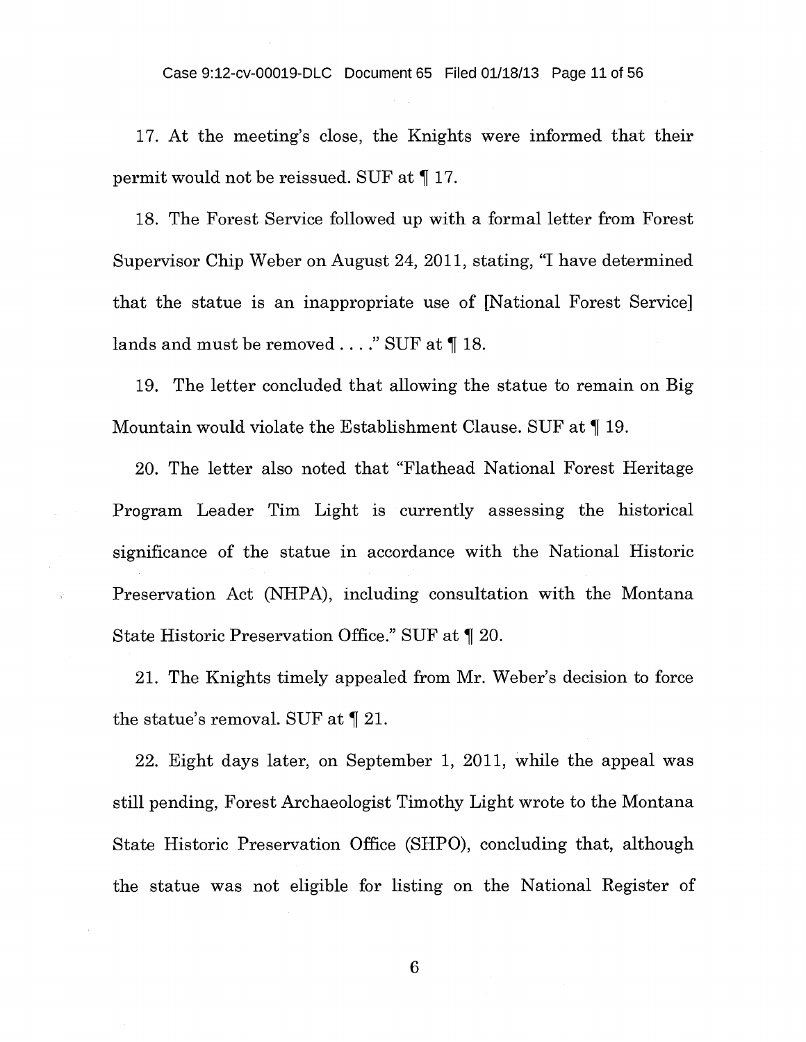17. At the meeting's close, the Knights were informed that their permit would not be reissued. SUF at ¶ 17.

18. The Forest Service followed up with a formal letter from Forest Supervisor Chip Weber on August 24, 2011, stating, "I have determined that the statue is an inappropriate use of [National Forest Service] lands and must be removed . . . ." SUF at ¶ 18.

19. The letter concluded that allowing the statue to remain on Big Mountain would violate the Establishment Clause. SUF at ¶ 19.

20. The letter also noted that "Flathead National Forest Heritage Program Leader Tim Light is currently assessing the historical significance of the statue in accordance with the National Historic Preservation Act (NHPA), including consultation with the Montana State Historic Preservation Office." SUF at ¶ 20.

21. The Knights timely appealed from Mr. Weber's decision to force the statue's removal. SUF at ¶ 21.

22. Eight days later, on September 1, 2011, while the appeal was still pending, Forest Archaeologist Timothy Light wrote to the Montana State Historic Preservation Office (SHPO), concluding that, although the statue was not eligible for listing on the National Register of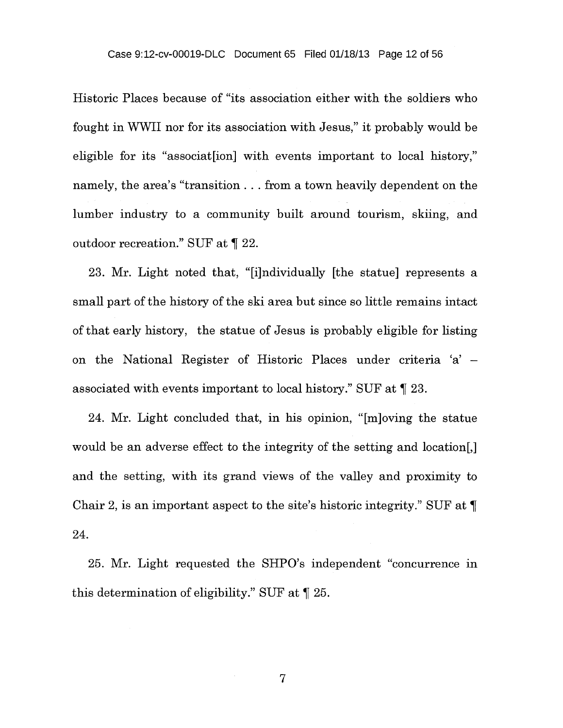Historic Places because of "its association either with the soldiers who fought in WWII nor for its association with Jesus," it probably would be eligible for its "associat[ion] with events important to local history," namely, the area's "transition . . . from a town heavily dependent on the lumber industry to a community built around tourism, skiing, and outdoor recreation." SUF at ¶ 22.

23. Mr. Light noted that, "[i]ndividually [the statue] represents a small part of the history of the ski area but since so little remains intact of that early history, the statue of Jesus is probably eligible for listing on the National Register of Historic Places under criteria 'a' – associated with events important to local history." SUF at ¶ 23.

24. Mr. Light concluded that, in his opinion, "[m]oving the statue would be an adverse effect to the integrity of the setting and location[,] and the setting, with its grand views of the valley and proximity to Chair 2, is an important aspect to the site's historic integrity." SUF at ¶ 24.

25. Mr. Light requested the SHPO's independent "concurrence in this determination of eligibility." SUF at ¶ 25.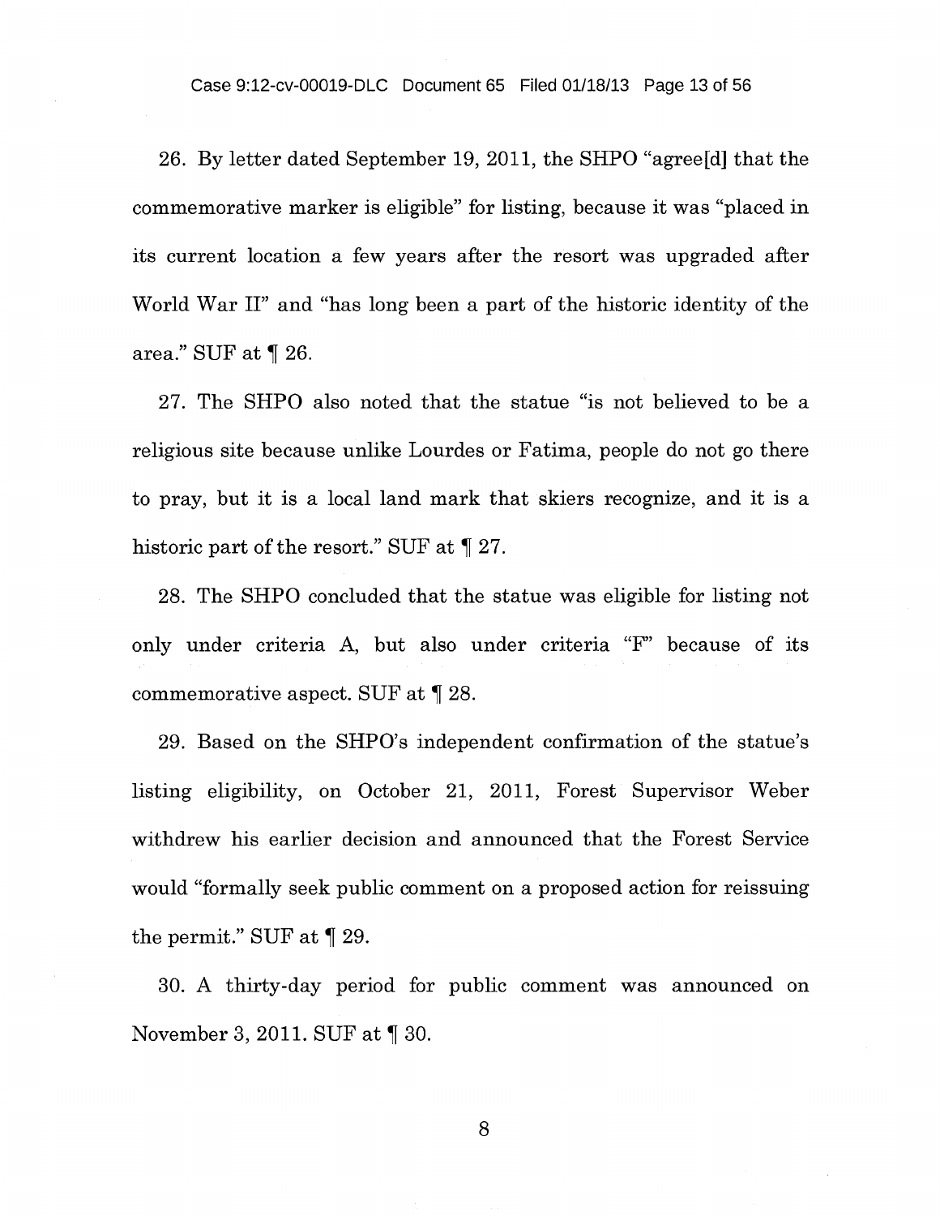26. By letter dated September 19, 2011, the SHPO "agree[d] that the commemorative marker is eligible" for listing, because it was "placed in its current location a few years after the resort was upgraded after World War II" and "has long been a part of the historic identity of the area." SUF at ¶ 26.

27. The SHPO also noted that the statue "is not believed to be a religious site because unlike Lourdes or Fatima, people do not go there to pray, but it is a local land mark that skiers recognize, and it is a historic part of the resort." SUF at ¶ 27.

28. The SHPO concluded that the statue was eligible for listing not only under criteria A, but also under criteria "F" because of its commemorative aspect. SUF at ¶ 28.

29. Based on the SHPO's independent confirmation of the statue's listing eligibility, on October 21, 2011, Forest Supervisor Weber withdrew his earlier decision and announced that the Forest Service would "formally seek public comment on a proposed action for reissuing the permit." SUF at ¶ 29.

30. A thirty-day period for public comment was announced on November 3, 2011. SUF at ¶ 30.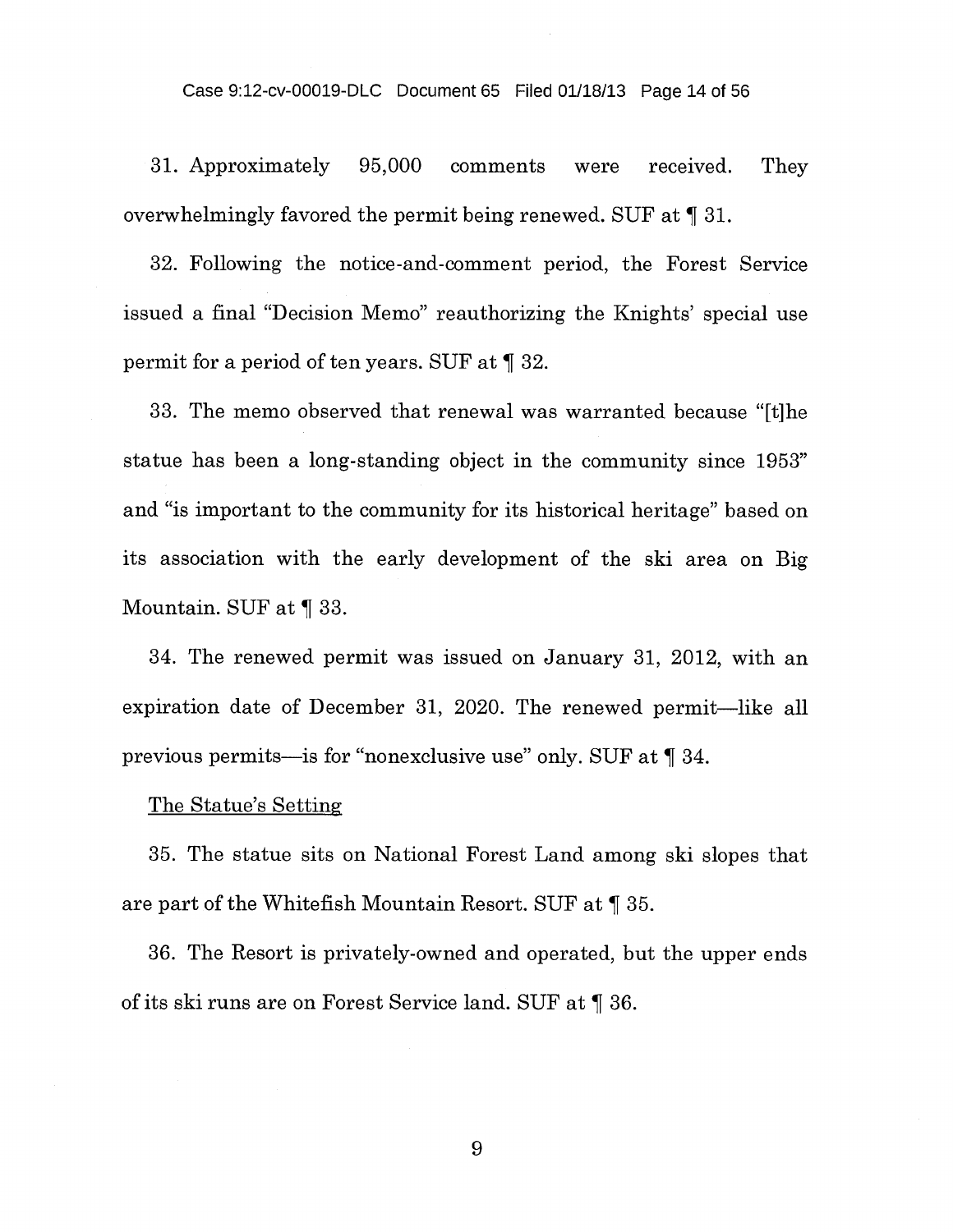31. Approximately 95,000 comments were received. They overwhelmingly favored the permit being renewed. SUF at ¶ 31.

32. Following the notice-and-comment period, the Forest Service issued a final "Decision Memo" reauthorizing the Knights' special use permit for a period of ten years. SUF at ¶ 32.

33. The memo observed that renewal was warranted because "[t]he statue has been a long-standing object in the community since 1953" and "is important to the community for its historical heritage" based on its association with the early development of the ski area on Big Mountain. SUF at ¶ 33.

34. The renewed permit was issued on January 31, 2012, with an expiration date of December 31, 2020. The renewed permit—like all previous permits—is for "nonexclusive use" only. SUF at ¶ 34.

<u>The Statue's Setting</u>

35. The statue sits on National Forest Land among ski slopes that are part of the Whitefish Mountain Resort. SUF at ¶ 35.

36. The Resort is privately-owned and operated, but the upper ends of its ski runs are on Forest Service land. SUF at ¶ 36.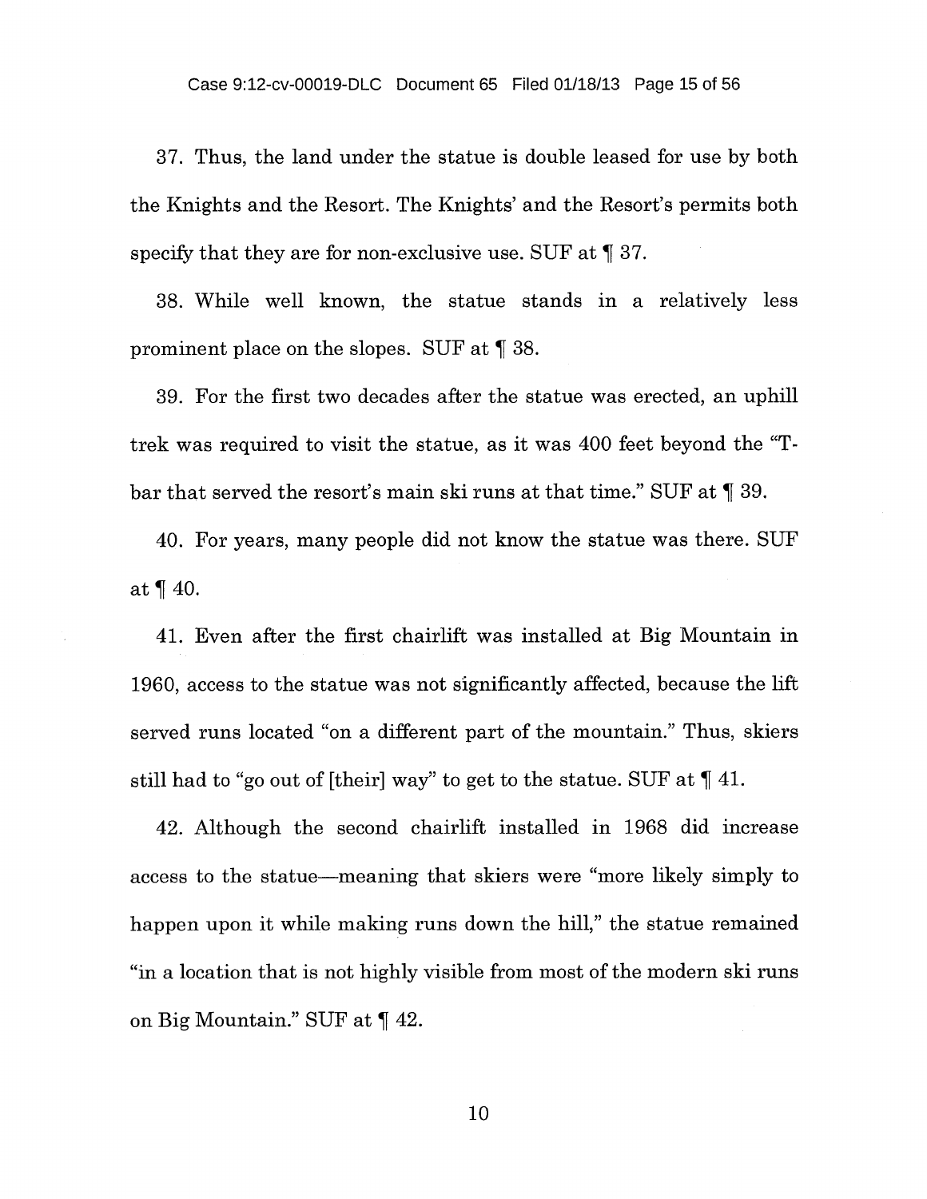37. Thus, the land under the statue is double leased for use by both the Knights and the Resort. The Knights' and the Resort's permits both specify that they are for non-exclusive use. SUF at ¶ 37.

38. While well known, the statue stands in a relatively less prominent place on the slopes. SUF at ¶ 38.

39. For the first two decades after the statue was erected, an uphill trek was required to visit the statue, as it was 400 feet beyond the "T-bar that served the resort's main ski runs at that time." SUF at ¶ 39.

40. For years, many people did not know the statue was there. SUF at ¶ 40.

41. Even after the first chairlift was installed at Big Mountain in 1960, access to the statue was not significantly affected, because the lift served runs located "on a different part of the mountain." Thus, skiers still had to "go out of [their] way" to get to the statue. SUF at ¶ 41.

42. Although the second chairlift installed in 1968 did increase access to the statue—meaning that skiers were "more likely simply to happen upon it while making runs down the hill," the statue remained "in a location that is not highly visible from most of the modern ski runs on Big Mountain." SUF at ¶ 42.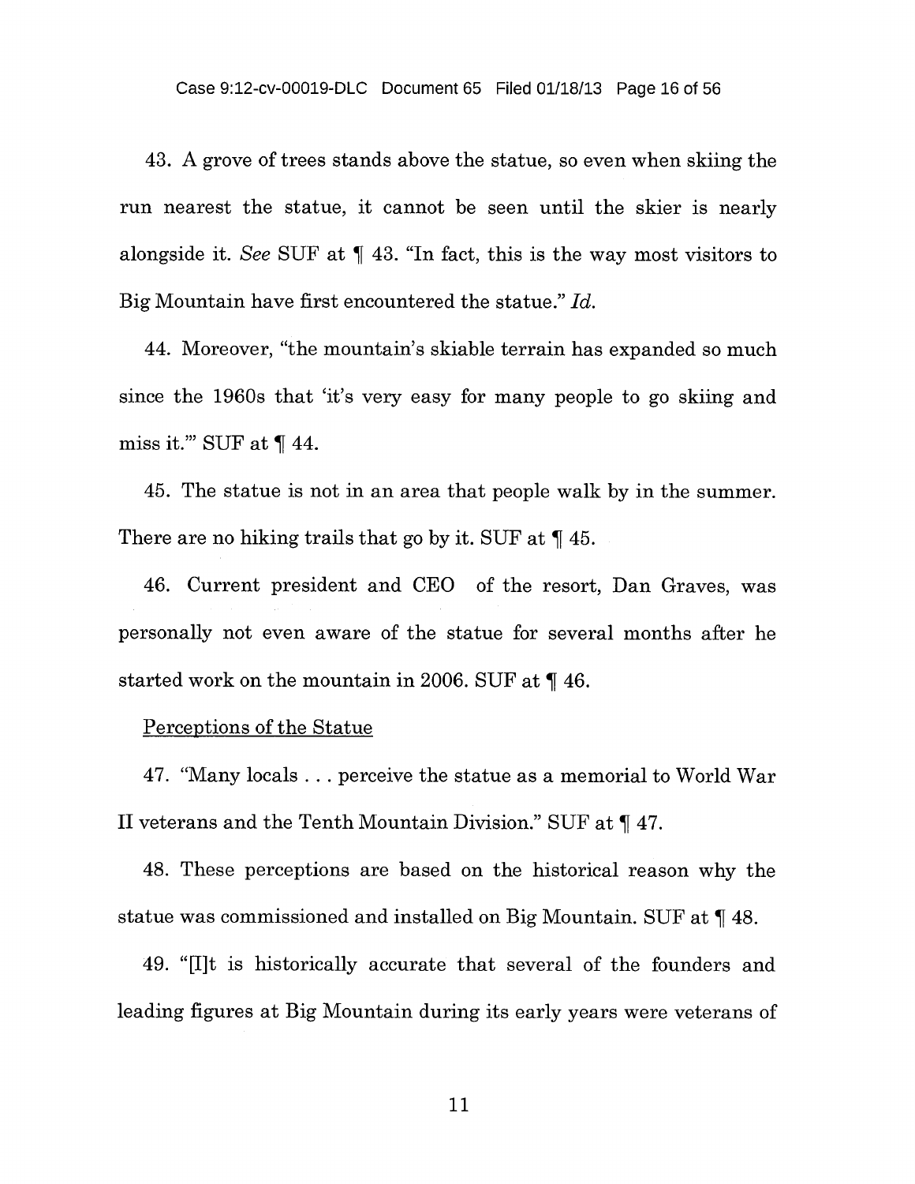43. A grove of trees stands above the statue, so even when skiing the run nearest the statue, it cannot be seen until the skier is nearly alongside it. *See* SUF at ¶ 43. "In fact, this is the way most visitors to Big Mountain have first encountered the statue." *Id.*

44. Moreover, "the mountain's skiable terrain has expanded so much since the 1960s that 'it's very easy for many people to go skiing and miss it.'" SUF at ¶ 44.

45. The statue is not in an area that people walk by in the summer. There are no hiking trails that go by it. SUF at ¶ 45.

46. Current president and CEO of the resort, Dan Graves, was personally not even aware of the statue for several months after he started work on the mountain in 2006. SUF at ¶ 46.

<u>Perceptions of the Statue</u>

47. "Many locals . . . perceive the statue as a memorial to World War II veterans and the Tenth Mountain Division." SUF at ¶ 47.

48. These perceptions are based on the historical reason why the statue was commissioned and installed on Big Mountain. SUF at ¶ 48.

49. "[I]t is historically accurate that several of the founders and leading figures at Big Mountain during its early years were veterans of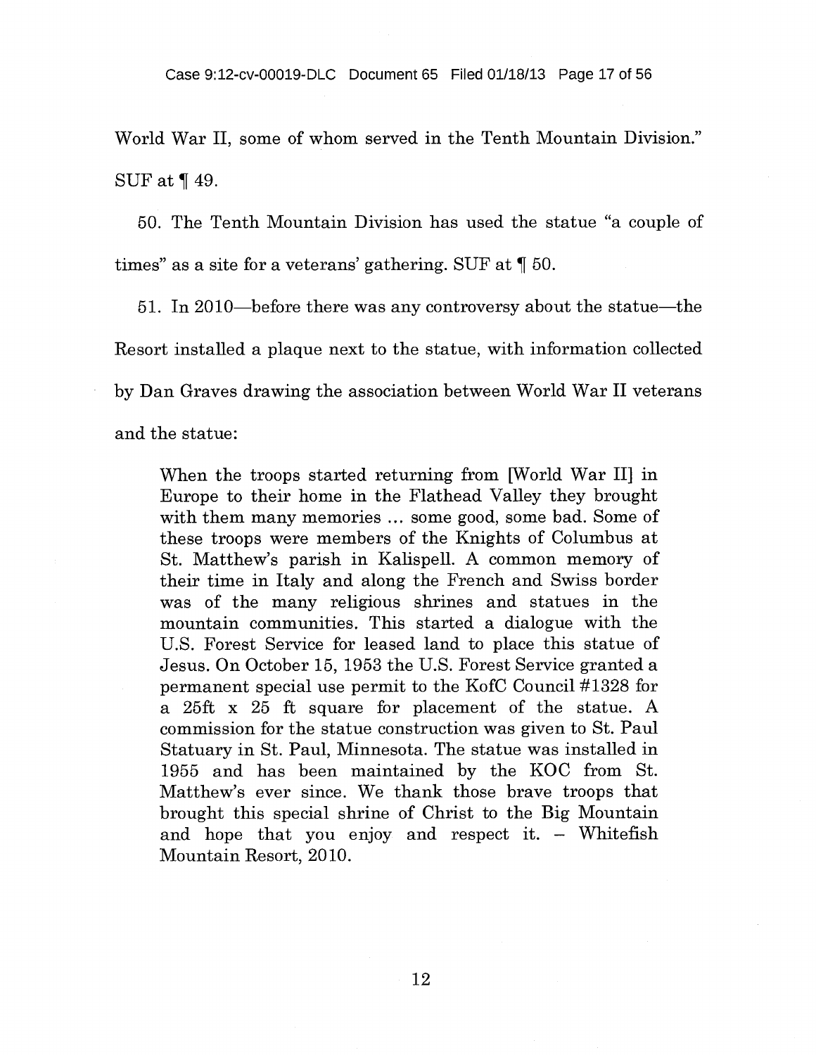World War II, some of whom served in the Tenth Mountain Division." SUF at ¶ 49.

50. The Tenth Mountain Division has used the statue "a couple of times" as a site for a veterans' gathering. SUF at ¶ 50.

51. In 2010—before there was any controversy about the statue—the Resort installed a plaque next to the statue, with information collected by Dan Graves drawing the association between World War II veterans and the statue:

> When the troops started returning from [World War II] in Europe to their home in the Flathead Valley they brought with them many memories ... some good, some bad. Some of these troops were members of the Knights of Columbus at St. Matthew's parish in Kalispell. A common memory of their time in Italy and along the French and Swiss border was of the many religious shrines and statues in the mountain communities. This started a dialogue with the U.S. Forest Service for leased land to place this statue of Jesus. On October 15, 1953 the U.S. Forest Service granted a permanent special use permit to the KofC Council #1328 for a 25ft x 25 ft square for placement of the statue. A commission for the statue construction was given to St. Paul Statuary in St. Paul, Minnesota. The statue was installed in 1955 and has been maintained by the KOC from St. Matthew's ever since. We thank those brave troops that brought this special shrine of Christ to the Big Mountain and hope that you enjoy and respect it. – Whitefish Mountain Resort, 2010.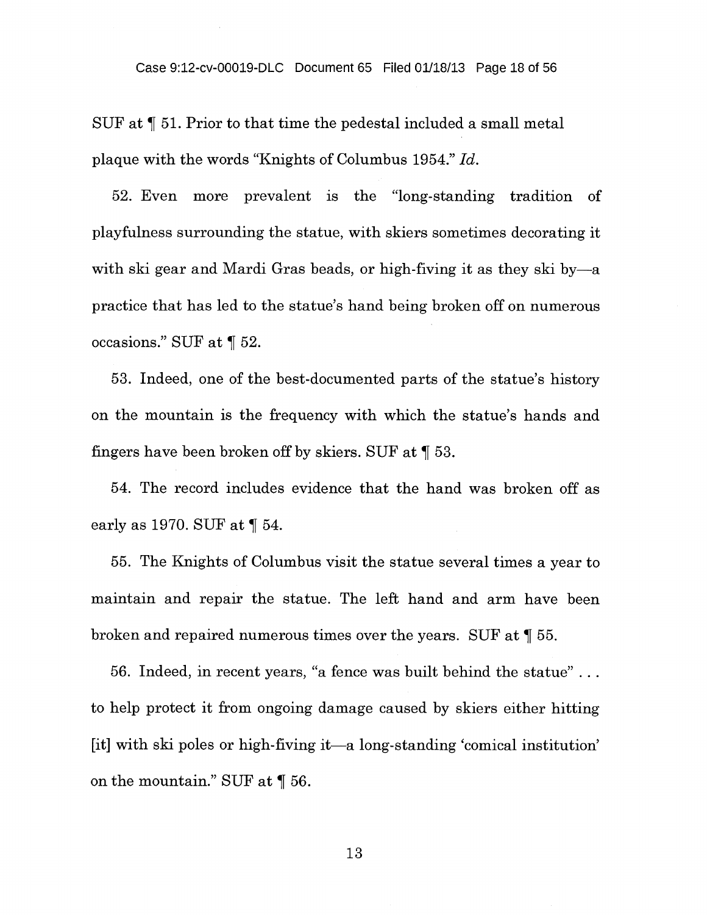SUF at ¶ 51. Prior to that time the pedestal included a small metal plaque with the words "Knights of Columbus 1954." *Id.*

52. Even more prevalent is the "long-standing tradition of playfulness surrounding the statue, with skiers sometimes decorating it with ski gear and Mardi Gras beads, or high-fiving it as they ski by—a practice that has led to the statue's hand being broken off on numerous occasions." SUF at ¶ 52.

53. Indeed, one of the best-documented parts of the statue's history on the mountain is the frequency with which the statue's hands and fingers have been broken off by skiers. SUF at ¶ 53.

54. The record includes evidence that the hand was broken off as early as 1970. SUF at ¶ 54.

55. The Knights of Columbus visit the statue several times a year to maintain and repair the statue. The left hand and arm have been broken and repaired numerous times over the years. SUF at ¶ 55.

56. Indeed, in recent years, "a fence was built behind the statue" . . . to help protect it from ongoing damage caused by skiers either hitting [it] with ski poles or high-fiving it—a long-standing 'comical institution' on the mountain." SUF at ¶ 56.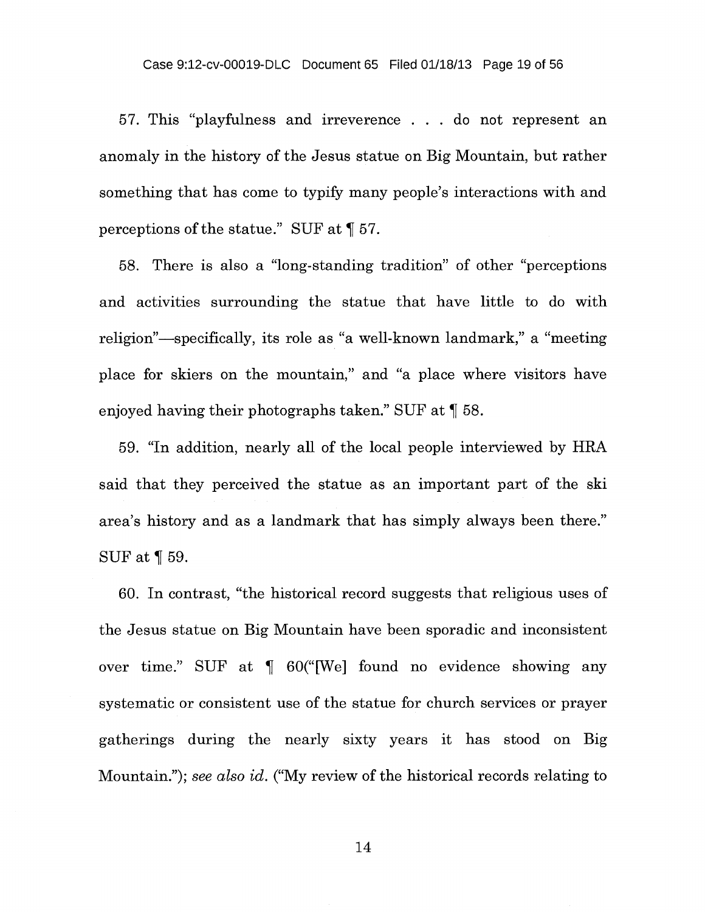57. This "playfulness and irreverence . . . do not represent an anomaly in the history of the Jesus statue on Big Mountain, but rather something that has come to typify many people's interactions with and perceptions of the statue." SUF at ¶ 57.

58. There is also a "long-standing tradition" of other "perceptions and activities surrounding the statue that have little to do with religion"—specifically, its role as "a well-known landmark," a "meeting place for skiers on the mountain," and "a place where visitors have enjoyed having their photographs taken." SUF at ¶ 58.

59. "In addition, nearly all of the local people interviewed by HRA said that they perceived the statue as an important part of the ski area's history and as a landmark that has simply always been there." SUF at ¶ 59.

60. In contrast, "the historical record suggests that religious uses of the Jesus statue on Big Mountain have been sporadic and inconsistent over time." SUF at ¶ 60("[We] found no evidence showing any systematic or consistent use of the statue for church services or prayer gatherings during the nearly sixty years it has stood on Big Mountain."); *see also id.* ("My review of the historical records relating to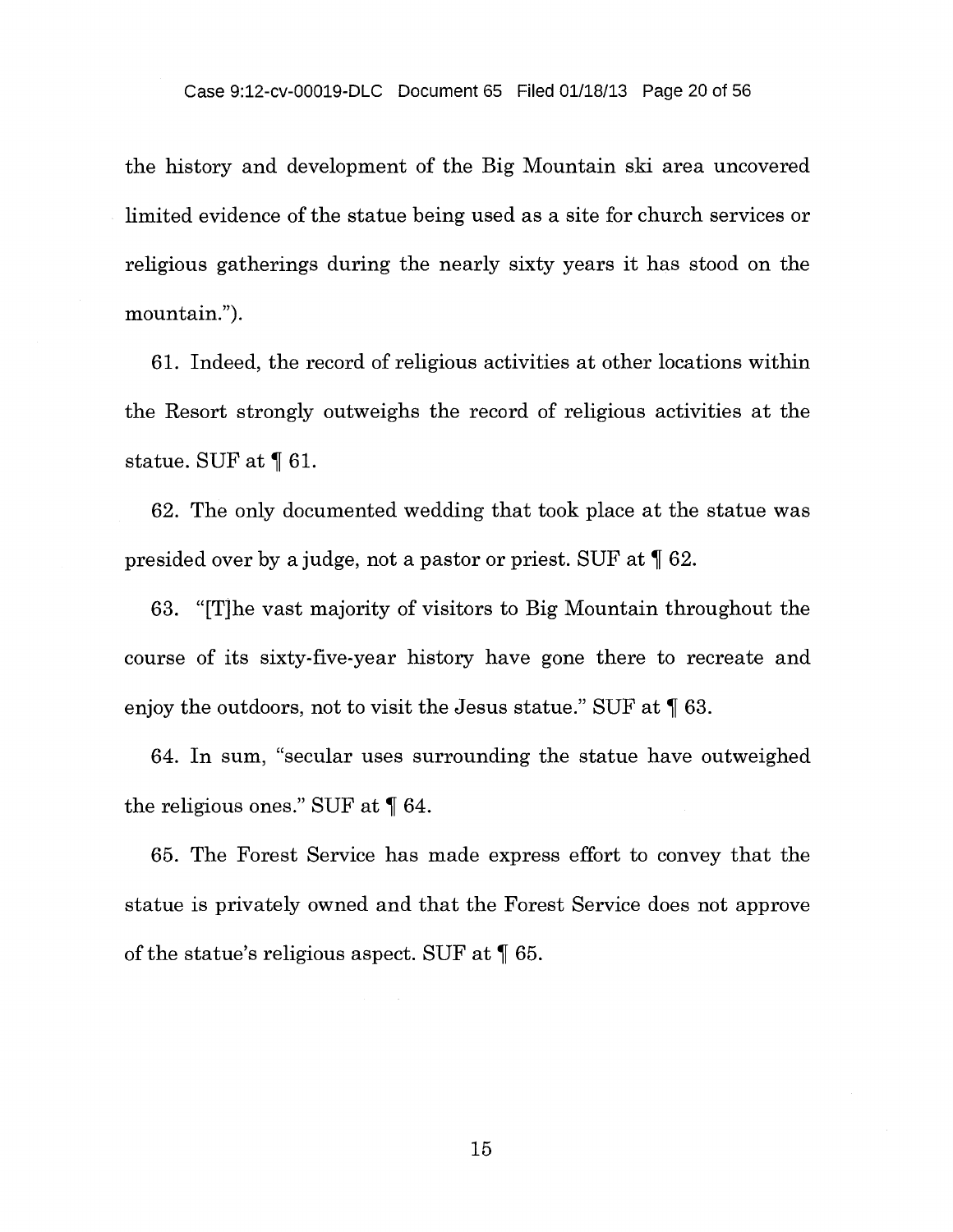the history and development of the Big Mountain ski area uncovered limited evidence of the statue being used as a site for church services or religious gatherings during the nearly sixty years it has stood on the mountain.").

61. Indeed, the record of religious activities at other locations within the Resort strongly outweighs the record of religious activities at the statue. SUF at ¶ 61.

62. The only documented wedding that took place at the statue was presided over by a judge, not a pastor or priest. SUF at ¶ 62.

63. "[T]he vast majority of visitors to Big Mountain throughout the course of its sixty-five-year history have gone there to recreate and enjoy the outdoors, not to visit the Jesus statue." SUF at ¶ 63.

64. In sum, "secular uses surrounding the statue have outweighed the religious ones." SUF at ¶ 64.

65. The Forest Service has made express effort to convey that the statue is privately owned and that the Forest Service does not approve of the statue's religious aspect. SUF at ¶ 65.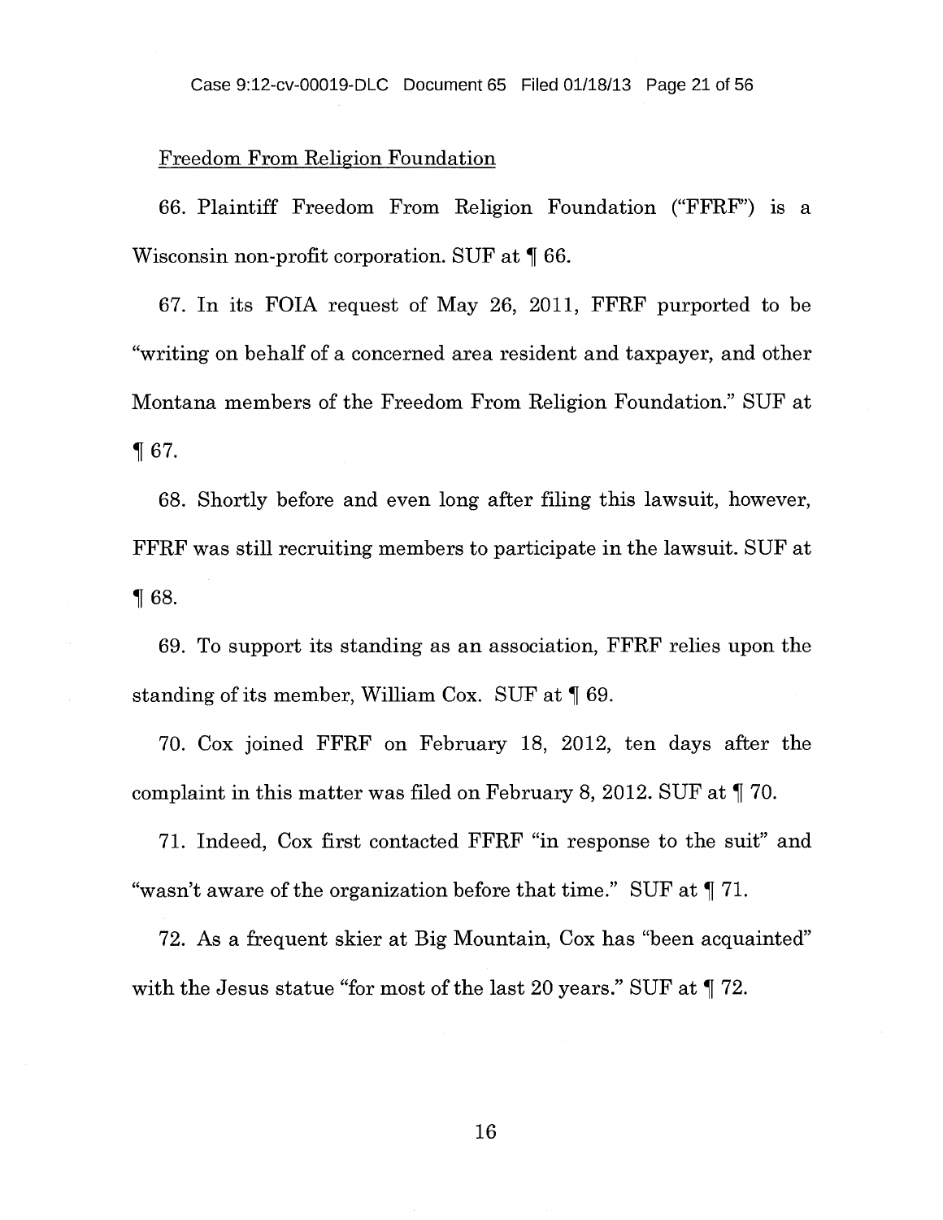<u>Freedom From Religion Foundation</u>

66. Plaintiff Freedom From Religion Foundation ("FFRF") is a Wisconsin non-profit corporation. SUF at ¶ 66.

67. In its FOIA request of May 26, 2011, FFRF purported to be "writing on behalf of a concerned area resident and taxpayer, and other Montana members of the Freedom From Religion Foundation." SUF at ¶ 67.

68. Shortly before and even long after filing this lawsuit, however, FFRF was still recruiting members to participate in the lawsuit. SUF at ¶ 68.

69. To support its standing as an association, FFRF relies upon the standing of its member, William Cox. SUF at ¶ 69.

70. Cox joined FFRF on February 18, 2012, ten days after the complaint in this matter was filed on February 8, 2012. SUF at ¶ 70.

71. Indeed, Cox first contacted FFRF "in response to the suit" and "wasn't aware of the organization before that time." SUF at ¶ 71.

72. As a frequent skier at Big Mountain, Cox has "been acquainted" with the Jesus statue "for most of the last 20 years." SUF at ¶ 72.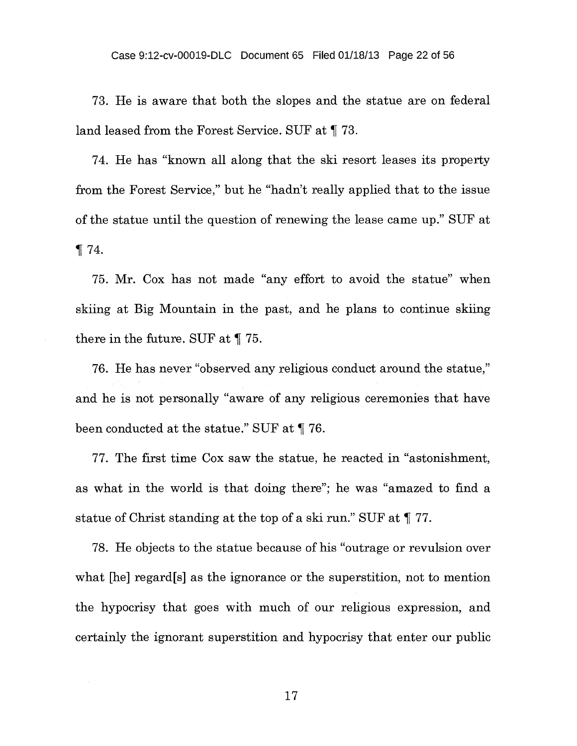73. He is aware that both the slopes and the statue are on federal land leased from the Forest Service. SUF at ¶ 73.

74. He has "known all along that the ski resort leases its property from the Forest Service," but he "hadn't really applied that to the issue of the statue until the question of renewing the lease came up." SUF at ¶ 74.

75. Mr. Cox has not made "any effort to avoid the statue" when skiing at Big Mountain in the past, and he plans to continue skiing there in the future. SUF at ¶ 75.

76. He has never "observed any religious conduct around the statue," and he is not personally "aware of any religious ceremonies that have been conducted at the statue." SUF at ¶ 76.

77. The first time Cox saw the statue, he reacted in "astonishment, as what in the world is that doing there"; he was "amazed to find a statue of Christ standing at the top of a ski run." SUF at ¶ 77.

78. He objects to the statue because of his "outrage or revulsion over what [he] regard[s] as the ignorance or the superstition, not to mention the hypocrisy that goes with much of our religious expression, and certainly the ignorant superstition and hypocrisy that enter our public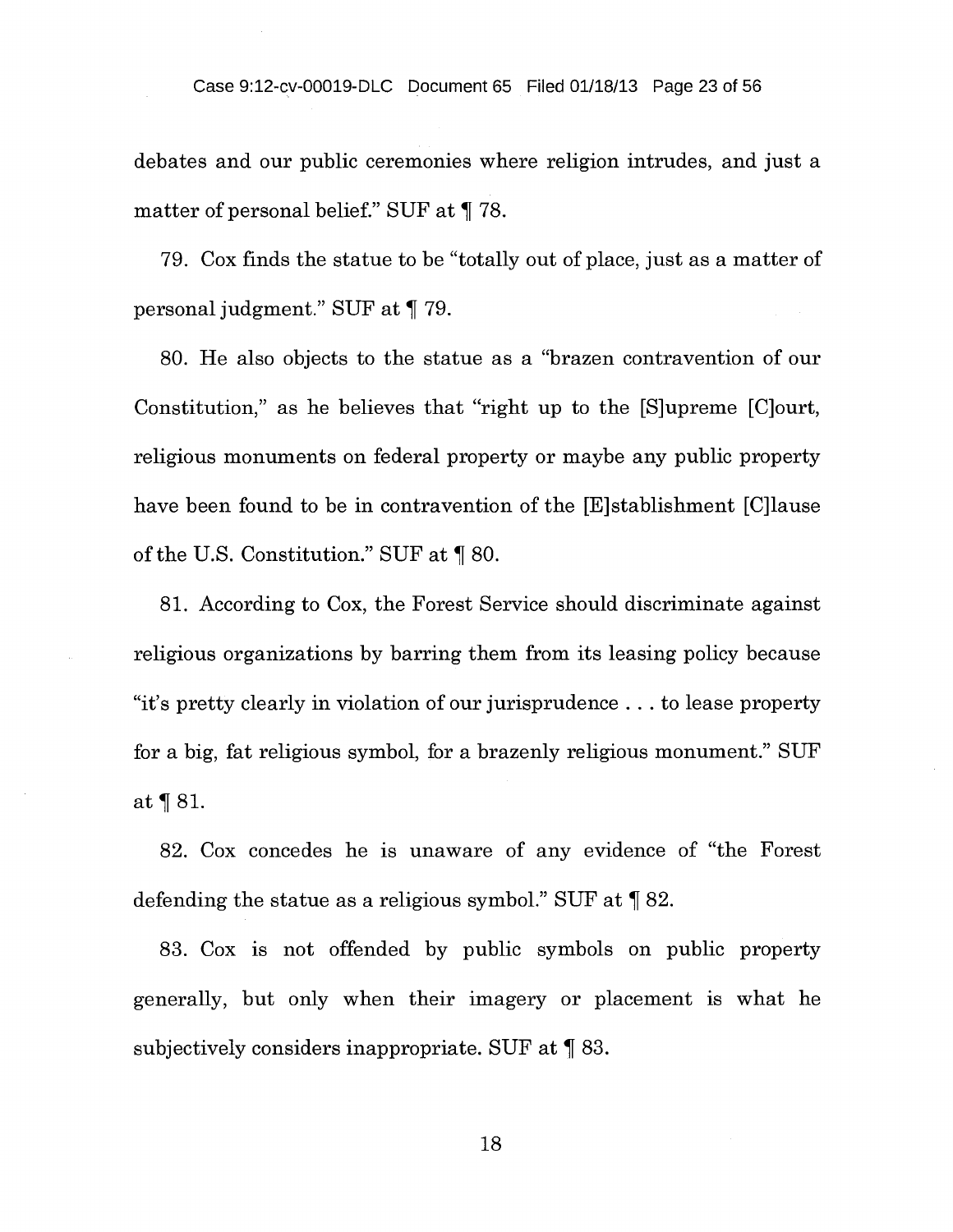debates and our public ceremonies where religion intrudes, and just a matter of personal belief." SUF at ¶ 78.

79. Cox finds the statue to be "totally out of place, just as a matter of personal judgment." SUF at ¶ 79.

80. He also objects to the statue as a "brazen contravention of our Constitution," as he believes that "right up to the [S]upreme [C]ourt, religious monuments on federal property or maybe any public property have been found to be in contravention of the [E]stablishment [C]lause of the U.S. Constitution." SUF at ¶ 80.

81. According to Cox, the Forest Service should discriminate against religious organizations by barring them from its leasing policy because "it's pretty clearly in violation of our jurisprudence . . . to lease property for a big, fat religious symbol, for a brazenly religious monument." SUF at ¶ 81.

82. Cox concedes he is unaware of any evidence of "the Forest defending the statue as a religious symbol." SUF at ¶ 82.

83. Cox is not offended by public symbols on public property generally, but only when their imagery or placement is what he subjectively considers inappropriate. SUF at ¶ 83.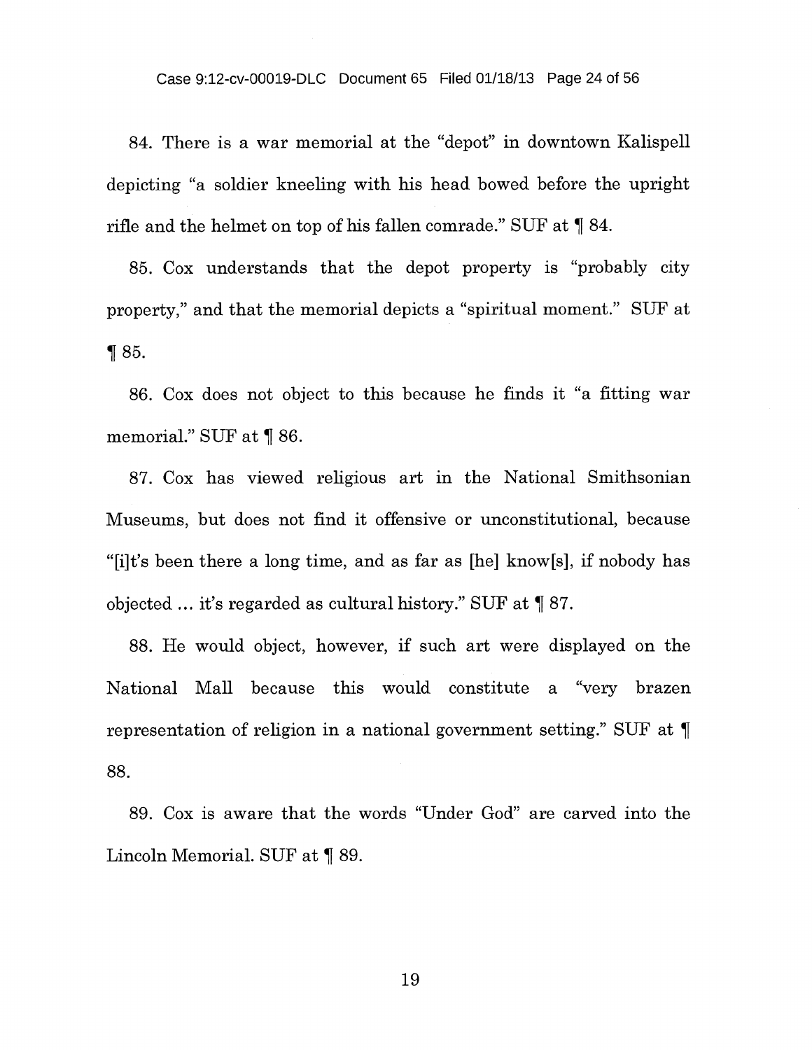84. There is a war memorial at the "depot" in downtown Kalispell depicting "a soldier kneeling with his head bowed before the upright rifle and the helmet on top of his fallen comrade." SUF at ¶ 84.

85. Cox understands that the depot property is "probably city property," and that the memorial depicts a "spiritual moment." SUF at ¶ 85.

86. Cox does not object to this because he finds it "a fitting war memorial." SUF at ¶ 86.

87. Cox has viewed religious art in the National Smithsonian Museums, but does not find it offensive or unconstitutional, because "[i]t's been there a long time, and as far as [he] know[s], if nobody has objected ... it's regarded as cultural history." SUF at ¶ 87.

88. He would object, however, if such art were displayed on the National Mall because this would constitute a "very brazen representation of religion in a national government setting." SUF at ¶ 88.

89. Cox is aware that the words "Under God" are carved into the Lincoln Memorial. SUF at ¶ 89.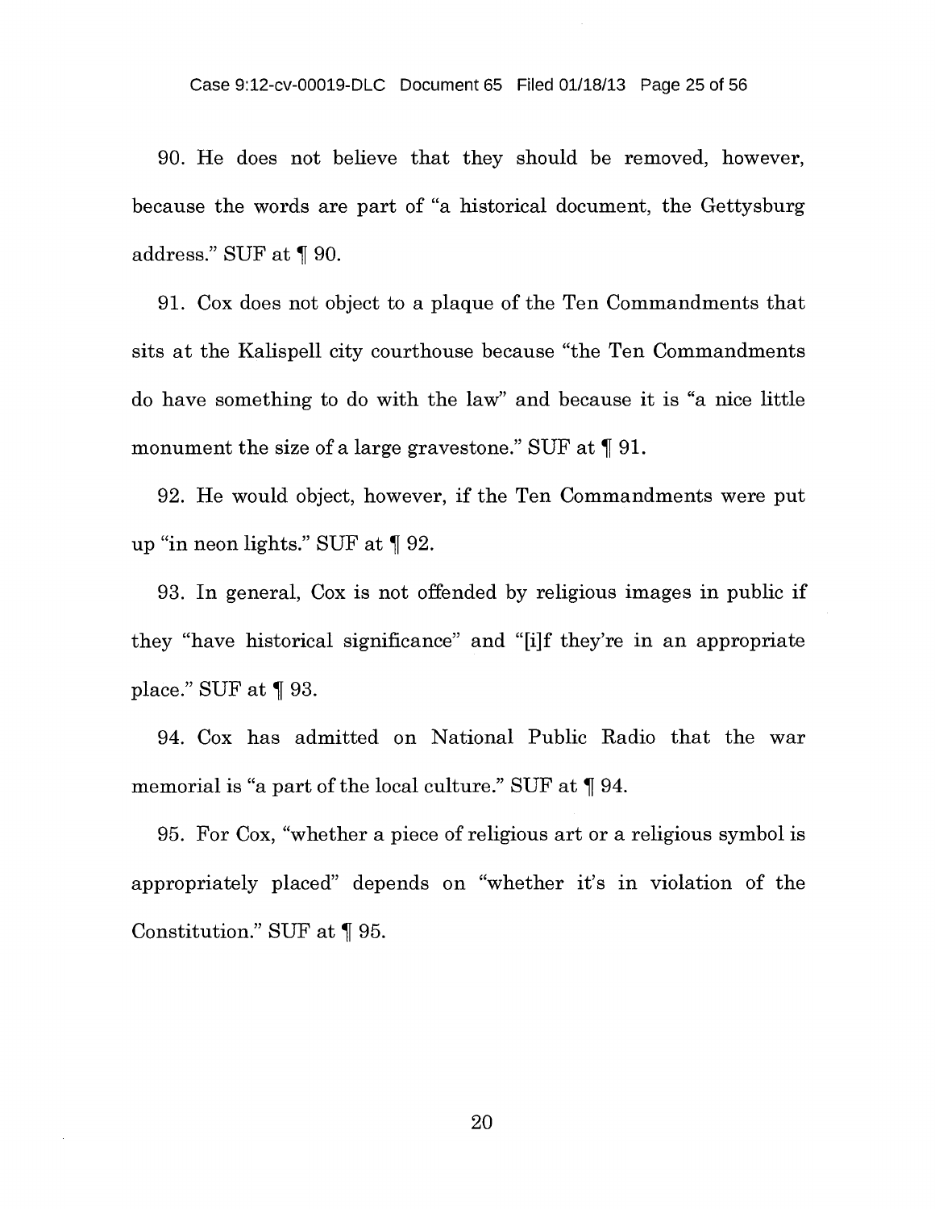90. He does not believe that they should be removed, however, because the words are part of "a historical document, the Gettysburg address." SUF at ¶ 90.

91. Cox does not object to a plaque of the Ten Commandments that sits at the Kalispell city courthouse because "the Ten Commandments do have something to do with the law" and because it is "a nice little monument the size of a large gravestone." SUF at ¶ 91.

92. He would object, however, if the Ten Commandments were put up "in neon lights." SUF at ¶ 92.

93. In general, Cox is not offended by religious images in public if they "have historical significance" and "[i]f they're in an appropriate place." SUF at ¶ 93.

94. Cox has admitted on National Public Radio that the war memorial is "a part of the local culture." SUF at ¶ 94.

95. For Cox, "whether a piece of religious art or a religious symbol is appropriately placed" depends on "whether it's in violation of the Constitution." SUF at ¶ 95.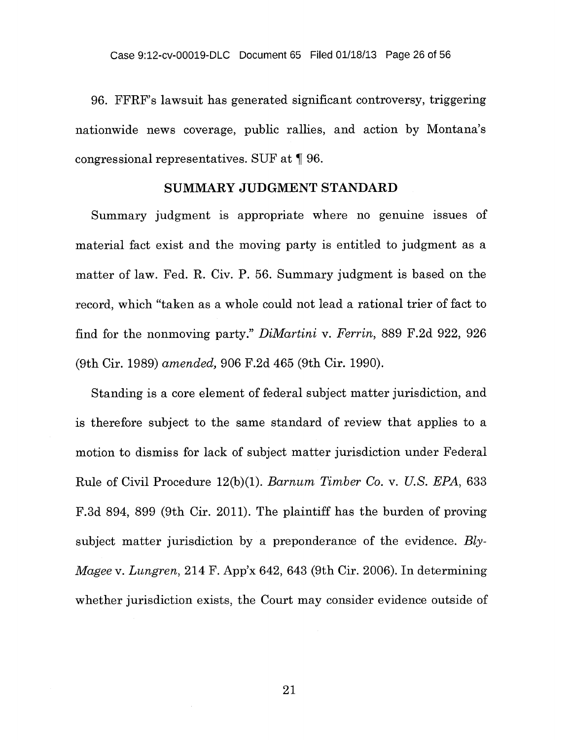96. FFRF's lawsuit has generated significant controversy, triggering nationwide news coverage, public rallies, and action by Montana's congressional representatives. SUF at ¶ 96.

## SUMMARY JUDGMENT STANDARD

Summary judgment is appropriate where no genuine issues of material fact exist and the moving party is entitled to judgment as a matter of law. Fed. R. Civ. P. 56. Summary judgment is based on the record, which "taken as a whole could not lead a rational trier of fact to find for the nonmoving party." *DiMartini* v. *Ferrin*, 889 F.2d 922, 926 (9th Cir. 1989) *amended,* 906 F.2d 465 (9th Cir. 1990).

Standing is a core element of federal subject matter jurisdiction, and is therefore subject to the same standard of review that applies to a motion to dismiss for lack of subject matter jurisdiction under Federal Rule of Civil Procedure 12(b)(1). *Barnum Timber Co.* v. *U.S. EPA*, 633 F.3d 894, 899 (9th Cir. 2011). The plaintiff has the burden of proving subject matter jurisdiction by a preponderance of the evidence. *Bly-Magee* v. *Lungren*, 214 F. App'x 642, 643 (9th Cir. 2006). In determining whether jurisdiction exists, the Court may consider evidence outside of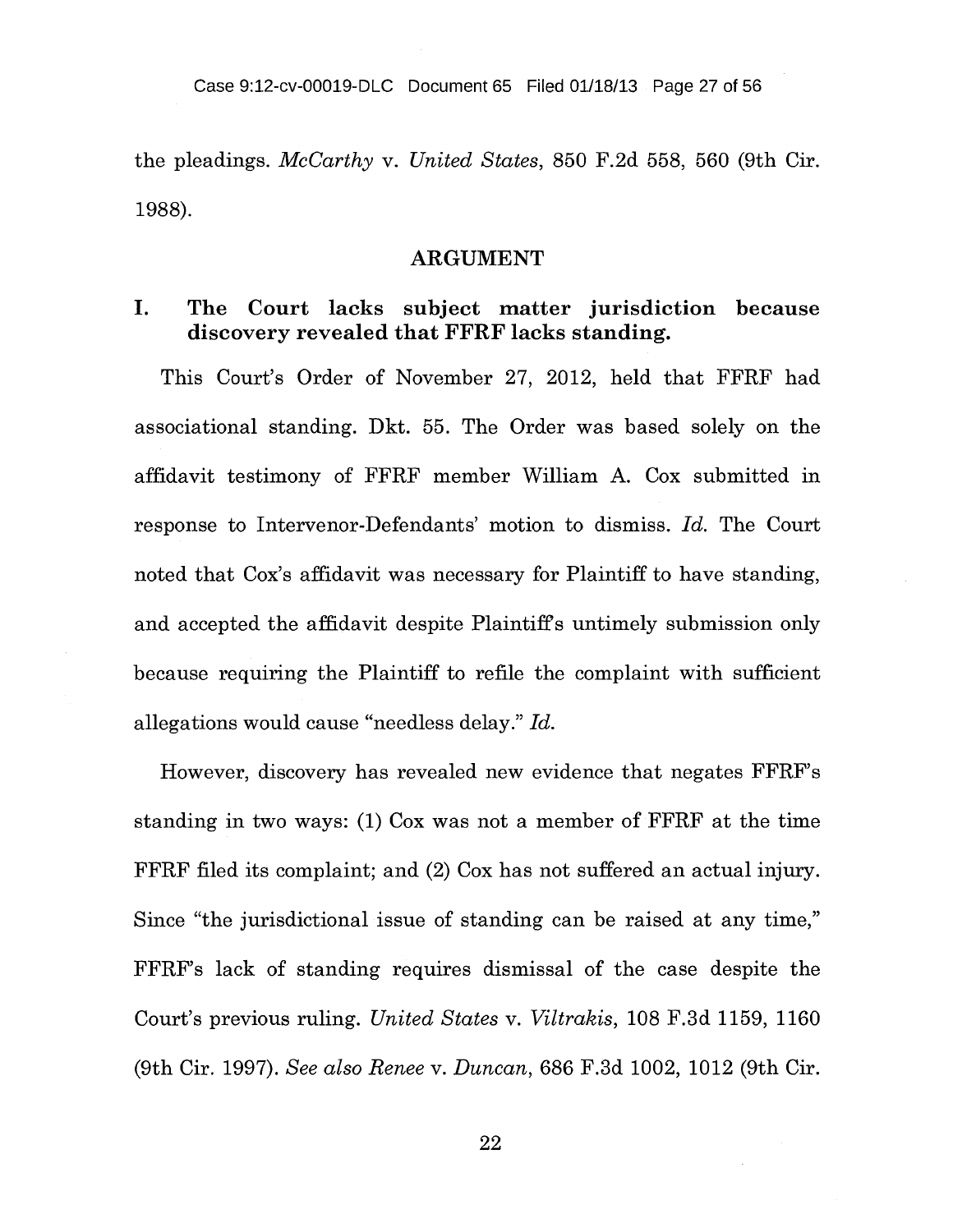the pleadings. *McCarthy* v. *United States*, 850 F.2d 558, 560 (9th Cir. 1988).

## ARGUMENT

### I. The Court lacks subject matter jurisdiction because discovery revealed that FFRF lacks standing.

This Court's Order of November 27, 2012, held that FFRF had associational standing. Dkt. 55. The Order was based solely on the affidavit testimony of FFRF member William A. Cox submitted in response to Intervenor-Defendants' motion to dismiss. *Id.* The Court noted that Cox's affidavit was necessary for Plaintiff to have standing, and accepted the affidavit despite Plaintiff's untimely submission only because requiring the Plaintiff to refile the complaint with sufficient allegations would cause "needless delay." *Id.*

However, discovery has revealed new evidence that negates FFRF's standing in two ways: (1) Cox was not a member of FFRF at the time FFRF filed its complaint; and (2) Cox has not suffered an actual injury. Since "the jurisdictional issue of standing can be raised at any time," FFRF's lack of standing requires dismissal of the case despite the Court's previous ruling. *United States* v. *Viltrakis*, 108 F.3d 1159, 1160 (9th Cir. 1997). *See also Renee* v. *Duncan*, 686 F.3d 1002, 1012 (9th Cir.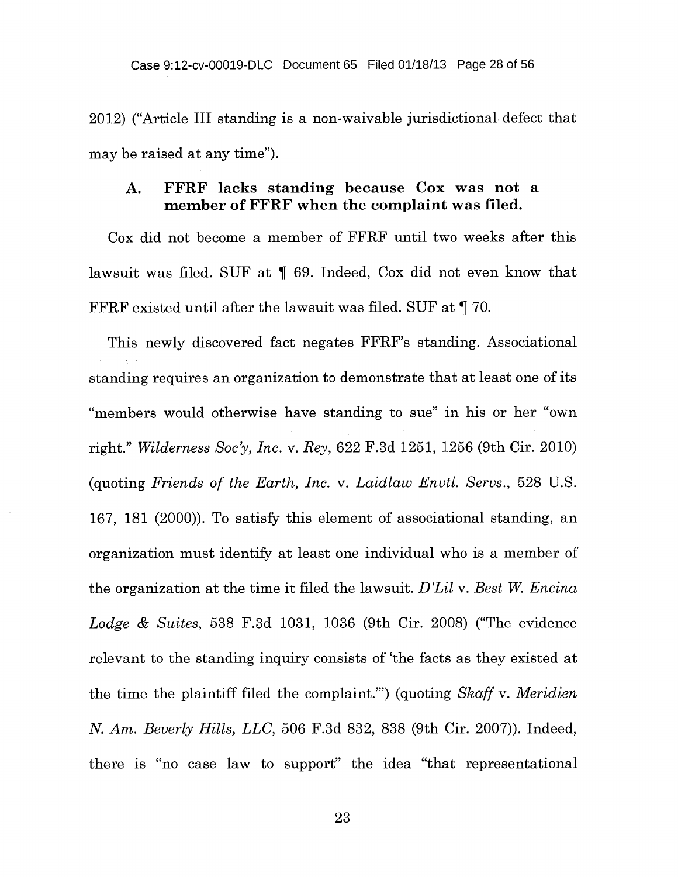2012) ("Article III standing is a non-waivable jurisdictional defect that may be raised at any time").

### A. FFRF lacks standing because Cox was not a member of FFRF when the complaint was filed.

Cox did not become a member of FFRF until two weeks after this lawsuit was filed. SUF at ¶ 69. Indeed, Cox did not even know that FFRF existed until after the lawsuit was filed. SUF at ¶ 70.

This newly discovered fact negates FFRF's standing. Associational standing requires an organization to demonstrate that at least one of its "members would otherwise have standing to sue" in his or her "own right." *Wilderness Soc'y, Inc.* v. *Rey*, 622 F.3d 1251, 1256 (9th Cir. 2010) (quoting *Friends of the Earth, Inc.* v. *Laidlaw Envtl. Servs.*, 528 U.S. 167, 181 (2000)). To satisfy this element of associational standing, an organization must identify at least one individual who is a member of the organization at the time it filed the lawsuit. *D'Lil* v. *Best W. Encina Lodge & Suites*, 538 F.3d 1031, 1036 (9th Cir. 2008) ("The evidence relevant to the standing inquiry consists of 'the facts as they existed at the time the plaintiff filed the complaint.'") (quoting *Skaff* v. *Meridien N. Am. Beverly Hills, LLC*, 506 F.3d 832, 838 (9th Cir. 2007)). Indeed, there is "no case law to support" the idea "that representational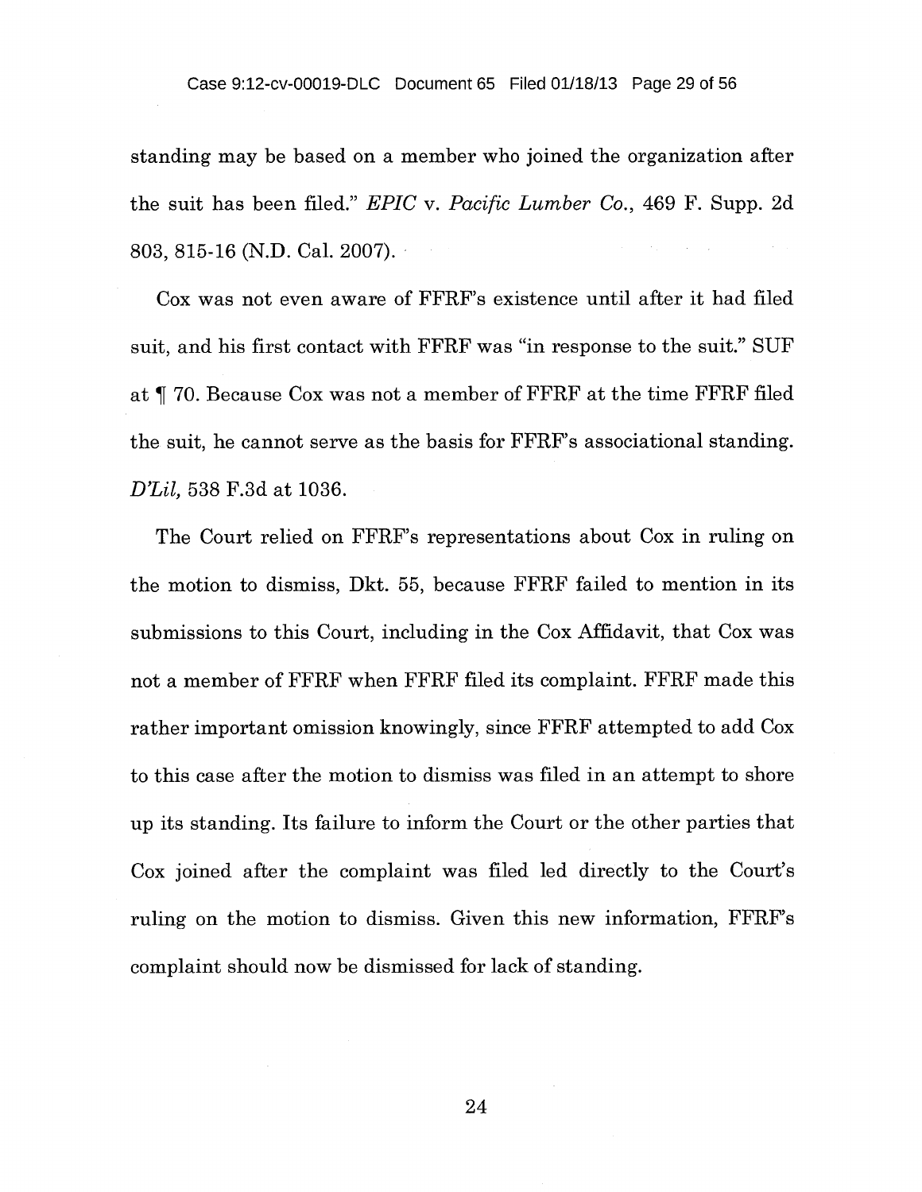standing may be based on a member who joined the organization after the suit has been filed." *EPIC* v. *Pacific Lumber Co.*, 469 F. Supp. 2d 803, 815-16 (N.D. Cal. 2007).

Cox was not even aware of FFRF's existence until after it had filed suit, and his first contact with FFRF was "in response to the suit." SUF at ¶ 70. Because Cox was not a member of FFRF at the time FFRF filed the suit, he cannot serve as the basis for FFRF's associational standing. *D'Lil*, 538 F.3d at 1036.

The Court relied on FFRF's representations about Cox in ruling on the motion to dismiss, Dkt. 55, because FFRF failed to mention in its submissions to this Court, including in the Cox Affidavit, that Cox was not a member of FFRF when FFRF filed its complaint. FFRF made this rather important omission knowingly, since FFRF attempted to add Cox to this case after the motion to dismiss was filed in an attempt to shore up its standing. Its failure to inform the Court or the other parties that Cox joined after the complaint was filed led directly to the Court's ruling on the motion to dismiss. Given this new information, FFRF's complaint should now be dismissed for lack of standing.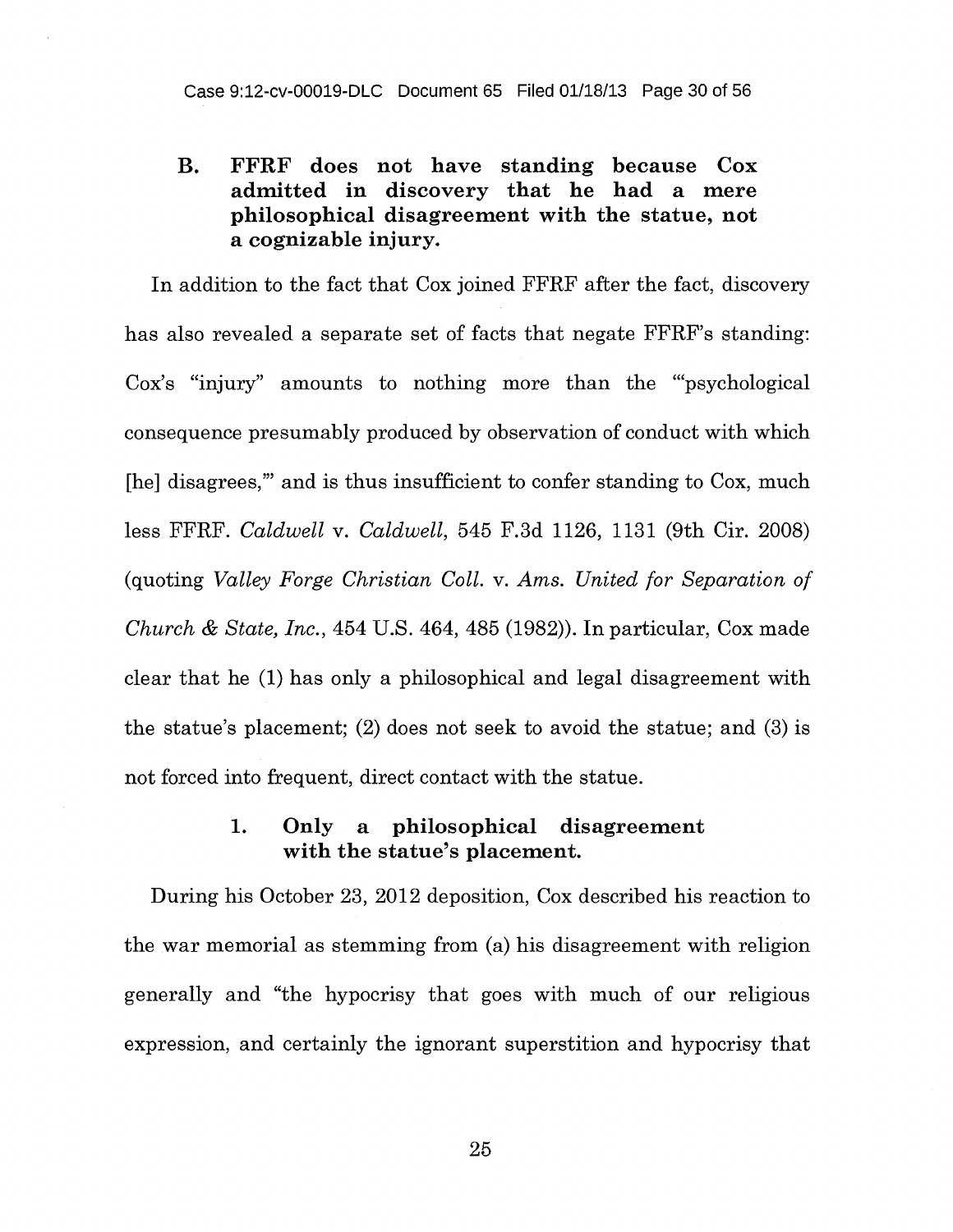### B. FFRF does not have standing because Cox admitted in discovery that he had a mere philosophical disagreement with the statue, not a cognizable injury.

In addition to the fact that Cox joined FFRF after the fact, discovery has also revealed a separate set of facts that negate FFRF's standing: Cox's "injury" amounts to nothing more than the "'psychological consequence presumably produced by observation of conduct with which [he] disagrees,'" and is thus insufficient to confer standing to Cox, much less FFRF. *Caldwell* v. *Caldwell*, 545 F.3d 1126, 1131 (9th Cir. 2008) (quoting *Valley Forge Christian Coll.* v. *Ams. United for Separation of Church & State, Inc.*, 454 U.S. 464, 485 (1982)). In particular, Cox made clear that he (1) has only a philosophical and legal disagreement with the statue's placement; (2) does not seek to avoid the statue; and (3) is not forced into frequent, direct contact with the statue.

#### 1. Only a philosophical disagreement with the statue's placement.

During his October 23, 2012 deposition, Cox described his reaction to the war memorial as stemming from (a) his disagreement with religion generally and "the hypocrisy that goes with much of our religious expression, and certainly the ignorant superstition and hypocrisy that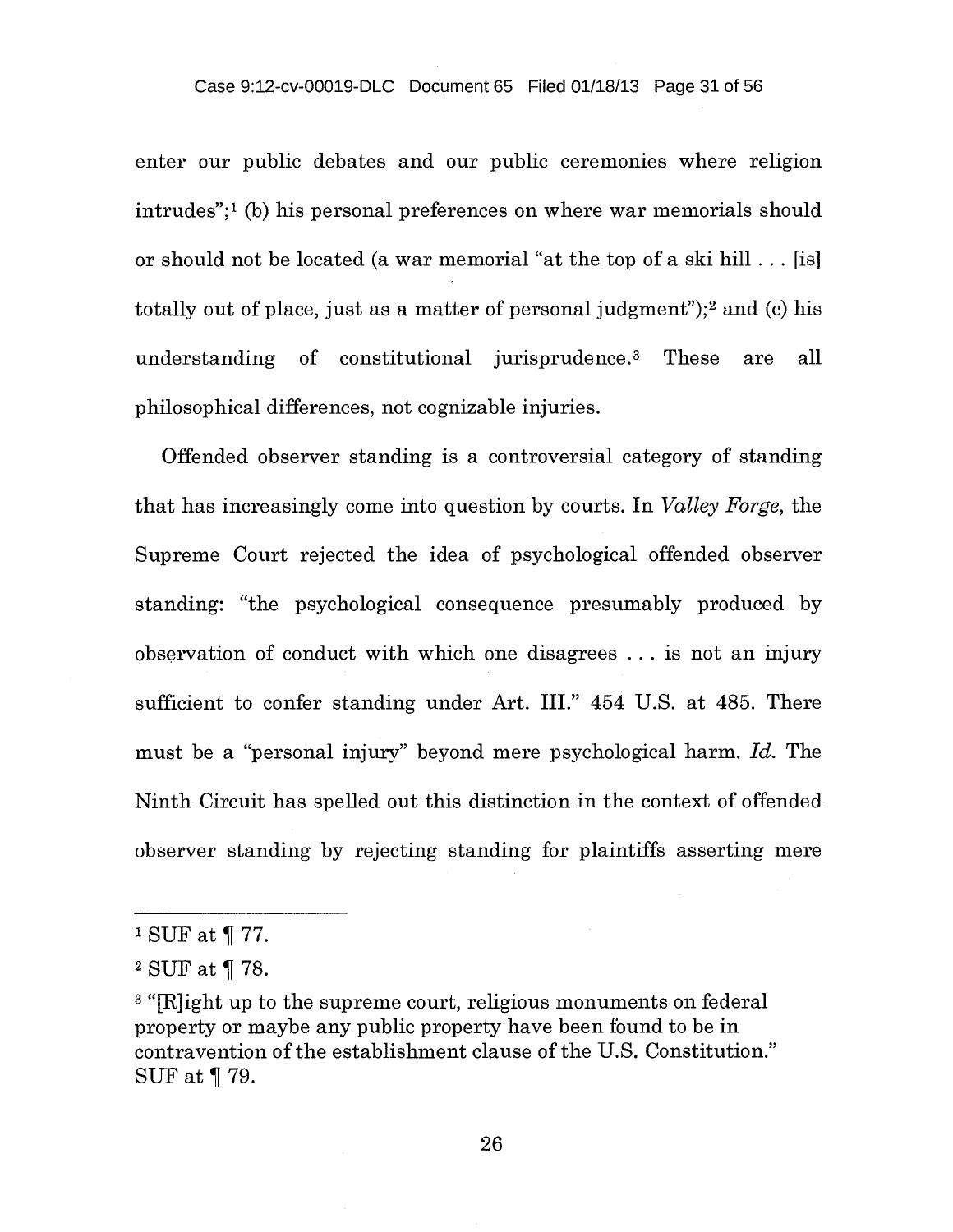enter our public debates and our public ceremonies where religion intrudes";[1] (b) his personal preferences on where war memorials should or should not be located (a war memorial "at the top of a ski hill . . . [is] totally out of place, just as a matter of personal judgment");[2] and (c) his understanding of constitutional jurisprudence.[3] These are all philosophical differences, not cognizable injuries.

Offended observer standing is a controversial category of standing that has increasingly come into question by courts. In *Valley Forge*, the Supreme Court rejected the idea of psychological offended observer standing: "the psychological consequence presumably produced by observation of conduct with which one disagrees . . . is not an injury sufficient to confer standing under Art. III." 454 U.S. at 485. There must be a "personal injury" beyond mere psychological harm. *Id.* The Ninth Circuit has spelled out this distinction in the context of offended observer standing by rejecting standing for plaintiffs asserting mere

---

[1] SUF at ¶ 77.

[2] SUF at ¶ 78.

[3] "[R]ight up to the supreme court, religious monuments on federal property or maybe any public property have been found to be in contravention of the establishment clause of the U.S. Constitution." SUF at ¶ 79.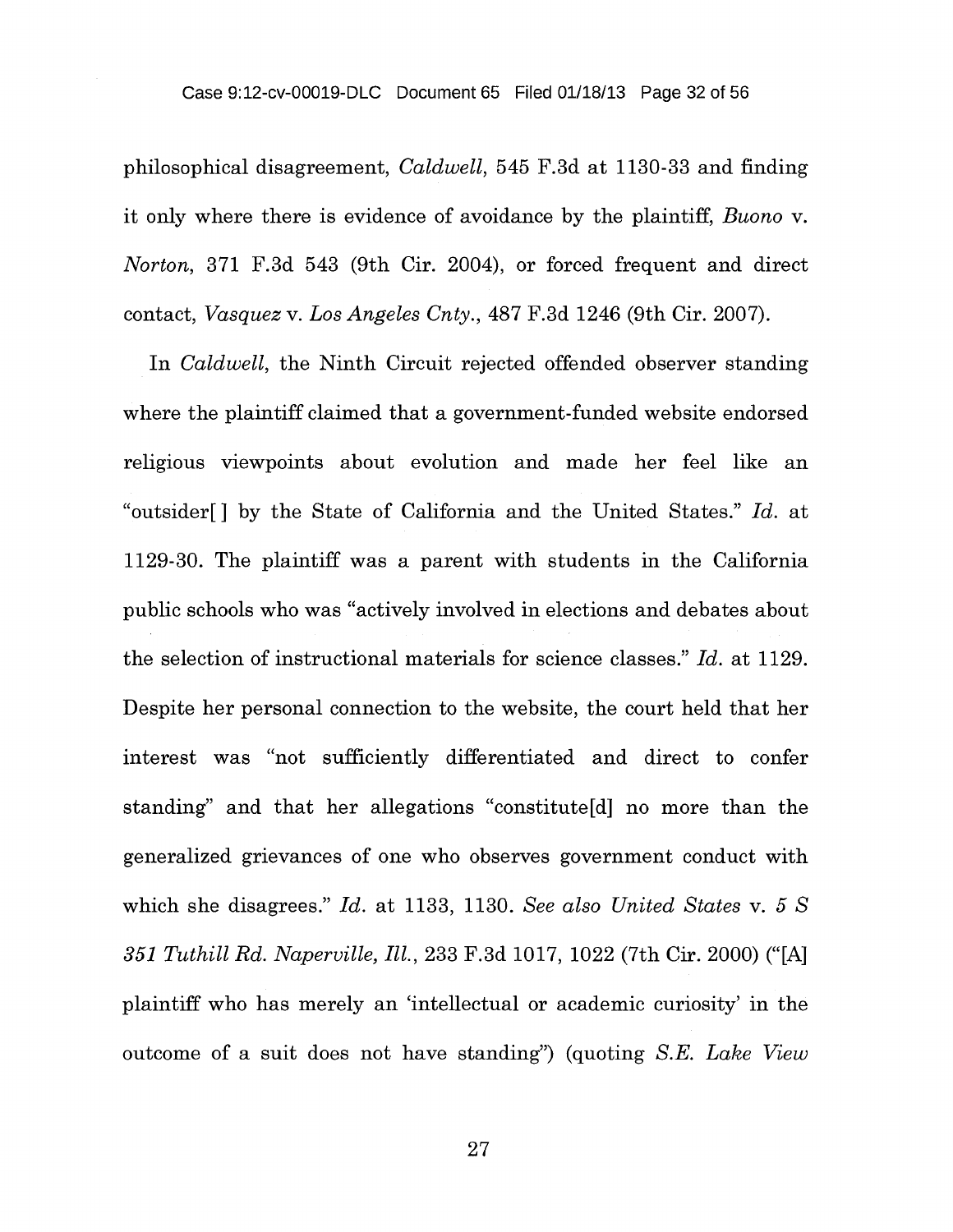philosophical disagreement, *Caldwell*, 545 F.3d at 1130-33 and finding it only where there is evidence of avoidance by the plaintiff, *Buono* v. *Norton*, 371 F.3d 543 (9th Cir. 2004), or forced frequent and direct contact, *Vasquez* v. *Los Angeles Cnty.*, 487 F.3d 1246 (9th Cir. 2007).

In *Caldwell*, the Ninth Circuit rejected offended observer standing where the plaintiff claimed that a government-funded website endorsed religious viewpoints about evolution and made her feel like an "outsider[ ] by the State of California and the United States." *Id.* at 1129-30. The plaintiff was a parent with students in the California public schools who was "actively involved in elections and debates about the selection of instructional materials for science classes." *Id.* at 1129. Despite her personal connection to the website, the court held that her interest was "not sufficiently differentiated and direct to confer standing" and that her allegations "constitute[d] no more than the generalized grievances of one who observes government conduct with which she disagrees." *Id.* at 1133, 1130. *See also United States* v. *5 S 351 Tuthill Rd. Naperville, Ill.*, 233 F.3d 1017, 1022 (7th Cir. 2000) ("[A] plaintiff who has merely an 'intellectual or academic curiosity' in the outcome of a suit does not have standing") (quoting *S.E. Lake View*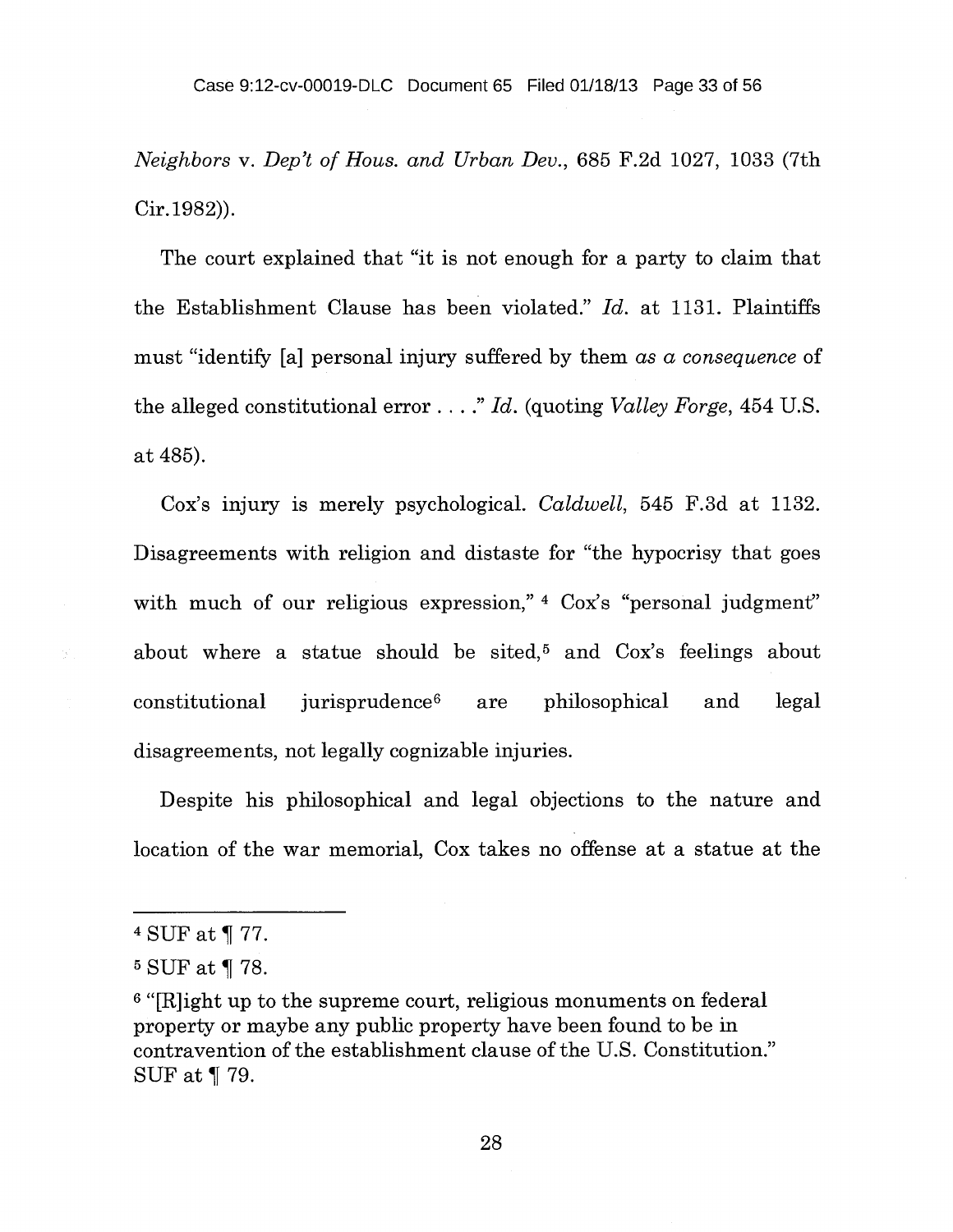*Neighbors* v. *Dep't of Hous. and Urban Dev.*, 685 F.2d 1027, 1033 (7th Cir.1982)).

The court explained that "it is not enough for a party to claim that the Establishment Clause has been violated." *Id.* at 1131. Plaintiffs must "identify [a] personal injury suffered by them *as a consequence* of the alleged constitutional error . . . ." *Id.* (quoting *Valley Forge*, 454 U.S. at 485).

Cox's injury is merely psychological. *Caldwell*, 545 F.3d at 1132. Disagreements with religion and distaste for "the hypocrisy that goes with much of our religious expression," [4] Cox's "personal judgment" about where a statue should be sited,[5] and Cox's feelings about constitutional jurisprudence[6] are philosophical and legal disagreements, not legally cognizable injuries.

Despite his philosophical and legal objections to the nature and location of the war memorial, Cox takes no offense at a statue at the

---

[4] SUF at ¶ 77.

[5] SUF at ¶ 78.

[6] "[R]ight up to the supreme court, religious monuments on federal property or maybe any public property have been found to be in contravention of the establishment clause of the U.S. Constitution." SUF at ¶ 79.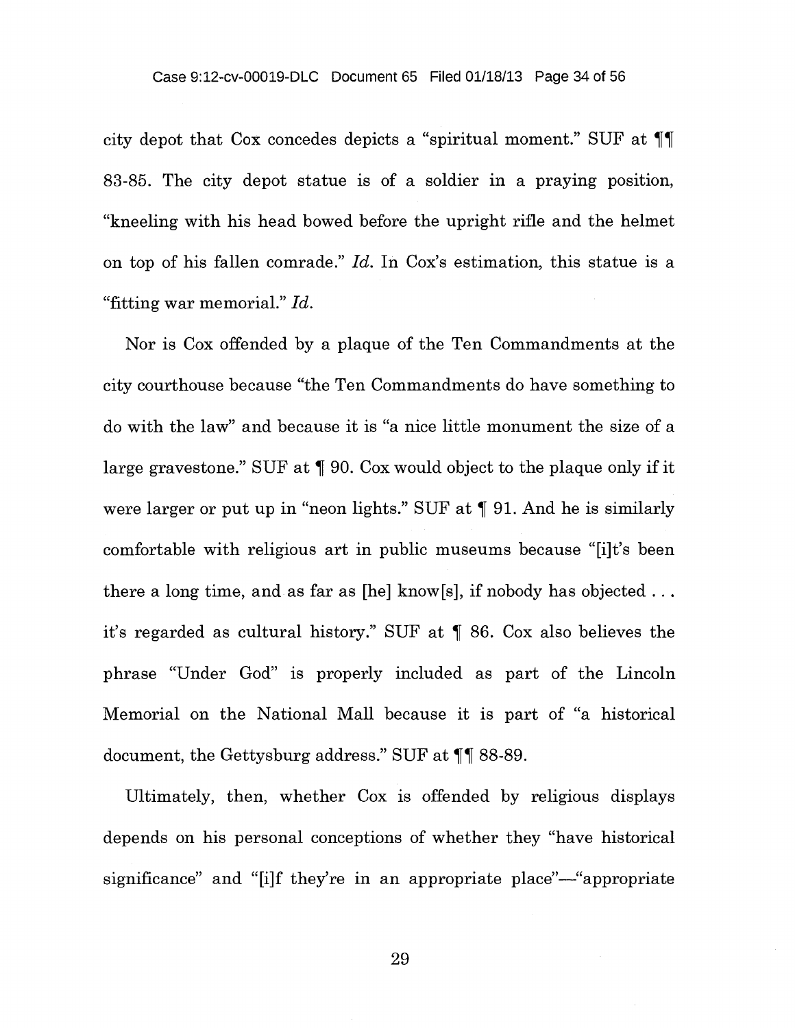city depot that Cox concedes depicts a "spiritual moment." SUF at ¶¶ 83-85. The city depot statue is of a soldier in a praying position, "kneeling with his head bowed before the upright rifle and the helmet on top of his fallen comrade." *Id.* In Cox's estimation, this statue is a "fitting war memorial." *Id.*

Nor is Cox offended by a plaque of the Ten Commandments at the city courthouse because "the Ten Commandments do have something to do with the law" and because it is "a nice little monument the size of a large gravestone." SUF at ¶ 90. Cox would object to the plaque only if it were larger or put up in "neon lights." SUF at ¶ 91. And he is similarly comfortable with religious art in public museums because "[i]t's been there a long time, and as far as [he] know[s], if nobody has objected . . . it's regarded as cultural history." SUF at ¶ 86. Cox also believes the phrase "Under God" is properly included as part of the Lincoln Memorial on the National Mall because it is part of "a historical document, the Gettysburg address." SUF at ¶¶ 88-89.

Ultimately, then, whether Cox is offended by religious displays depends on his personal conceptions of whether they "have historical significance" and "[i]f they're in an appropriate place"—"appropriate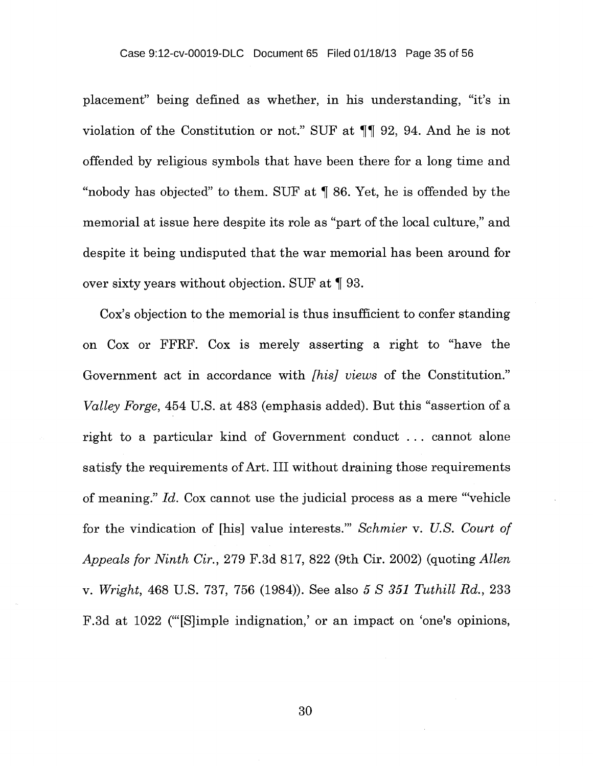placement" being defined as whether, in his understanding, "it's in violation of the Constitution or not." SUF at ¶¶ 92, 94. And he is not offended by religious symbols that have been there for a long time and "nobody has objected" to them. SUF at ¶ 86. Yet, he is offended by the memorial at issue here despite its role as "part of the local culture," and despite it being undisputed that the war memorial has been around for over sixty years without objection. SUF at ¶ 93.

Cox's objection to the memorial is thus insufficient to confer standing on Cox or FFRF. Cox is merely asserting a right to "have the Government act in accordance with *[his] views* of the Constitution." *Valley Forge*, 454 U.S. at 483 (emphasis added). But this "assertion of a right to a particular kind of Government conduct . . . cannot alone satisfy the requirements of Art. III without draining those requirements of meaning." *Id.* Cox cannot use the judicial process as a mere "'vehicle for the vindication of [his] value interests.'" *Schmier* v. *U.S. Court of Appeals for Ninth Cir.*, 279 F.3d 817, 822 (9th Cir. 2002) (quoting *Allen* v. *Wright*, 468 U.S. 737, 756 (1984)). See also *5 S 351 Tuthill Rd.*, 233 F.3d at 1022 ("'[S]imple indignation,' or an impact on 'one's opinions,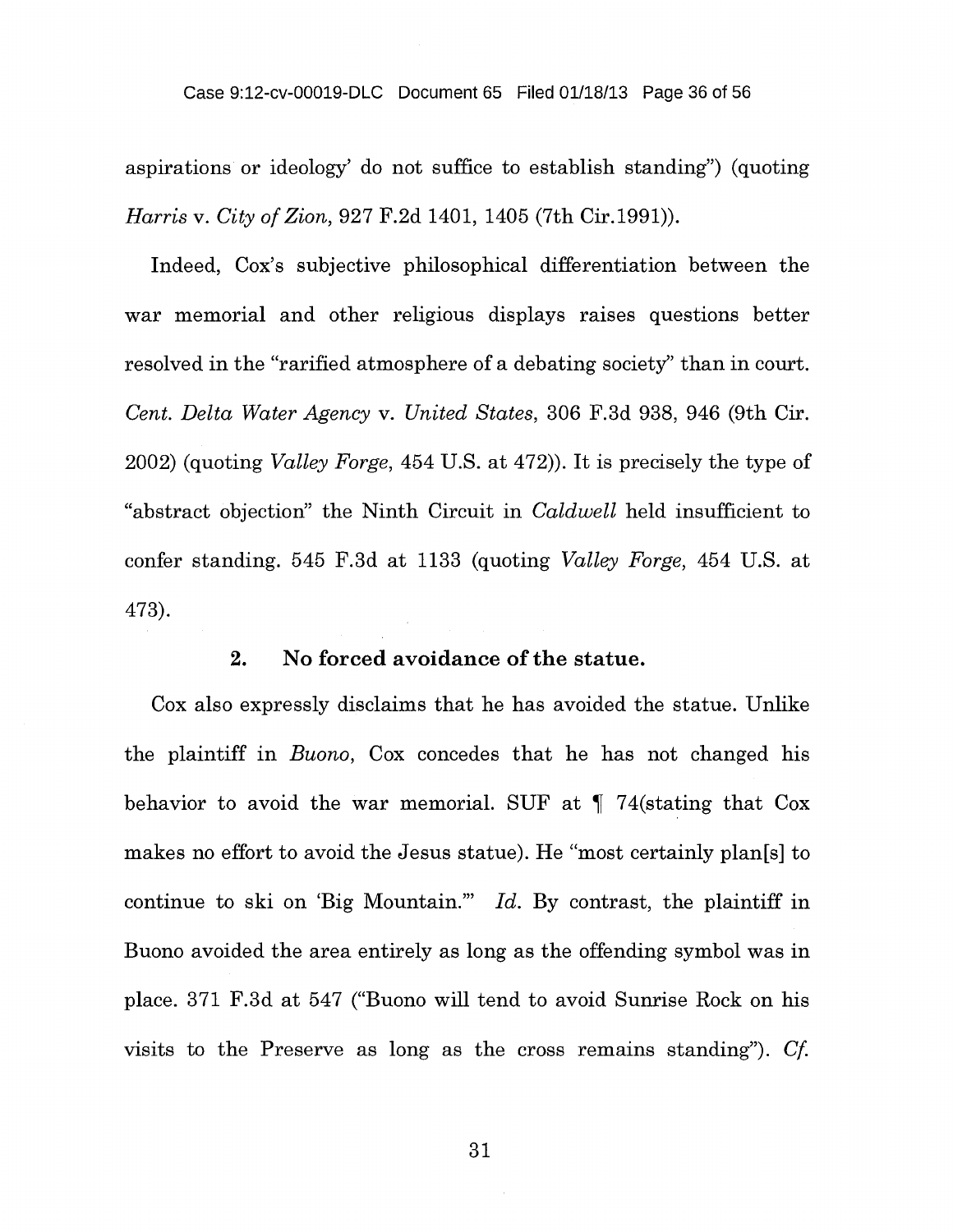aspirations or ideology' do not suffice to establish standing") (quoting *Harris* v. *City of Zion*, 927 F.2d 1401, 1405 (7th Cir.1991)).

Indeed, Cox's subjective philosophical differentiation between the war memorial and other religious displays raises questions better resolved in the "rarified atmosphere of a debating society" than in court. *Cent. Delta Water Agency* v. *United States*, 306 F.3d 938, 946 (9th Cir. 2002) (quoting *Valley Forge*, 454 U.S. at 472)). It is precisely the type of "abstract objection" the Ninth Circuit in *Caldwell* held insufficient to confer standing. 545 F.3d at 1133 (quoting *Valley Forge*, 454 U.S. at 473).

### 2. No forced avoidance of the statue.

Cox also expressly disclaims that he has avoided the statue. Unlike the plaintiff in *Buono*, Cox concedes that he has not changed his behavior to avoid the war memorial. SUF at ¶ 74(stating that Cox makes no effort to avoid the Jesus statue). He "most certainly plan[s] to continue to ski on 'Big Mountain.'" *Id.* By contrast, the plaintiff in Buono avoided the area entirely as long as the offending symbol was in place. 371 F.3d at 547 ("Buono will tend to avoid Sunrise Rock on his visits to the Preserve as long as the cross remains standing"). *Cf.*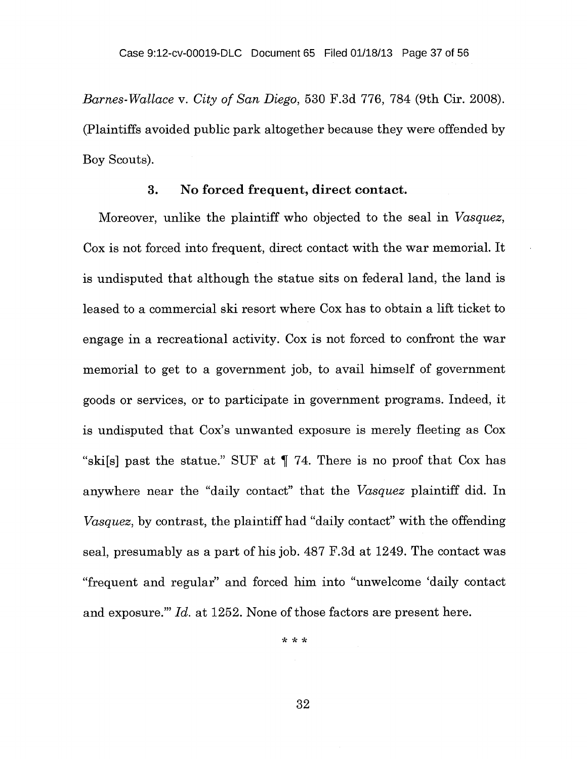*Barnes-Wallace* v. *City of San Diego*, 530 F.3d 776, 784 (9th Cir. 2008). (Plaintiffs avoided public park altogether because they were offended by Boy Scouts).

### 3. No forced frequent, direct contact.

Moreover, unlike the plaintiff who objected to the seal in *Vasquez*, Cox is not forced into frequent, direct contact with the war memorial. It is undisputed that although the statue sits on federal land, the land is leased to a commercial ski resort where Cox has to obtain a lift ticket to engage in a recreational activity. Cox is not forced to confront the war memorial to get to a government job, to avail himself of government goods or services, or to participate in government programs. Indeed, it is undisputed that Cox's unwanted exposure is merely fleeting as Cox "ski[s] past the statue." SUF at ¶ 74. There is no proof that Cox has anywhere near the "daily contact" that the *Vasquez* plaintiff did. In *Vasquez*, by contrast, the plaintiff had "daily contact" with the offending seal, presumably as a part of his job. 487 F.3d at 1249. The contact was "frequent and regular" and forced him into "unwelcome 'daily contact and exposure.'" *Id.* at 1252. None of those factors are present here.

\* \* \*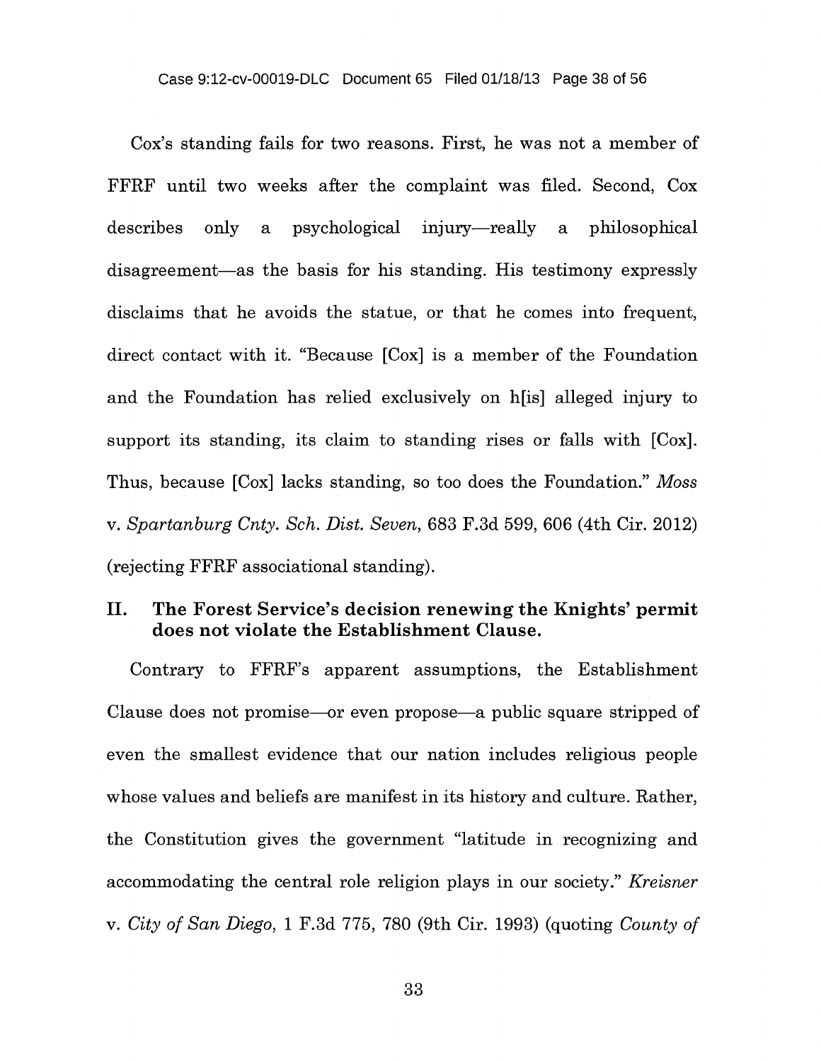Cox's standing fails for two reasons. First, he was not a member of FFRF until two weeks after the complaint was filed. Second, Cox describes only a psychological injury—really a philosophical disagreement—as the basis for his standing. His testimony expressly disclaims that he avoids the statue, or that he comes into frequent, direct contact with it. "Because [Cox] is a member of the Foundation and the Foundation has relied exclusively on h[is] alleged injury to support its standing, its claim to standing rises or falls with [Cox]. Thus, because [Cox] lacks standing, so too does the Foundation." *Moss v. Spartanburg Cnty. Sch. Dist. Seven*, 683 F.3d 599, 606 (4th Cir. 2012) (rejecting FFRF associational standing).

## II. The Forest Service's decision renewing the Knights' permit does not violate the Establishment Clause.

Contrary to FFRF's apparent assumptions, the Establishment Clause does not promise—or even propose—a public square stripped of even the smallest evidence that our nation includes religious people whose values and beliefs are manifest in its history and culture. Rather, the Constitution gives the government "latitude in recognizing and accommodating the central role religion plays in our society." *Kreisner v. City of San Diego*, 1 F.3d 775, 780 (9th Cir. 1993) (quoting *County of*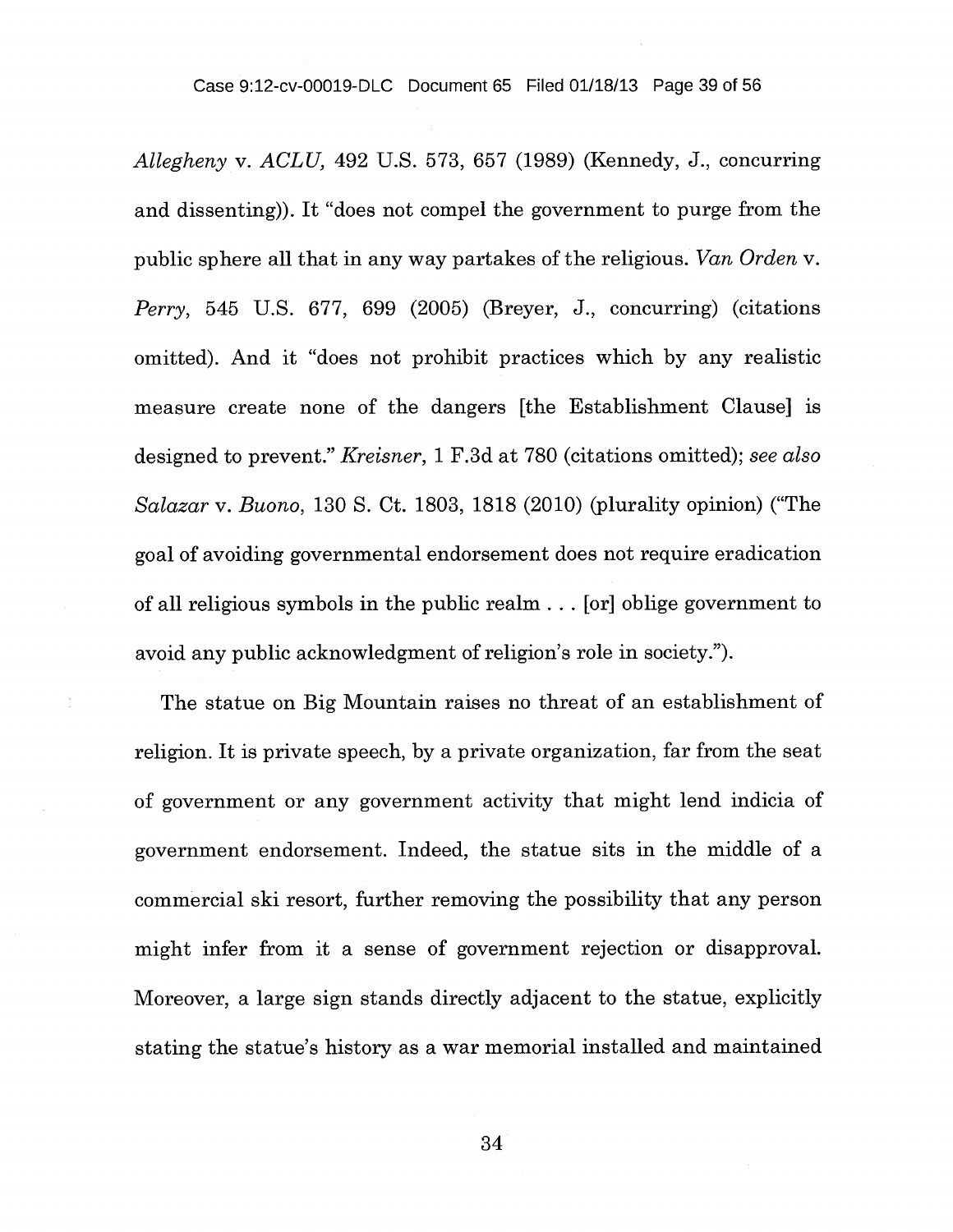*Allegheny* v. *ACLU,* 492 U.S. 573, 657 (1989) (Kennedy, J., concurring and dissenting)). It "does not compel the government to purge from the public sphere all that in any way partakes of the religious. *Van Orden* v. *Perry,* 545 U.S. 677, 699 (2005) (Breyer, J., concurring) (citations omitted). And it "does not prohibit practices which by any realistic measure create none of the dangers [the Establishment Clause] is designed to prevent." *Kreisner,* 1 F.3d at 780 (citations omitted); *see also Salazar* v. *Buono,* 130 S. Ct. 1803, 1818 (2010) (plurality opinion) ("The goal of avoiding governmental endorsement does not require eradication of all religious symbols in the public realm . . . [or] oblige government to avoid any public acknowledgment of religion's role in society.").

The statue on Big Mountain raises no threat of an establishment of religion. It is private speech, by a private organization, far from the seat of government or any government activity that might lend indicia of government endorsement. Indeed, the statue sits in the middle of a commercial ski resort, further removing the possibility that any person might infer from it a sense of government rejection or disapproval. Moreover, a large sign stands directly adjacent to the statue, explicitly stating the statue's history as a war memorial installed and maintained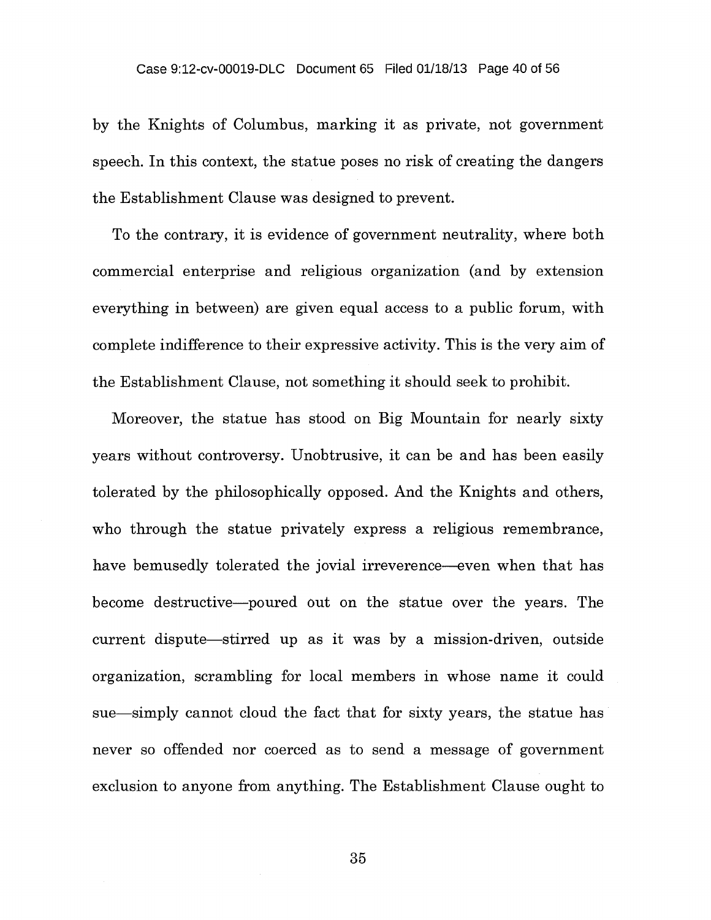by the Knights of Columbus, marking it as private, not government speech. In this context, the statue poses no risk of creating the dangers the Establishment Clause was designed to prevent.

To the contrary, it is evidence of government neutrality, where both commercial enterprise and religious organization (and by extension everything in between) are given equal access to a public forum, with complete indifference to their expressive activity. This is the very aim of the Establishment Clause, not something it should seek to prohibit.

Moreover, the statue has stood on Big Mountain for nearly sixty years without controversy. Unobtrusive, it can be and has been easily tolerated by the philosophically opposed. And the Knights and others, who through the statue privately express a religious remembrance, have bemusedly tolerated the jovial irreverence—even when that has become destructive—poured out on the statue over the years. The current dispute—stirred up as it was by a mission-driven, outside organization, scrambling for local members in whose name it could sue—simply cannot cloud the fact that for sixty years, the statue has never so offended nor coerced as to send a message of government exclusion to anyone from anything. The Establishment Clause ought to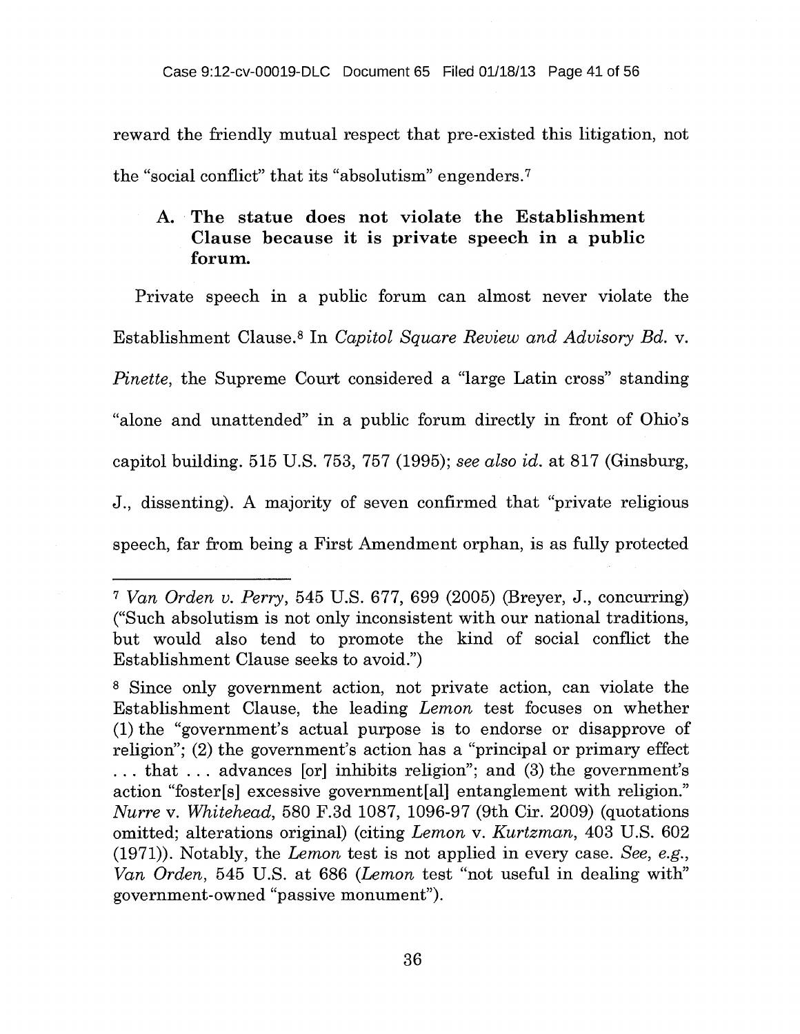reward the friendly mutual respect that pre-existed this litigation, not the "social conflict" that its "absolutism" engenders.[7]

### A. The statue does not violate the Establishment Clause because it is private speech in a public forum.

Private speech in a public forum can almost never violate the Establishment Clause.[8] In *Capitol Square Review and Advisory Bd.* v. *Pinette*, the Supreme Court considered a "large Latin cross" standing "alone and unattended" in a public forum directly in front of Ohio's capitol building. 515 U.S. 753, 757 (1995); *see also id.* at 817 (Ginsburg, J., dissenting). A majority of seven confirmed that "private religious speech, far from being a First Amendment orphan, is as fully protected

---

[7] *Van Orden v. Perry*, 545 U.S. 677, 699 (2005) (Breyer, J., concurring) ("Such absolutism is not only inconsistent with our national traditions, but would also tend to promote the kind of social conflict the Establishment Clause seeks to avoid.")

[8] Since only government action, not private action, can violate the Establishment Clause, the leading *Lemon* test focuses on whether (1) the "government's actual purpose is to endorse or disapprove of religion"; (2) the government's action has a "principal or primary effect . . . that . . . advances [or] inhibits religion"; and (3) the government's action "foster[s] excessive government[al] entanglement with religion." *Nurre* v. *Whitehead*, 580 F.3d 1087, 1096-97 (9th Cir. 2009) (quotations omitted; alterations original) (citing *Lemon* v. *Kurtzman*, 403 U.S. 602 (1971)). Notably, the *Lemon* test is not applied in every case. *See, e.g., Van Orden*, 545 U.S. at 686 (*Lemon* test "not useful in dealing with" government-owned "passive monument").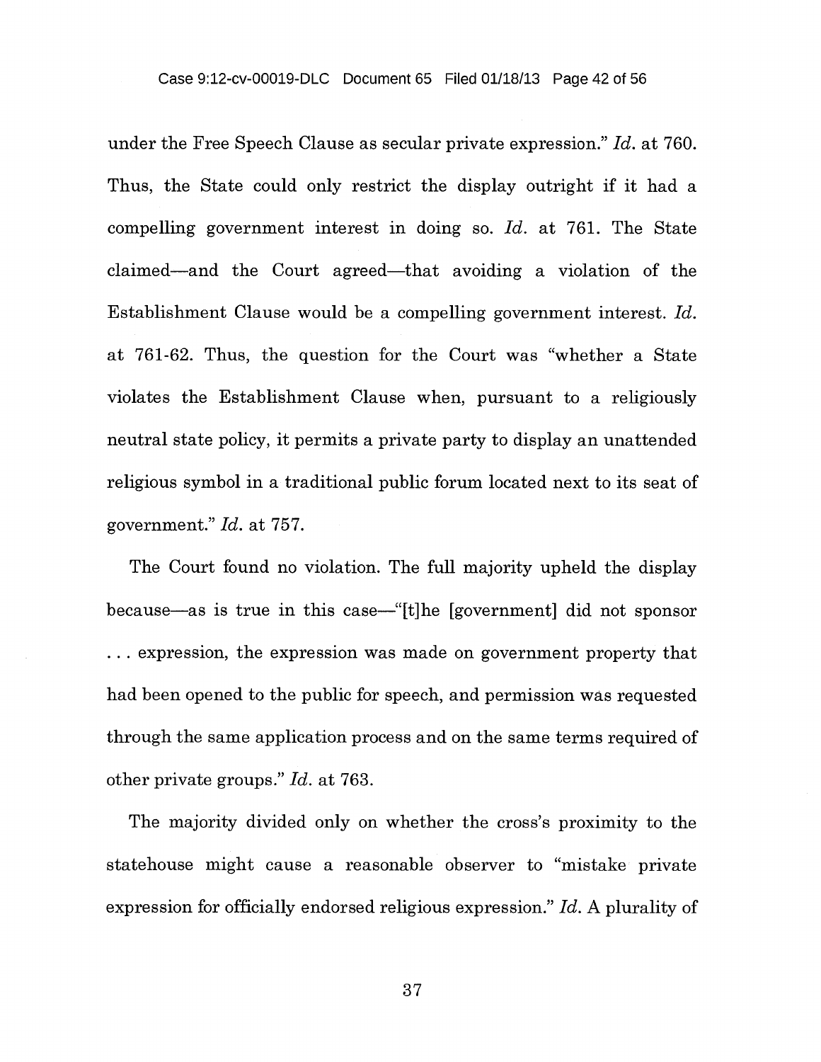under the Free Speech Clause as secular private expression." *Id.* at 760. Thus, the State could only restrict the display outright if it had a compelling government interest in doing so. *Id.* at 761. The State claimed—and the Court agreed—that avoiding a violation of the Establishment Clause would be a compelling government interest. *Id.* at 761-62. Thus, the question for the Court was "whether a State violates the Establishment Clause when, pursuant to a religiously neutral state policy, it permits a private party to display an unattended religious symbol in a traditional public forum located next to its seat of government." *Id.* at 757.

The Court found no violation. The full majority upheld the display because—as is true in this case—"[t]he [government] did not sponsor . . . expression, the expression was made on government property that had been opened to the public for speech, and permission was requested through the same application process and on the same terms required of other private groups." *Id.* at 763.

The majority divided only on whether the cross's proximity to the statehouse might cause a reasonable observer to "mistake private expression for officially endorsed religious expression." *Id.* A plurality of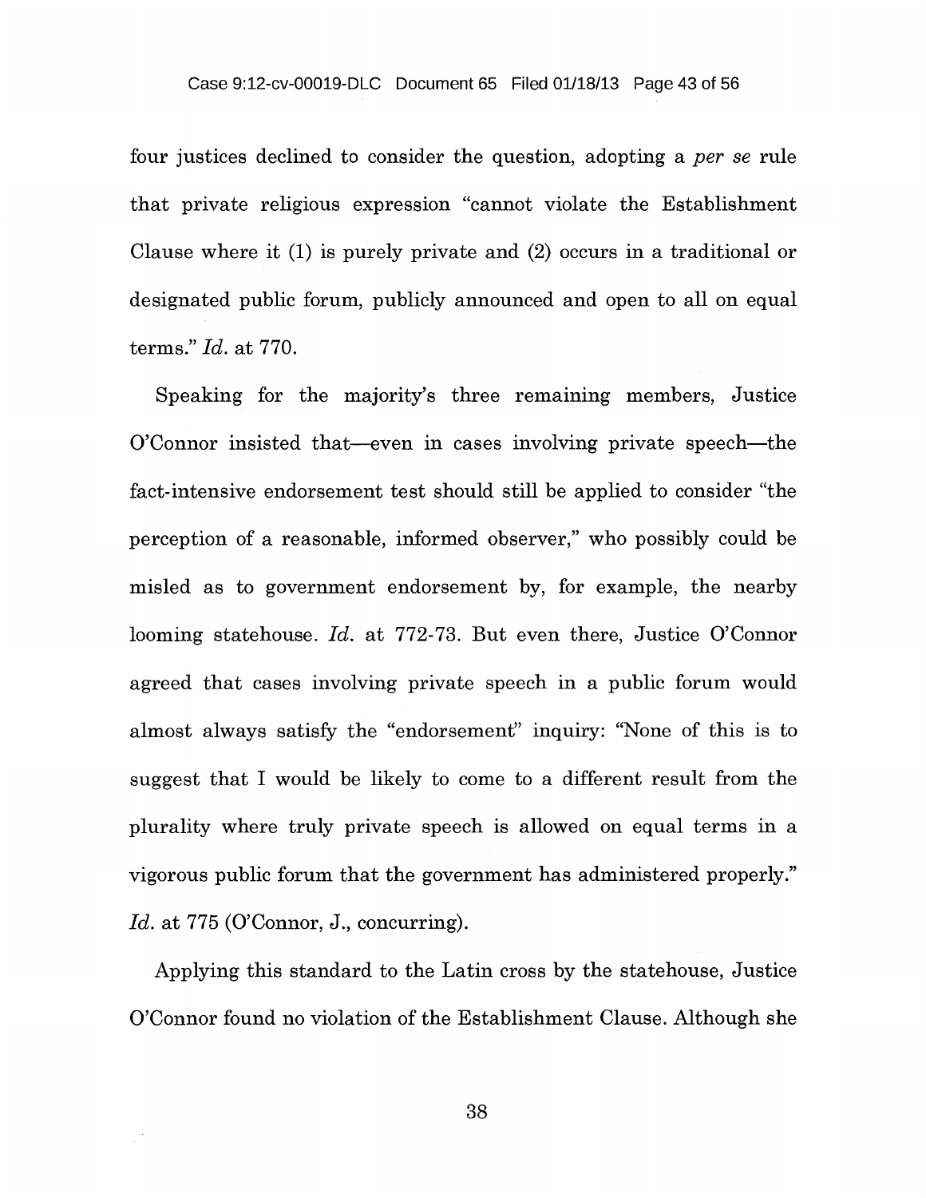four justices declined to consider the question, adopting a *per se* rule that private religious expression "cannot violate the Establishment Clause where it (1) is purely private and (2) occurs in a traditional or designated public forum, publicly announced and open to all on equal terms." *Id.* at 770.

Speaking for the majority's three remaining members, Justice O'Connor insisted that—even in cases involving private speech—the fact-intensive endorsement test should still be applied to consider "the perception of a reasonable, informed observer," who possibly could be misled as to government endorsement by, for example, the nearby looming statehouse. *Id.* at 772-73. But even there, Justice O'Connor agreed that cases involving private speech in a public forum would almost always satisfy the "endorsement" inquiry: "None of this is to suggest that I would be likely to come to a different result from the plurality where truly private speech is allowed on equal terms in a vigorous public forum that the government has administered properly." *Id.* at 775 (O'Connor, J., concurring).

Applying this standard to the Latin cross by the statehouse, Justice O'Connor found no violation of the Establishment Clause. Although she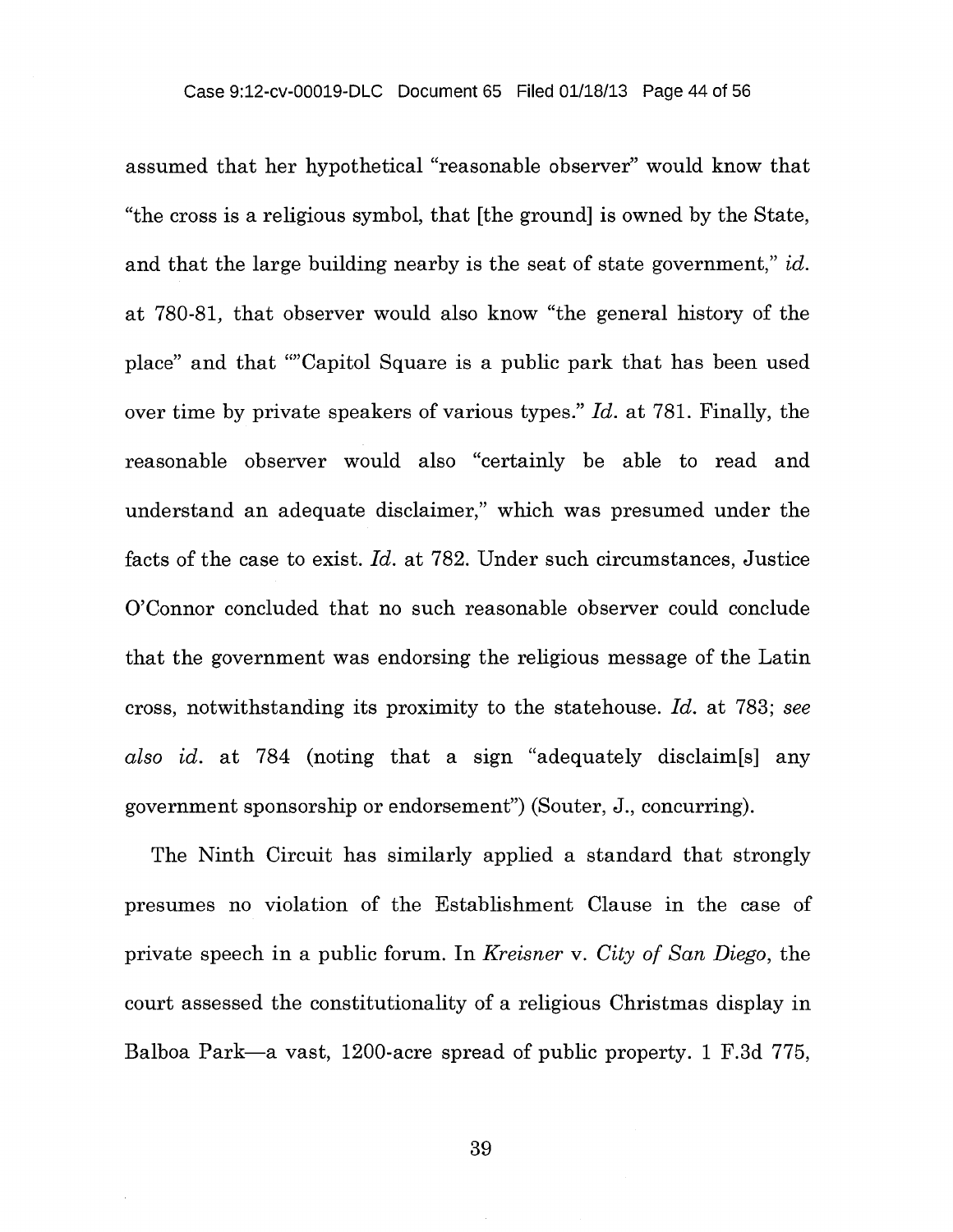assumed that her hypothetical "reasonable observer" would know that "the cross is a religious symbol, that [the ground] is owned by the State, and that the large building nearby is the seat of state government," *id.* at 780-81, that observer would also know "the general history of the place" and that ""Capitol Square is a public park that has been used over time by private speakers of various types." *Id.* at 781. Finally, the reasonable observer would also "certainly be able to read and understand an adequate disclaimer," which was presumed under the facts of the case to exist. *Id.* at 782. Under such circumstances, Justice O'Connor concluded that no such reasonable observer could conclude that the government was endorsing the religious message of the Latin cross, notwithstanding its proximity to the statehouse. *Id.* at 783; *see also id.* at 784 (noting that a sign "adequately disclaim[s] any government sponsorship or endorsement") (Souter, J., concurring).

The Ninth Circuit has similarly applied a standard that strongly presumes no violation of the Establishment Clause in the case of private speech in a public forum. In *Kreisner* v. *City of San Diego*, the court assessed the constitutionality of a religious Christmas display in Balboa Park—a vast, 1200-acre spread of public property. 1 F.3d 775,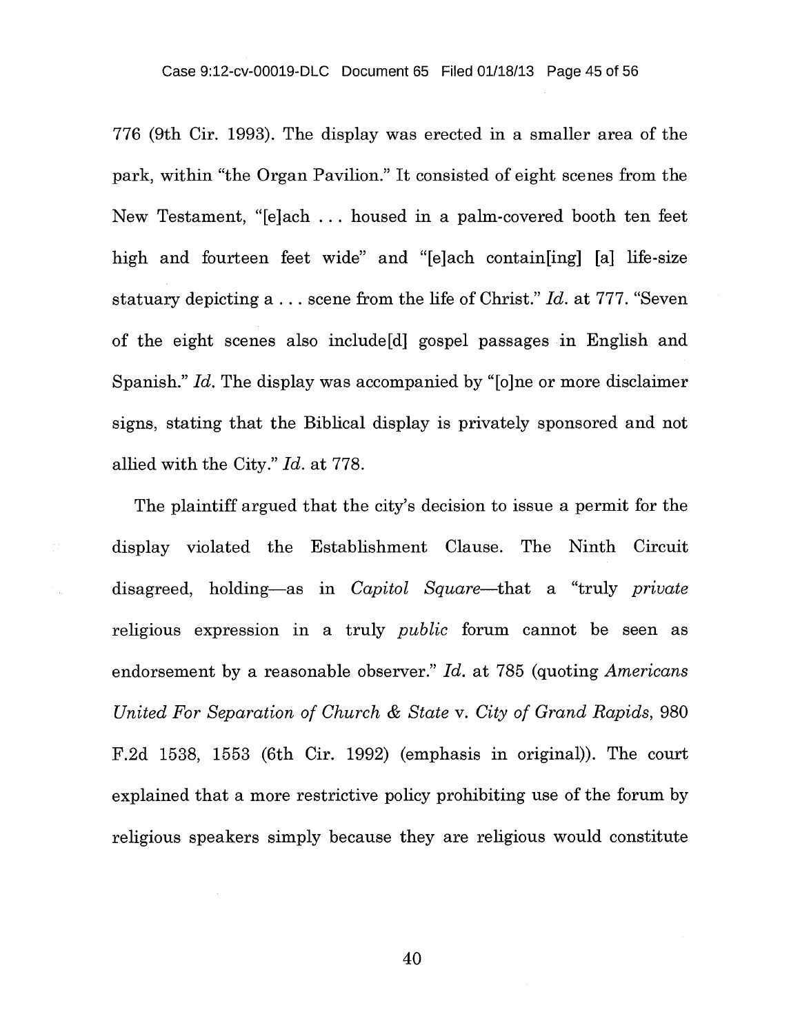776 (9th Cir. 1993). The display was erected in a smaller area of the park, within "the Organ Pavilion." It consisted of eight scenes from the New Testament, "[e]ach . . . housed in a palm-covered booth ten feet high and fourteen feet wide" and "[e]ach contain[ing] [a] life-size statuary depicting a . . . scene from the life of Christ." *Id.* at 777. "Seven of the eight scenes also include[d] gospel passages in English and Spanish." *Id.* The display was accompanied by "[o]ne or more disclaimer signs, stating that the Biblical display is privately sponsored and not allied with the City." *Id.* at 778.

The plaintiff argued that the city's decision to issue a permit for the display violated the Establishment Clause. The Ninth Circuit disagreed, holding—as in *Capitol Square*—that a "truly *private* religious expression in a truly *public* forum cannot be seen as endorsement by a reasonable observer." *Id.* at 785 (quoting *Americans United For Separation of Church & State* v. *City of Grand Rapids*, 980 F.2d 1538, 1553 (6th Cir. 1992) (emphasis in original)). The court explained that a more restrictive policy prohibiting use of the forum by religious speakers simply because they are religious would constitute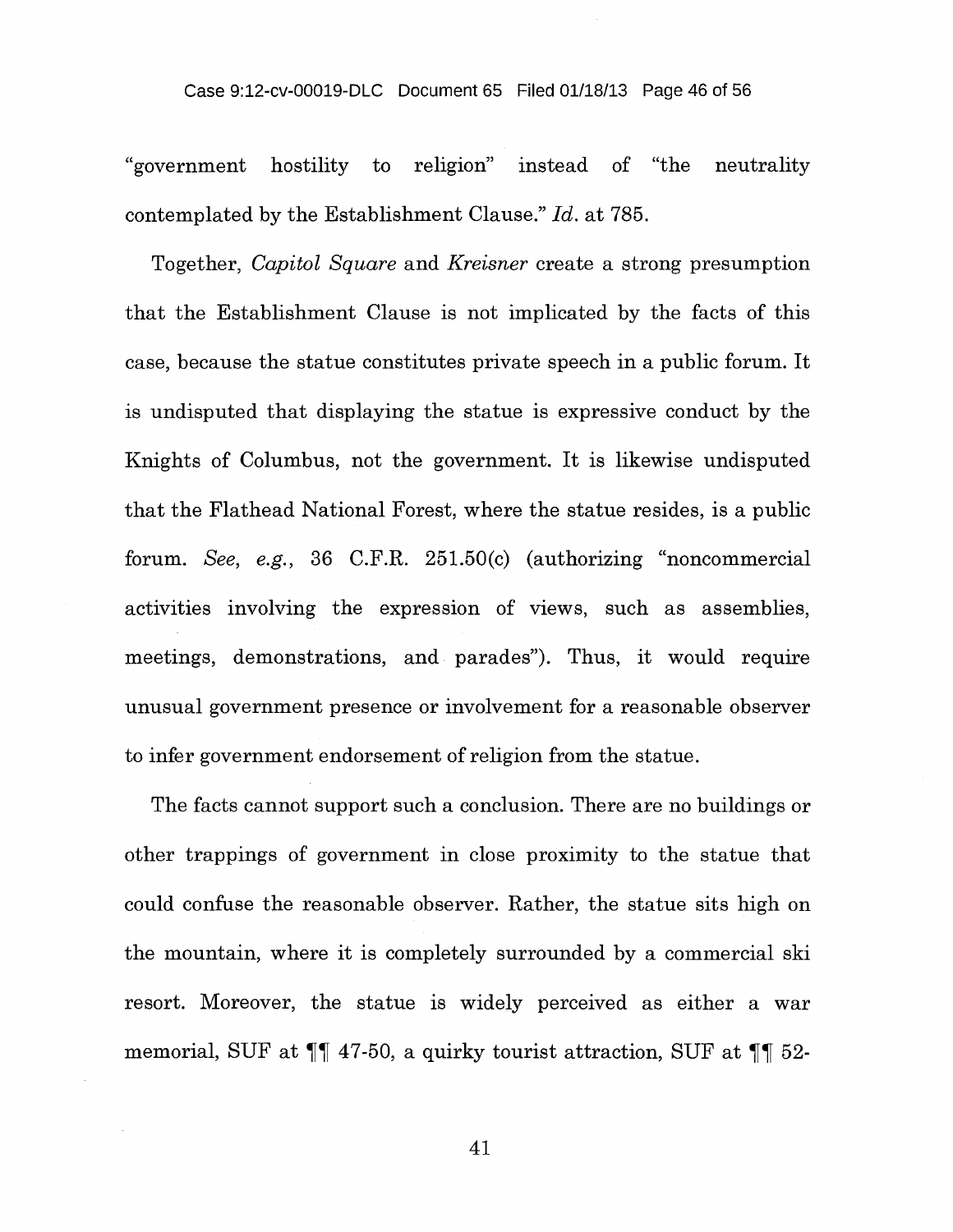"government hostility to religion" instead of "the neutrality contemplated by the Establishment Clause." *Id.* at 785.

Together, *Capitol Square* and *Kreisner* create a strong presumption that the Establishment Clause is not implicated by the facts of this case, because the statue constitutes private speech in a public forum. It is undisputed that displaying the statue is expressive conduct by the Knights of Columbus, not the government. It is likewise undisputed that the Flathead National Forest, where the statue resides, is a public forum. *See, e.g.*, 36 C.F.R. 251.50(c) (authorizing "noncommercial activities involving the expression of views, such as assemblies, meetings, demonstrations, and parades"). Thus, it would require unusual government presence or involvement for a reasonable observer to infer government endorsement of religion from the statue.

The facts cannot support such a conclusion. There are no buildings or other trappings of government in close proximity to the statue that could confuse the reasonable observer. Rather, the statue sits high on the mountain, where it is completely surrounded by a commercial ski resort. Moreover, the statue is widely perceived as either a war memorial, SUF at ¶¶ 47-50, a quirky tourist attraction, SUF at ¶¶ 52-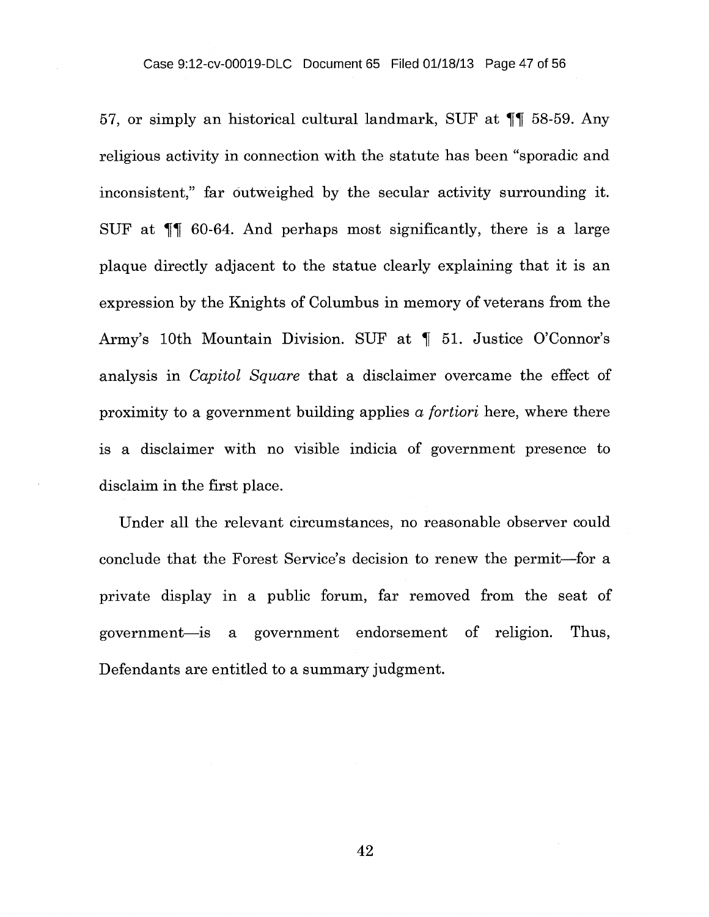57, or simply an historical cultural landmark, SUF at ¶¶ 58-59. Any religious activity in connection with the statute has been "sporadic and inconsistent," far outweighed by the secular activity surrounding it. SUF at ¶¶ 60-64. And perhaps most significantly, there is a large plaque directly adjacent to the statue clearly explaining that it is an expression by the Knights of Columbus in memory of veterans from the Army's 10th Mountain Division. SUF at ¶ 51. Justice O'Connor's analysis in *Capitol Square* that a disclaimer overcame the effect of proximity to a government building applies *a fortiori* here, where there is a disclaimer with no visible indicia of government presence to disclaim in the first place.

Under all the relevant circumstances, no reasonable observer could conclude that the Forest Service's decision to renew the permit—for a private display in a public forum, far removed from the seat of government—is a government endorsement of religion. Thus, Defendants are entitled to a summary judgment.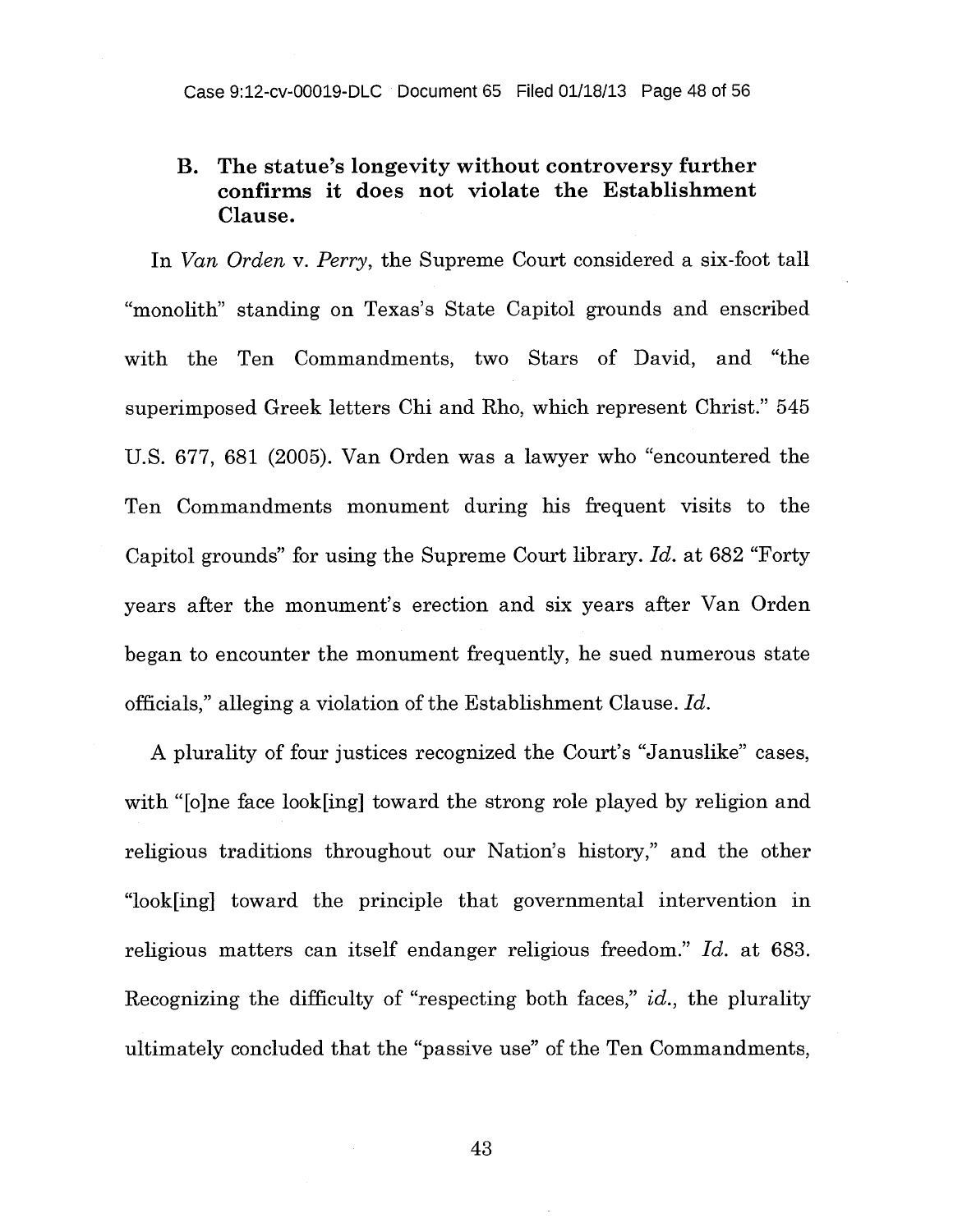### B. The statue's longevity without controversy further confirms it does not violate the Establishment Clause.

In *Van Orden* v. *Perry*, the Supreme Court considered a six-foot tall "monolith" standing on Texas's State Capitol grounds and enscribed with the Ten Commandments, two Stars of David, and "the superimposed Greek letters Chi and Rho, which represent Christ." 545 U.S. 677, 681 (2005). Van Orden was a lawyer who "encountered the Ten Commandments monument during his frequent visits to the Capitol grounds" for using the Supreme Court library. *Id.* at 682 "Forty years after the monument's erection and six years after Van Orden began to encounter the monument frequently, he sued numerous state officials," alleging a violation of the Establishment Clause. *Id.*

A plurality of four justices recognized the Court's "Januslike" cases, with "[o]ne face look[ing] toward the strong role played by religion and religious traditions throughout our Nation's history," and the other "look[ing] toward the principle that governmental intervention in religious matters can itself endanger religious freedom." *Id.* at 683. Recognizing the difficulty of "respecting both faces," *id.*, the plurality ultimately concluded that the "passive use" of the Ten Commandments,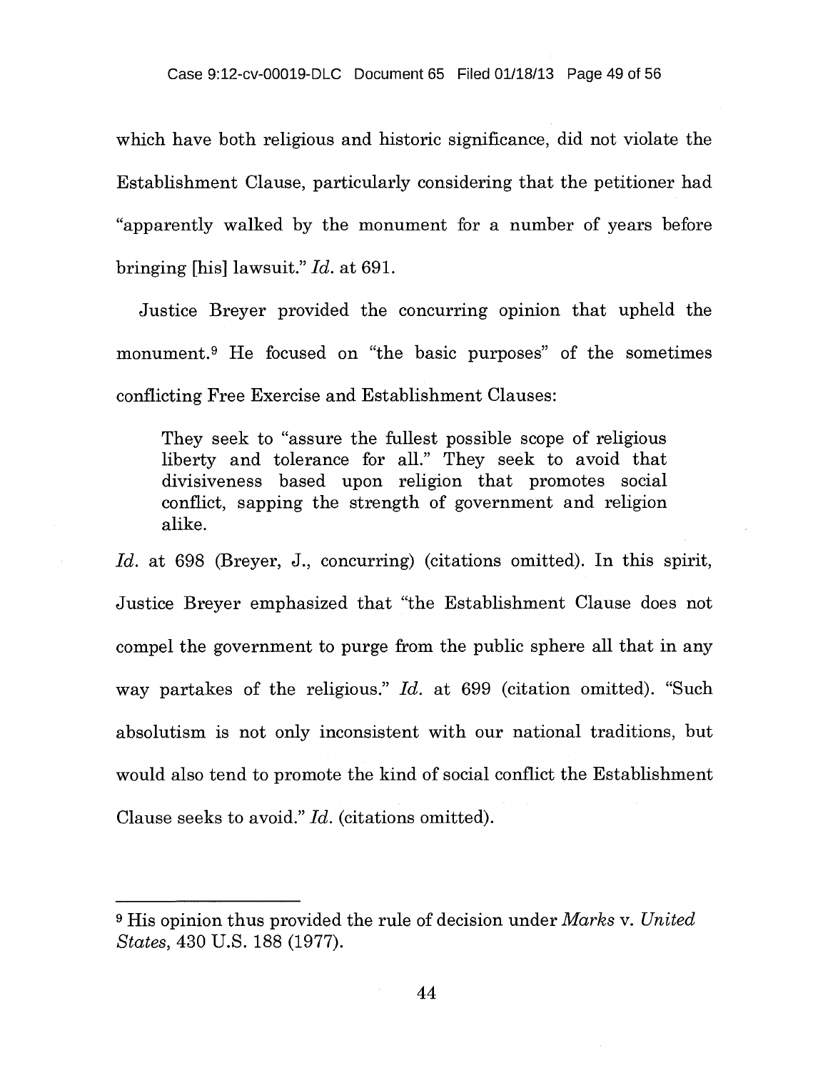which have both religious and historic significance, did not violate the Establishment Clause, particularly considering that the petitioner had "apparently walked by the monument for a number of years before bringing [his] lawsuit." *Id.* at 691.

Justice Breyer provided the concurring opinion that upheld the monument.[9] He focused on "the basic purposes" of the sometimes conflicting Free Exercise and Establishment Clauses:

> They seek to "assure the fullest possible scope of religious liberty and tolerance for all." They seek to avoid that divisiveness based upon religion that promotes social conflict, sapping the strength of government and religion alike.

*Id.* at 698 (Breyer, J., concurring) (citations omitted). In this spirit, Justice Breyer emphasized that "the Establishment Clause does not compel the government to purge from the public sphere all that in any way partakes of the religious." *Id.* at 699 (citation omitted). "Such absolutism is not only inconsistent with our national traditions, but would also tend to promote the kind of social conflict the Establishment Clause seeks to avoid." *Id.* (citations omitted).

---

[9] His opinion thus provided the rule of decision under *Marks* v. *United States*, 430 U.S. 188 (1977).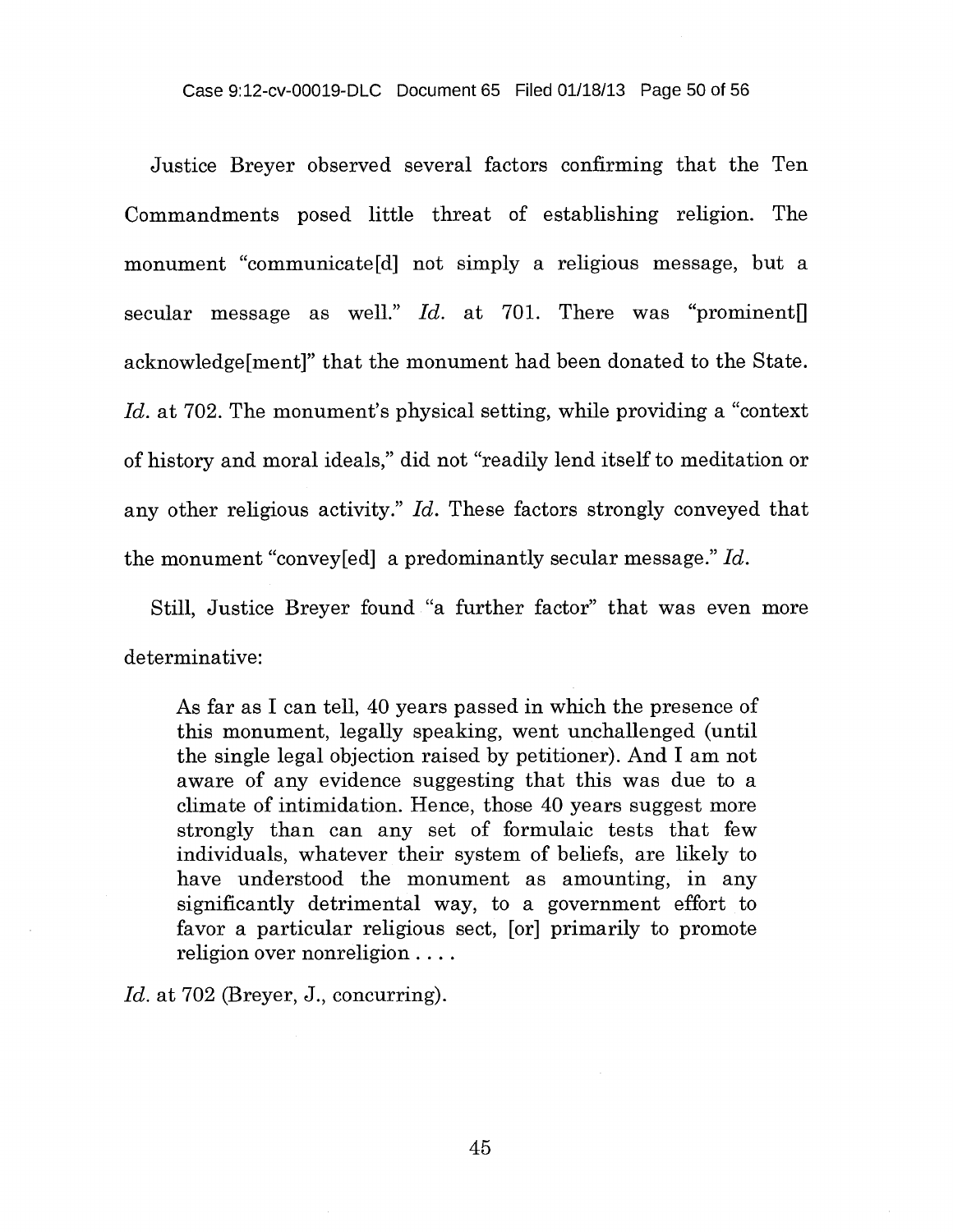Justice Breyer observed several factors confirming that the Ten Commandments posed little threat of establishing religion. The monument "communicate[d] not simply a religious message, but a secular message as well." *Id.* at 701. There was "prominent[] acknowledge[ment]" that the monument had been donated to the State. *Id.* at 702. The monument's physical setting, while providing a "context of history and moral ideals," did not "readily lend itself to meditation or any other religious activity." *Id.* These factors strongly conveyed that the monument "convey[ed] a predominantly secular message." *Id.*

Still, Justice Breyer found "a further factor" that was even more determinative:

> As far as I can tell, 40 years passed in which the presence of this monument, legally speaking, went unchallenged (until the single legal objection raised by petitioner). And I am not aware of any evidence suggesting that this was due to a climate of intimidation. Hence, those 40 years suggest more strongly than can any set of formulaic tests that few individuals, whatever their system of beliefs, are likely to have understood the monument as amounting, in any significantly detrimental way, to a government effort to favor a particular religious sect, [or] primarily to promote religion over nonreligion . . . .

*Id.* at 702 (Breyer, J., concurring).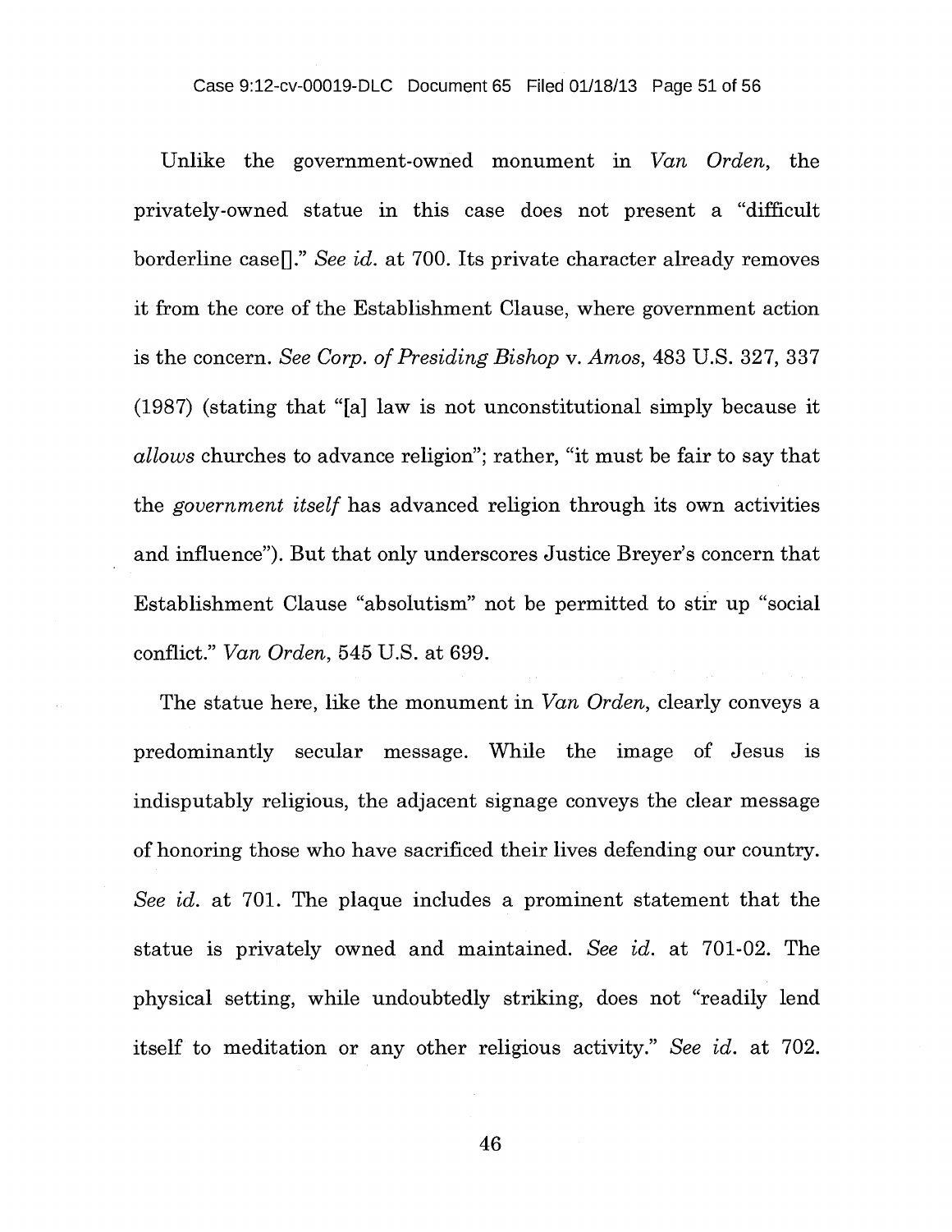Unlike the government-owned monument in *Van Orden*, the privately-owned statue in this case does not present a "difficult borderline case[]." *See id.* at 700. Its private character already removes it from the core of the Establishment Clause, where government action is the concern. *See Corp. of Presiding Bishop* v. *Amos*, 483 U.S. 327, 337 (1987) (stating that "[a] law is not unconstitutional simply because it *allows* churches to advance religion"; rather, "it must be fair to say that the *government itself* has advanced religion through its own activities and influence"). But that only underscores Justice Breyer's concern that Establishment Clause "absolutism" not be permitted to stir up "social conflict." *Van Orden*, 545 U.S. at 699.

The statue here, like the monument in *Van Orden*, clearly conveys a predominantly secular message. While the image of Jesus is indisputably religious, the adjacent signage conveys the clear message of honoring those who have sacrificed their lives defending our country. *See id.* at 701. The plaque includes a prominent statement that the statue is privately owned and maintained. *See id.* at 701-02. The physical setting, while undoubtedly striking, does not "readily lend itself to meditation or any other religious activity." *See id.* at 702.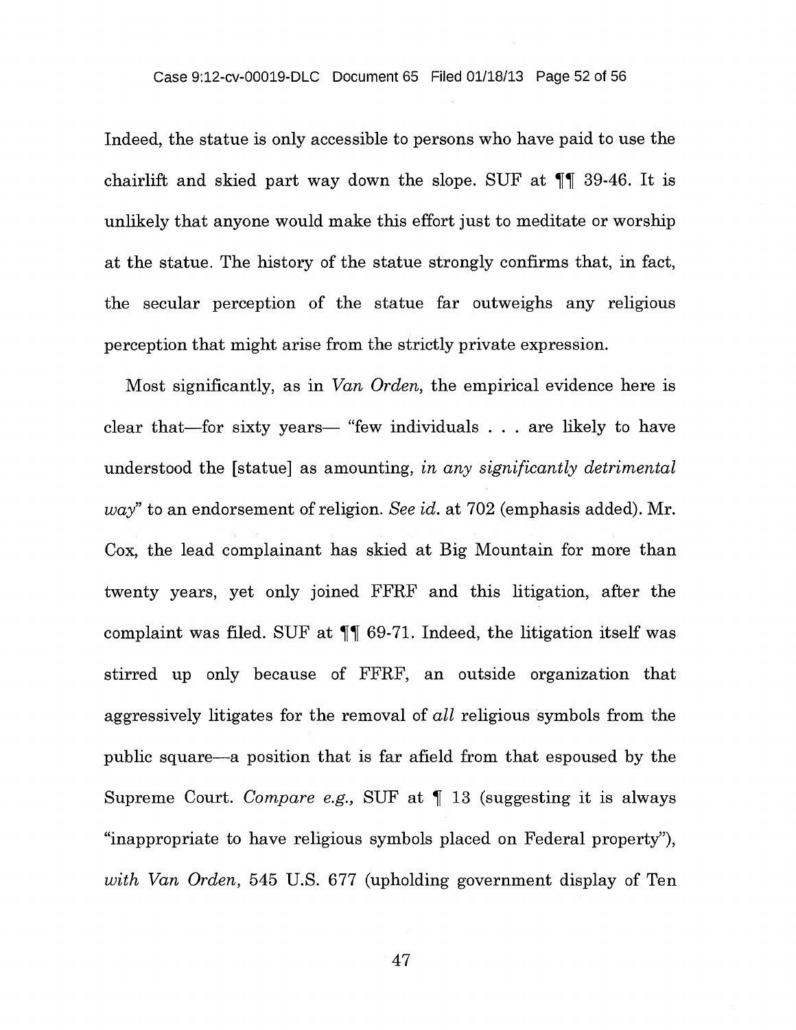Indeed, the statue is only accessible to persons who have paid to use the chairlift and skied part way down the slope. SUF at ¶¶ 39-46. It is unlikely that anyone would make this effort just to meditate or worship at the statue. The history of the statue strongly confirms that, in fact, the secular perception of the statue far outweighs any religious perception that might arise from the strictly private expression.

Most significantly, as in *Van Orden,* the empirical evidence here is clear that—for sixty years— "few individuals . . . are likely to have understood the [statue] as amounting, *in any significantly detrimental way*" to an endorsement of religion. *See id.* at 702 (emphasis added). Mr. Cox, the lead complainant has skied at Big Mountain for more than twenty years, yet only joined FFRF and this litigation, after the complaint was filed. SUF at ¶¶ 69-71. Indeed, the litigation itself was stirred up only because of FFRF, an outside organization that aggressively litigates for the removal of *all* religious symbols from the public square—a position that is far afield from that espoused by the Supreme Court. *Compare e.g.,* SUF at ¶ 13 (suggesting it is always "inappropriate to have religious symbols placed on Federal property"), *with Van Orden,* 545 U.S. 677 (upholding government display of Ten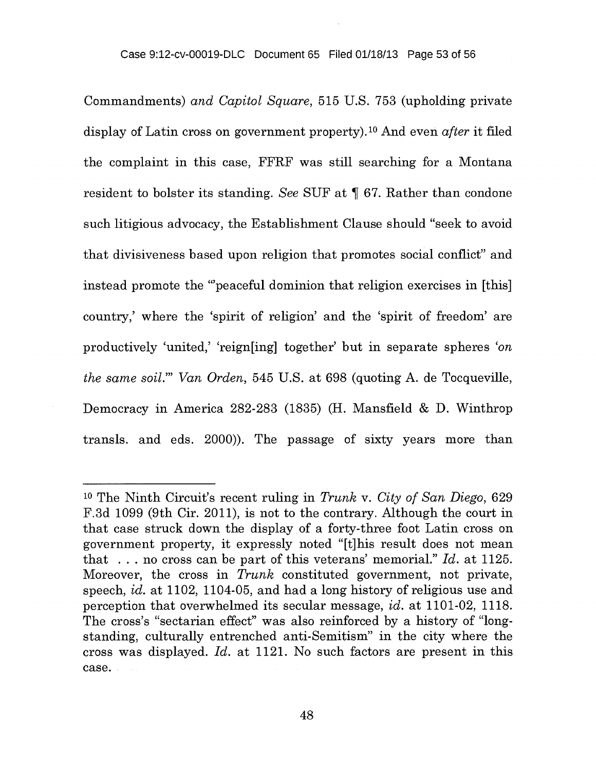Commandments) *and Capitol Square*, 515 U.S. 753 (upholding private display of Latin cross on government property).[10] And even *after* it filed the complaint in this case, FFRF was still searching for a Montana resident to bolster its standing. *See* SUF at ¶ 67. Rather than condone such litigious advocacy, the Establishment Clause should "seek to avoid that divisiveness based upon religion that promotes social conflict" and instead promote the "'peaceful dominion that religion exercises in [this] country,' where the 'spirit of religion' and the 'spirit of freedom' are productively 'united,' 'reign[ing] together' but in separate spheres '*on the same soil*.'" *Van Orden*, 545 U.S. at 698 (quoting A. de Tocqueville, Democracy in America 282-283 (1835) (H. Mansfield & D. Winthrop transls. and eds. 2000)). The passage of sixty years more than

---

[10] The Ninth Circuit's recent ruling in *Trunk* v. *City of San Diego*, 629 F.3d 1099 (9th Cir. 2011), is not to the contrary. Although the court in that case struck down the display of a forty-three foot Latin cross on government property, it expressly noted "[t]his result does not mean that . . . no cross can be part of this veterans' memorial." *Id.* at 1125. Moreover, the cross in *Trunk* constituted government, not private, speech, *id.* at 1102, 1104-05, and had a long history of religious use and perception that overwhelmed its secular message, *id.* at 1101-02, 1118. The cross's "sectarian effect" was also reinforced by a history of "long-standing, culturally entrenched anti-Semitism" in the city where the cross was displayed. *Id.* at 1121. No such factors are present in this case.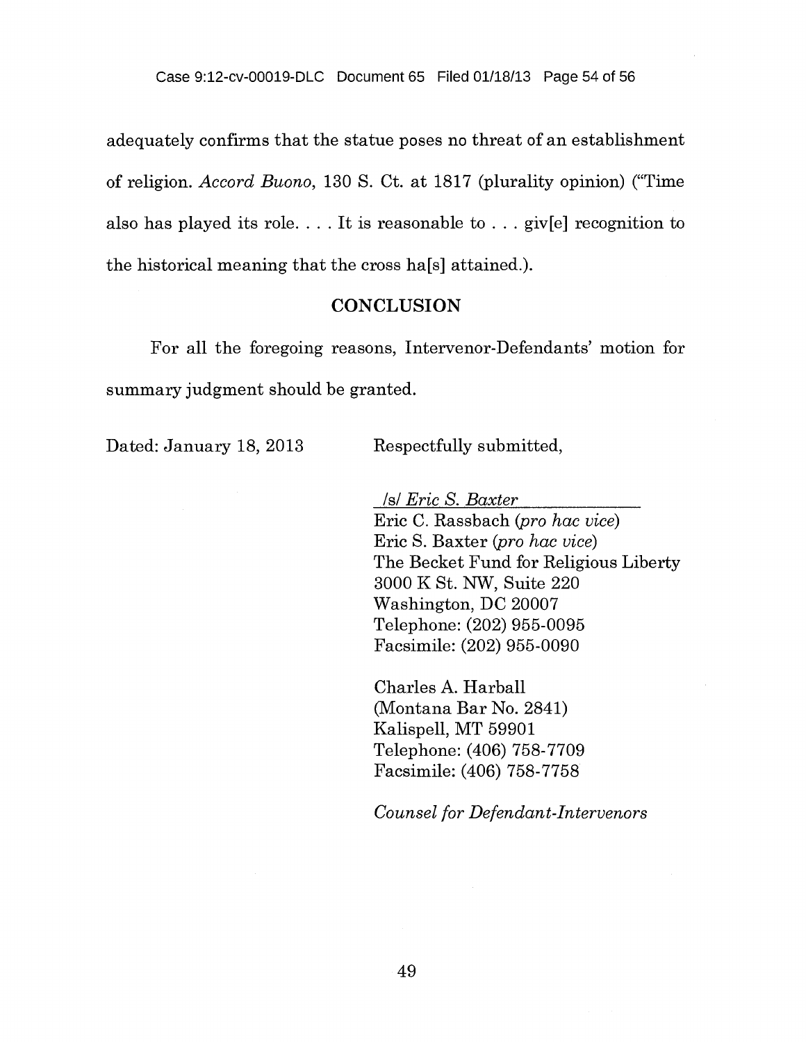adequately confirms that the statue poses no threat of an establishment of religion. *Accord Buono*, 130 S. Ct. at 1817 (plurality opinion) ("Time also has played its role. . . . It is reasonable to . . . giv[e] recognition to the historical meaning that the cross ha[s] attained.).

## CONCLUSION

For all the foregoing reasons, Intervenor-Defendants' motion for summary judgment should be granted.

Dated: January 18, 2013

Respectfully submitted,

/s/ *Eric S. Baxter*
Eric C. Rassbach (*pro hac vice*)
Eric S. Baxter (*pro hac vice*)
The Becket Fund for Religious Liberty
3000 K St. NW, Suite 220
Washington, DC 20007
Telephone: (202) 955-0095
Facsimile: (202) 955-0090

Charles A. Harball
(Montana Bar No. 2841)
Kalispell, MT 59901
Telephone: (406) 758-7709
Facsimile: (406) 758-7758

*Counsel for Defendant-Intervenors*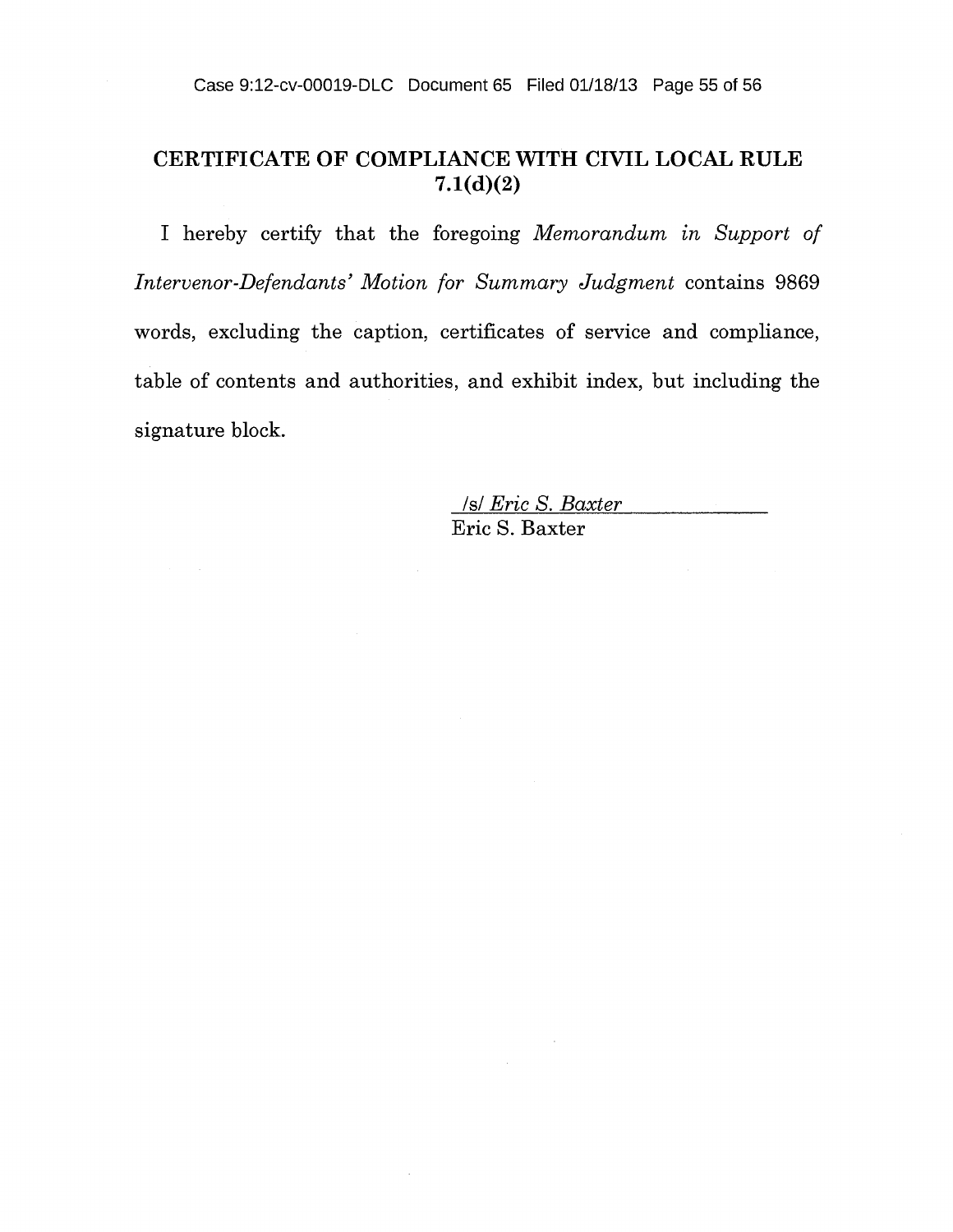## CERTIFICATE OF COMPLIANCE WITH CIVIL LOCAL RULE 7.1(d)(2)

I hereby certify that the foregoing *Memorandum in Support of Intervenor-Defendants' Motion for Summary Judgment* contains 9869 words, excluding the caption, certificates of service and compliance, table of contents and authorities, and exhibit index, but including the signature block.

/s/ *Eric S. Baxter*
Eric S. Baxter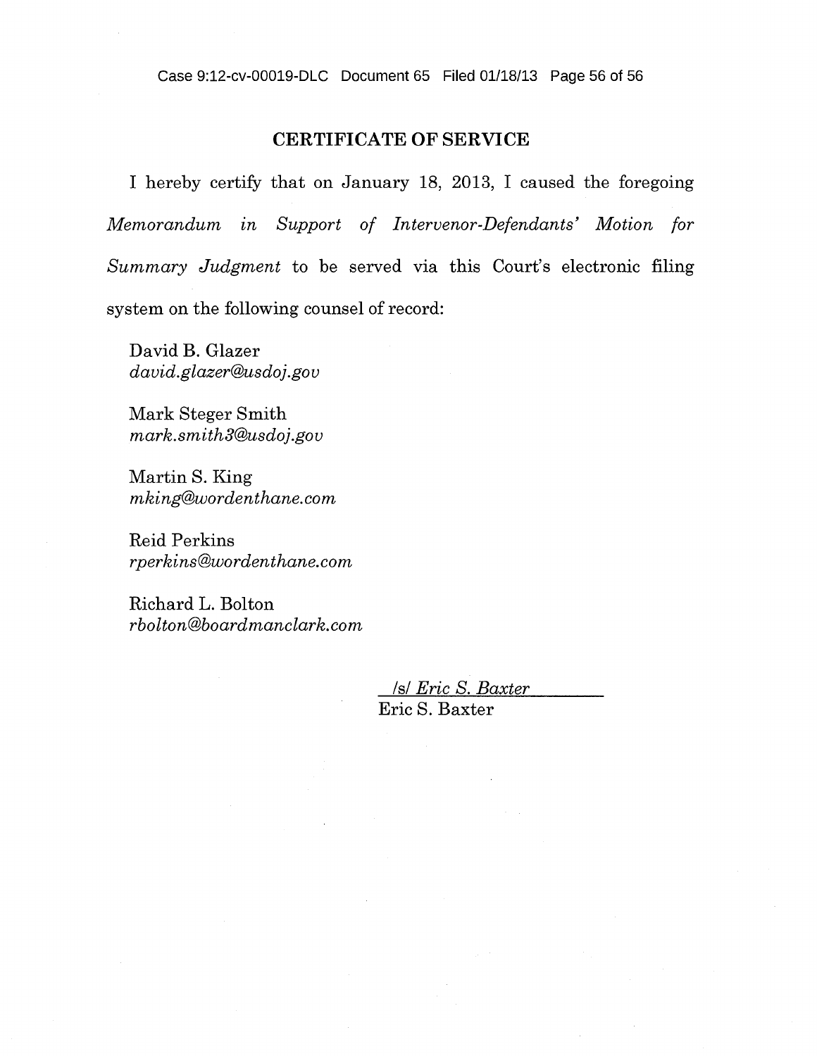## CERTIFICATE OF SERVICE

I hereby certify that on January 18, 2013, I caused the foregoing *Memorandum in Support of Intervenor-Defendants' Motion for Summary Judgment* to be served via this Court's electronic filing system on the following counsel of record:

David B. Glazer
*david.glazer@usdoj.gov*

Mark Steger Smith
*mark.smith3@usdoj.gov*

Martin S. King
*mking@wordenthane.com*

Reid Perkins
*rperkins@wordenthane.com*

Richard L. Bolton
*rbolton@boardmanclark.com*

/s/ *Eric S. Baxter*
Eric S. Baxter